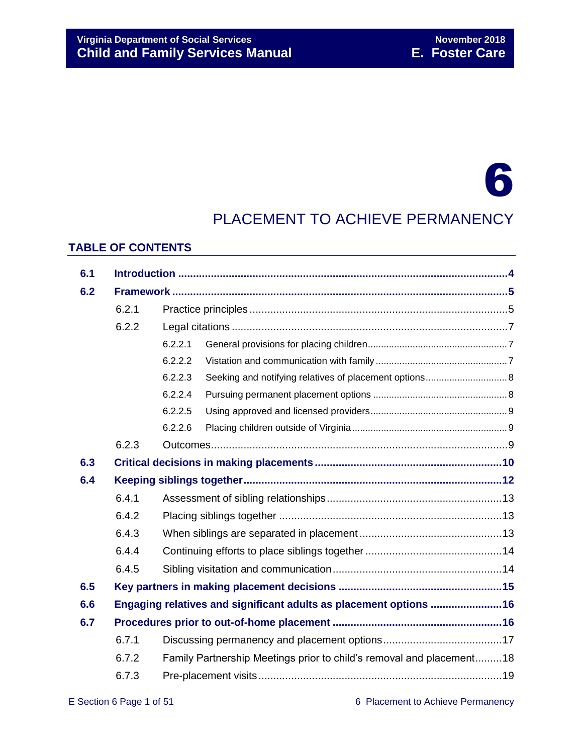# 6

# PLACEMENT TO ACHIEVE PERMANENCY

## TABLE OF CONTENTS

| | | | |
|---|---|---|---|
| **6.1** | **Introduction** | | **4** |
| **6.2** | **Framework** | | **5** |
| | 6.2.1 | Practice principles | 5 |
| | 6.2.2 | Legal citations | 7 |
| | | 6.2.2.1 General provisions for placing children | 7 |
| | | 6.2.2.2 Vistation and communication with family | 7 |
| | | 6.2.2.3 Seeking and notifying relatives of placement options | 8 |
| | | 6.2.2.4 Pursuing permanent placement options | 8 |
| | | 6.2.2.5 Using approved and licensed providers | 9 |
| | | 6.2.2.6 Placing children outside of Virginia | 9 |
| | 6.2.3 | Outcomes | 9 |
| **6.3** | **Critical decisions in making placements** | | **10** |
| **6.4** | **Keeping siblings together** | | **12** |
| | 6.4.1 | Assessment of sibling relationships | 13 |
| | 6.4.2 | Placing siblings together | 13 |
| | 6.4.3 | When siblings are separated in placement | 13 |
| | 6.4.4 | Continuing efforts to place siblings together | 14 |
| | 6.4.5 | Sibling visitation and communication | 14 |
| **6.5** | **Key partners in making placement decisions** | | **15** |
| **6.6** | **Engaging relatives and significant adults as placement options** | | **16** |
| **6.7** | **Procedures prior to out-of-home placement** | | **16** |
| | 6.7.1 | Discussing permanency and placement options | 17 |
| | 6.7.2 | Family Partnership Meetings prior to child's removal and placement | 18 |
| | 6.7.3 | Pre-placement visits | 19 |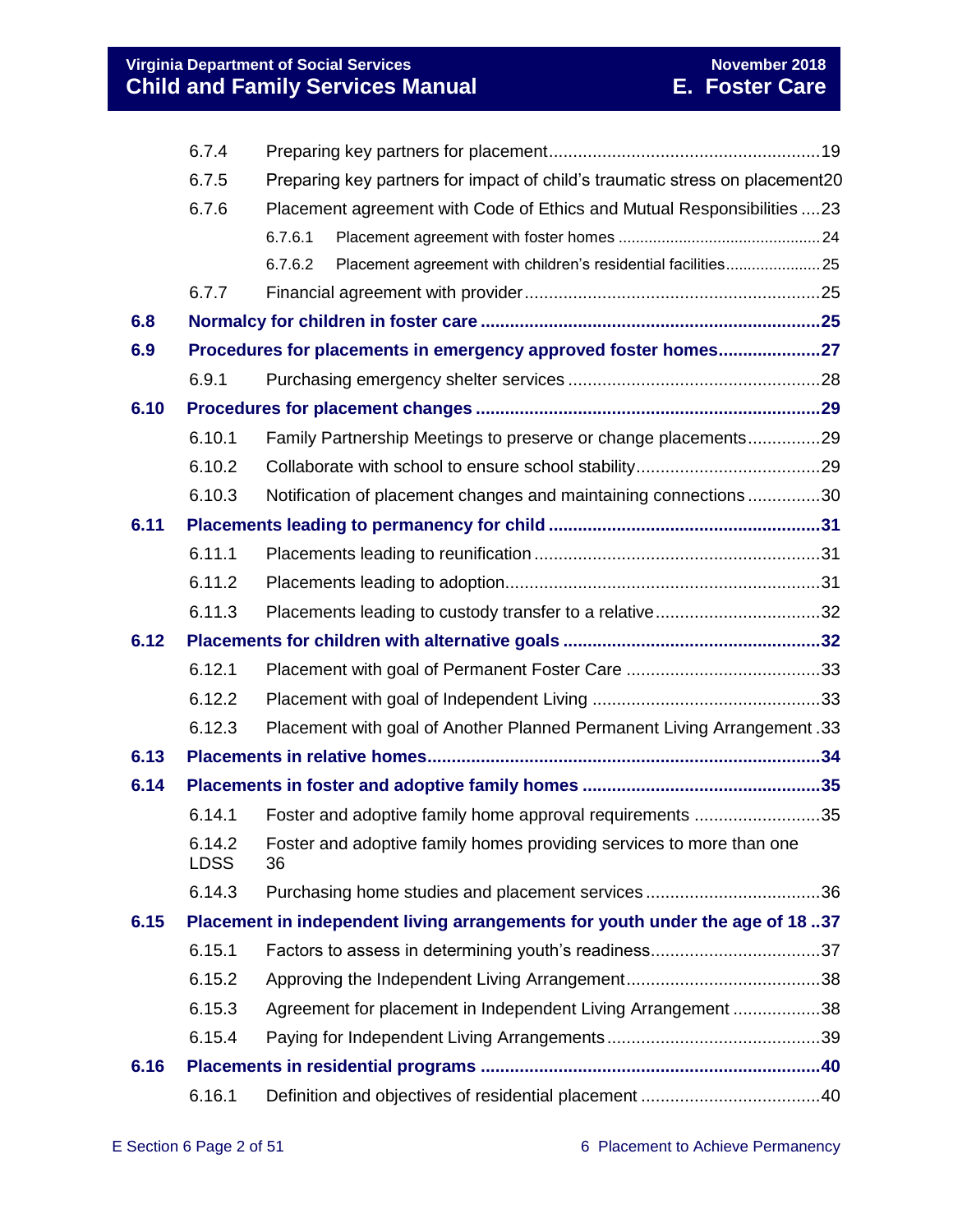| | | |
|---|---|---|
| 6.7.4 | Preparing key partners for placement | 19 |
| 6.7.5 | Preparing key partners for impact of child's traumatic stress on placement | 20 |
| 6.7.6 | Placement agreement with Code of Ethics and Mutual Responsibilities | 23 |
| 6.7.6.1 | Placement agreement with foster homes | 24 |
| 6.7.6.2 | Placement agreement with children's residential facilities | 25 |
| 6.7.7 | Financial agreement with provider | 25 |
| **6.8** | **Normalcy for children in foster care** | **25** |
| **6.9** | **Procedures for placements in emergency approved foster homes** | **27** |
| 6.9.1 | Purchasing emergency shelter services | 28 |
| **6.10** | **Procedures for placement changes** | **29** |
| 6.10.1 | Family Partnership Meetings to preserve or change placements | 29 |
| 6.10.2 | Collaborate with school to ensure school stability | 29 |
| 6.10.3 | Notification of placement changes and maintaining connections | 30 |
| **6.11** | **Placements leading to permanency for child** | **31** |
| 6.11.1 | Placements leading to reunification | 31 |
| 6.11.2 | Placements leading to adoption | 31 |
| 6.11.3 | Placements leading to custody transfer to a relative | 32 |
| **6.12** | **Placements for children with alternative goals** | **32** |
| 6.12.1 | Placement with goal of Permanent Foster Care | 33 |
| 6.12.2 | Placement with goal of Independent Living | 33 |
| 6.12.3 | Placement with goal of Another Planned Permanent Living Arrangement | 33 |
| **6.13** | **Placements in relative homes** | **34** |
| **6.14** | **Placements in foster and adoptive family homes** | **35** |
| 6.14.1 | Foster and adoptive family home approval requirements | 35 |
| 6.14.2 | Foster and adoptive family homes providing services to more than one LDSS | 36 |
| 6.14.3 | Purchasing home studies and placement services | 36 |
| **6.15** | **Placement in independent living arrangements for youth under the age of 18** | **37** |
| 6.15.1 | Factors to assess in determining youth's readiness | 37 |
| 6.15.2 | Approving the Independent Living Arrangement | 38 |
| 6.15.3 | Agreement for placement in Independent Living Arrangement | 38 |
| 6.15.4 | Paying for Independent Living Arrangements | 39 |
| **6.16** | **Placements in residential programs** | **40** |
| 6.16.1 | Definition and objectives of residential placement | 40 |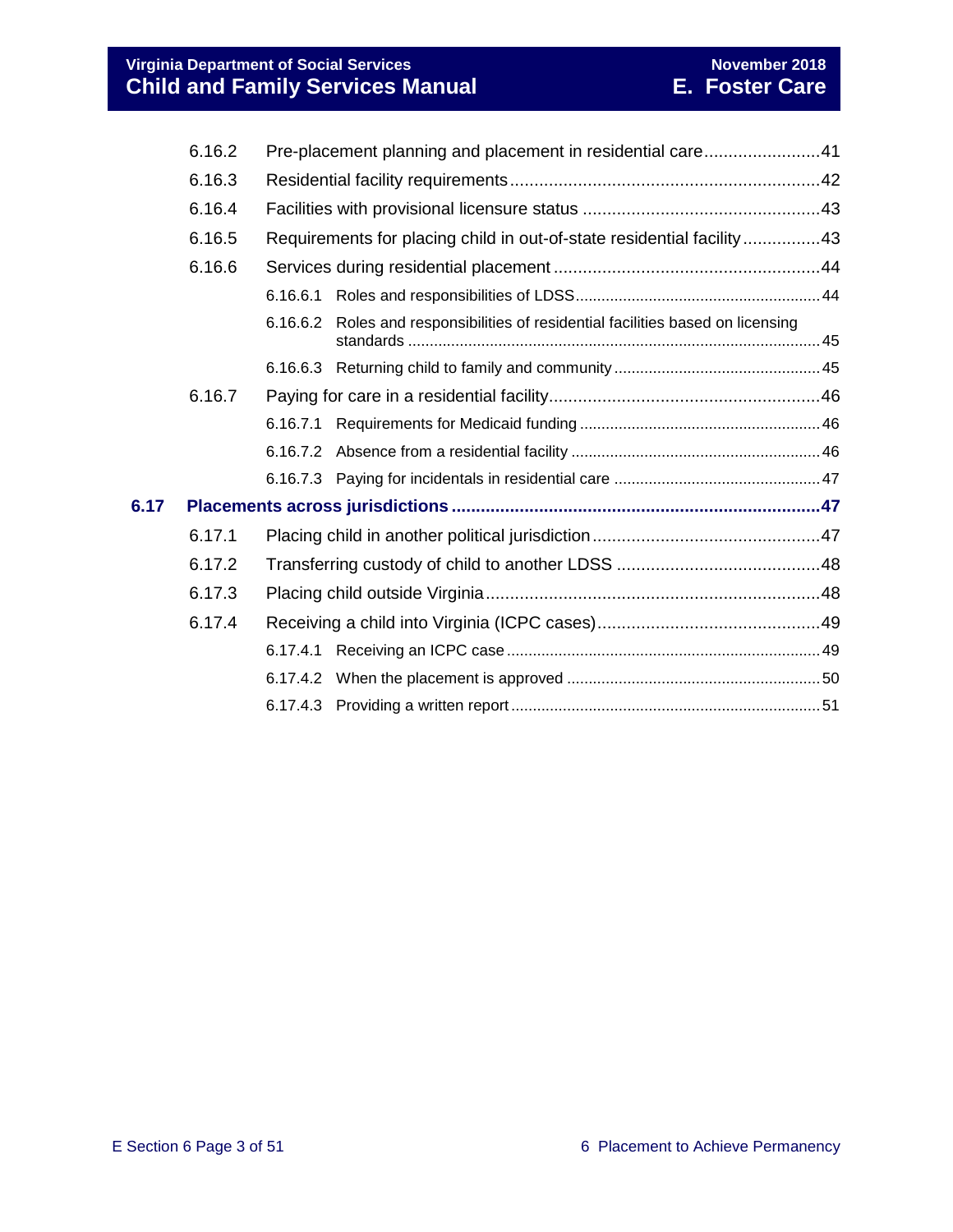6.16.2 Pre-placement planning and placement in residential care ........................ 41

6.16.3 Residential facility requirements ................................................................ 42

6.16.4 Facilities with provisional licensure status ................................................. 43

6.16.5 Requirements for placing child in out-of-state residential facility ................ 43

6.16.6 Services during residential placement ........................................................ 44

6.16.6.1 Roles and responsibilities of LDSS ......................................................... 44

6.16.6.2 Roles and responsibilities of residential facilities based on licensing standards ................................................................................................ 45

6.16.6.3 Returning child to family and community ................................................ 45

6.16.7 Paying for care in a residential facility ......................................................... 46

6.16.7.1 Requirements for Medicaid funding ........................................................ 46

6.16.7.2 Absence from a residential facility .......................................................... 46

6.16.7.3 Paying for incidentals in residential care ................................................ 47

**6.17 Placements across jurisdictions ............................................................................ 47**

6.17.1 Placing child in another political jurisdiction ................................................ 47

6.17.2 Transferring custody of child to another LDSS ........................................... 48

6.17.3 Placing child outside Virginia ...................................................................... 48

6.17.4 Receiving a child into Virginia (ICPC cases) ............................................... 49

6.17.4.1 Receiving an ICPC case ......................................................................... 49

6.17.4.2 When the placement is approved ........................................................... 50

6.17.4.3 Providing a written report ........................................................................ 51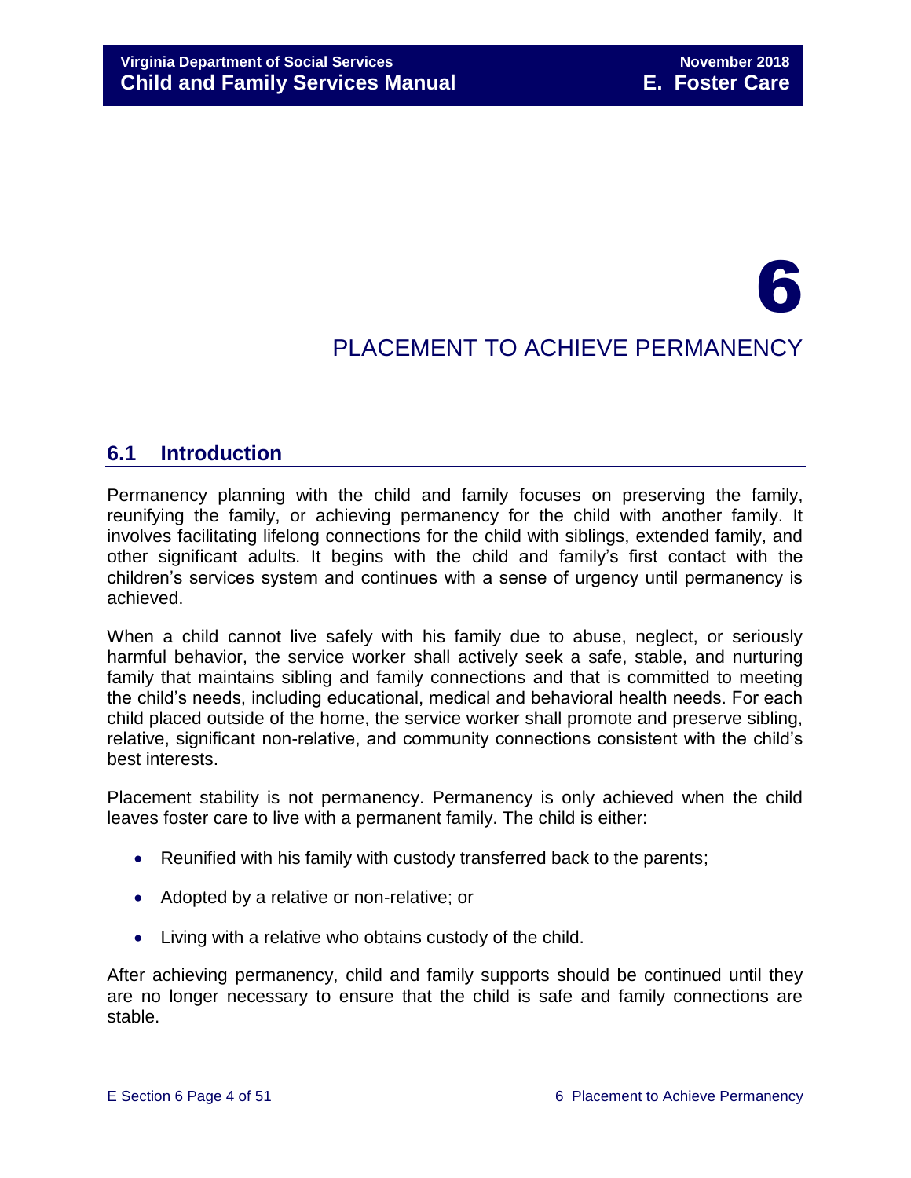# 6

# PLACEMENT TO ACHIEVE PERMANENCY

## 6.1 Introduction

Permanency planning with the child and family focuses on preserving the family, reunifying the family, or achieving permanency for the child with another family. It involves facilitating lifelong connections for the child with siblings, extended family, and other significant adults. It begins with the child and family's first contact with the children's services system and continues with a sense of urgency until permanency is achieved.

When a child cannot live safely with his family due to abuse, neglect, or seriously harmful behavior, the service worker shall actively seek a safe, stable, and nurturing family that maintains sibling and family connections and that is committed to meeting the child's needs, including educational, medical and behavioral health needs. For each child placed outside of the home, the service worker shall promote and preserve sibling, relative, significant non-relative, and community connections consistent with the child's best interests.

Placement stability is not permanency. Permanency is only achieved when the child leaves foster care to live with a permanent family. The child is either:

- Reunified with his family with custody transferred back to the parents;
- Adopted by a relative or non-relative; or
- Living with a relative who obtains custody of the child.

After achieving permanency, child and family supports should be continued until they are no longer necessary to ensure that the child is safe and family connections are stable.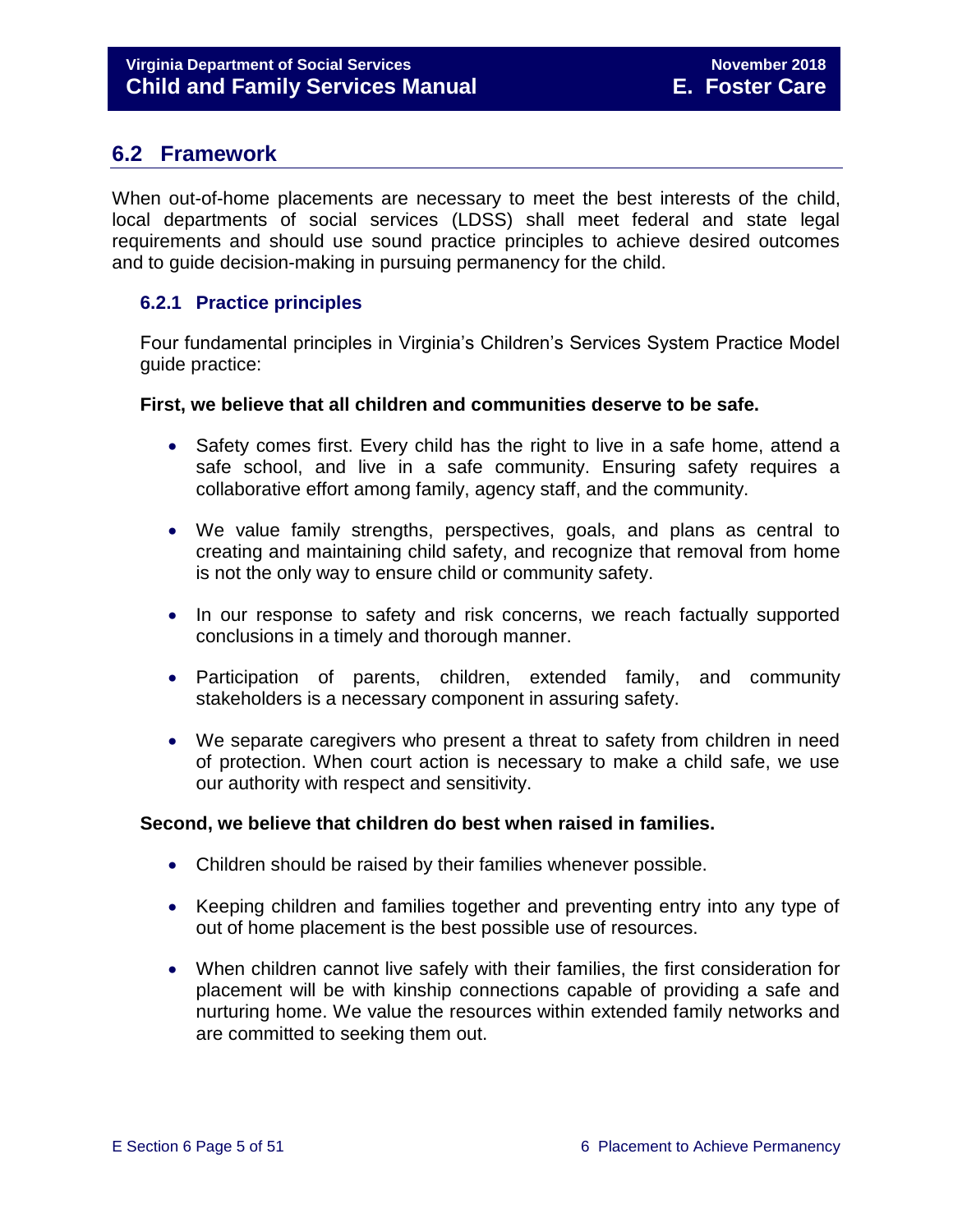## 6.2 Framework

When out-of-home placements are necessary to meet the best interests of the child, local departments of social services (LDSS) shall meet federal and state legal requirements and should use sound practice principles to achieve desired outcomes and to guide decision-making in pursuing permanency for the child.

### 6.2.1 Practice principles

Four fundamental principles in Virginia's Children's Services System Practice Model guide practice:

**First, we believe that all children and communities deserve to be safe.**

- Safety comes first. Every child has the right to live in a safe home, attend a safe school, and live in a safe community. Ensuring safety requires a collaborative effort among family, agency staff, and the community.
- We value family strengths, perspectives, goals, and plans as central to creating and maintaining child safety, and recognize that removal from home is not the only way to ensure child or community safety.
- In our response to safety and risk concerns, we reach factually supported conclusions in a timely and thorough manner.
- Participation of parents, children, extended family, and community stakeholders is a necessary component in assuring safety.
- We separate caregivers who present a threat to safety from children in need of protection. When court action is necessary to make a child safe, we use our authority with respect and sensitivity.

**Second, we believe that children do best when raised in families.**

- Children should be raised by their families whenever possible.
- Keeping children and families together and preventing entry into any type of out of home placement is the best possible use of resources.
- When children cannot live safely with their families, the first consideration for placement will be with kinship connections capable of providing a safe and nurturing home. We value the resources within extended family networks and are committed to seeking them out.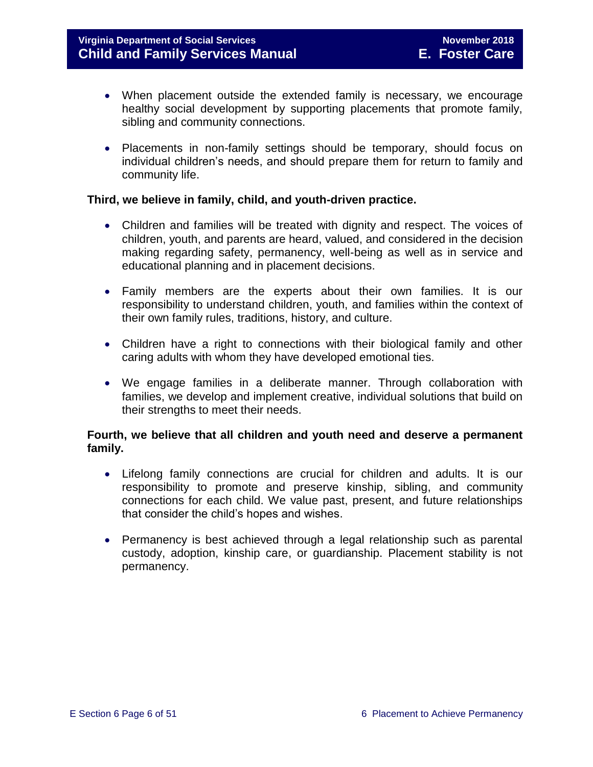- When placement outside the extended family is necessary, we encourage healthy social development by supporting placements that promote family, sibling and community connections.

- Placements in non-family settings should be temporary, should focus on individual children's needs, and should prepare them for return to family and community life.

**Third, we believe in family, child, and youth-driven practice.**

- Children and families will be treated with dignity and respect. The voices of children, youth, and parents are heard, valued, and considered in the decision making regarding safety, permanency, well-being as well as in service and educational planning and in placement decisions.

- Family members are the experts about their own families. It is our responsibility to understand children, youth, and families within the context of their own family rules, traditions, history, and culture.

- Children have a right to connections with their biological family and other caring adults with whom they have developed emotional ties.

- We engage families in a deliberate manner. Through collaboration with families, we develop and implement creative, individual solutions that build on their strengths to meet their needs.

**Fourth, we believe that all children and youth need and deserve a permanent family.**

- Lifelong family connections are crucial for children and adults. It is our responsibility to promote and preserve kinship, sibling, and community connections for each child. We value past, present, and future relationships that consider the child's hopes and wishes.

- Permanency is best achieved through a legal relationship such as parental custody, adoption, kinship care, or guardianship. Placement stability is not permanency.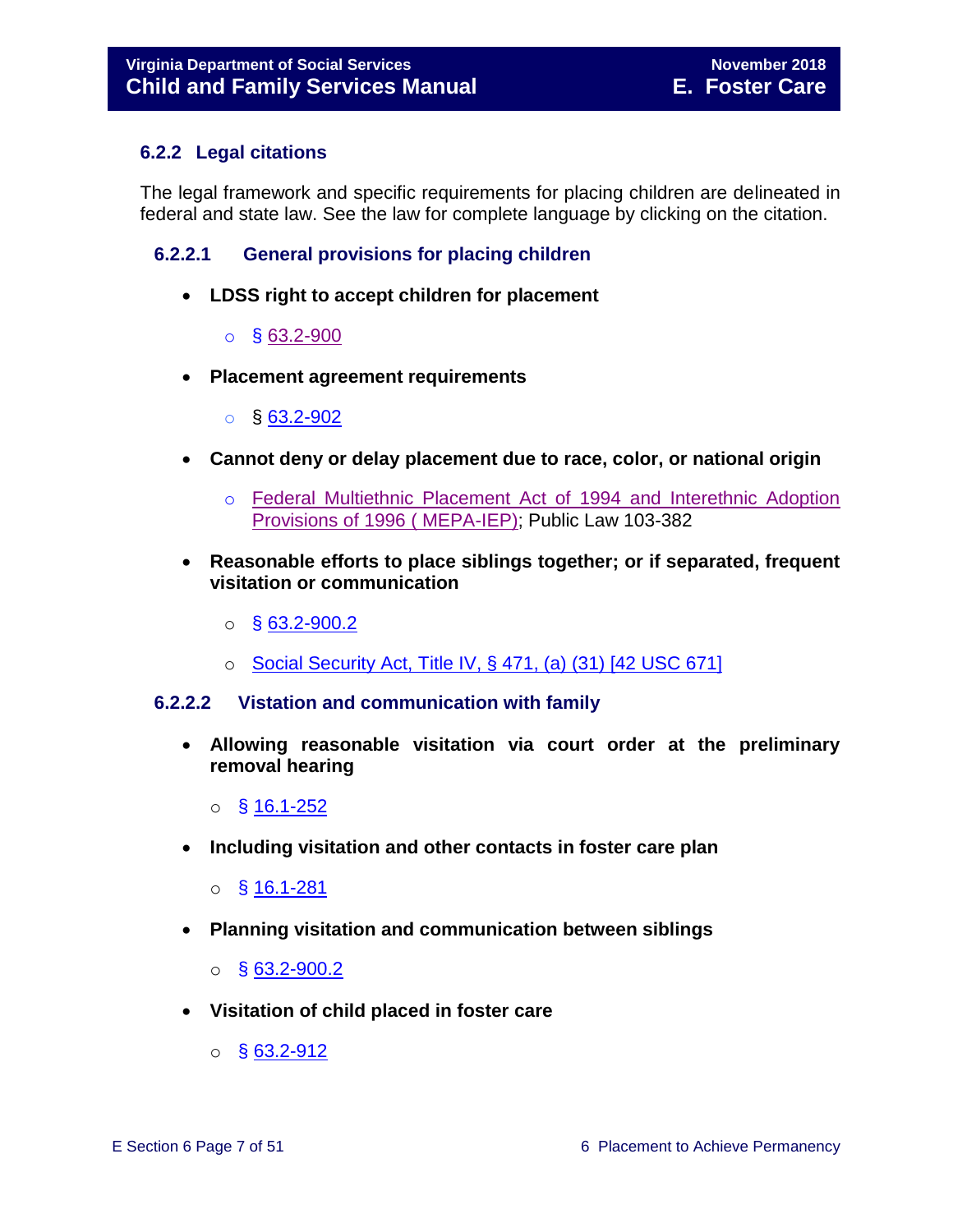### 6.2.2 Legal citations

The legal framework and specific requirements for placing children are delineated in federal and state law. See the law for complete language by clicking on the citation.

#### 6.2.2.1 General provisions for placing children

- **LDSS right to accept children for placement**
  - § 63.2-900
- **Placement agreement requirements**
  - § 63.2-902
- **Cannot deny or delay placement due to race, color, or national origin**
  - Federal Multiethnic Placement Act of 1994 and Interethnic Adoption Provisions of 1996 ( MEPA-IEP); Public Law 103-382
- **Reasonable efforts to place siblings together; or if separated, frequent visitation or communication**
  - § 63.2-900.2
  - Social Security Act, Title IV, § 471, (a) (31) [42 USC 671]

#### 6.2.2.2 Vistation and communication with family

- **Allowing reasonable visitation via court order at the preliminary removal hearing**
  - § 16.1-252
- **Including visitation and other contacts in foster care plan**
  - § 16.1-281
- **Planning visitation and communication between siblings**
  - § 63.2-900.2
- **Visitation of child placed in foster care**
  - § 63.2-912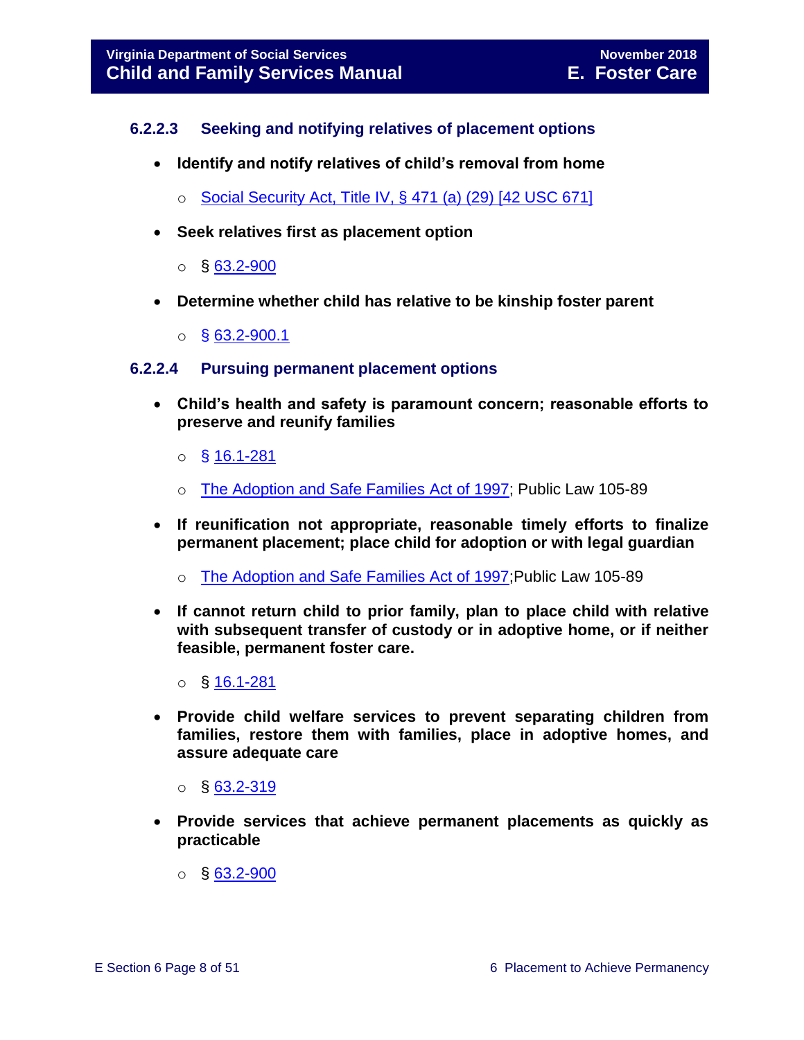#### 6.2.2.3 Seeking and notifying relatives of placement options

- **Identify and notify relatives of child's removal from home**
  - Social Security Act, Title IV, § 471 (a) (29) [42 USC 671]
- **Seek relatives first as placement option**
  - § 63.2-900
- **Determine whether child has relative to be kinship foster parent**
  - § 63.2-900.1

#### 6.2.2.4 Pursuing permanent placement options

- **Child's health and safety is paramount concern; reasonable efforts to preserve and reunify families**
  - § 16.1-281
  - The Adoption and Safe Families Act of 1997; Public Law 105-89
- **If reunification not appropriate, reasonable timely efforts to finalize permanent placement; place child for adoption or with legal guardian**
  - The Adoption and Safe Families Act of 1997;Public Law 105-89
- **If cannot return child to prior family, plan to place child with relative with subsequent transfer of custody or in adoptive home, or if neither feasible, permanent foster care.**
  - § 16.1-281
- **Provide child welfare services to prevent separating children from families, restore them with families, place in adoptive homes, and assure adequate care**
  - § 63.2-319
- **Provide services that achieve permanent placements as quickly as practicable**
  - § 63.2-900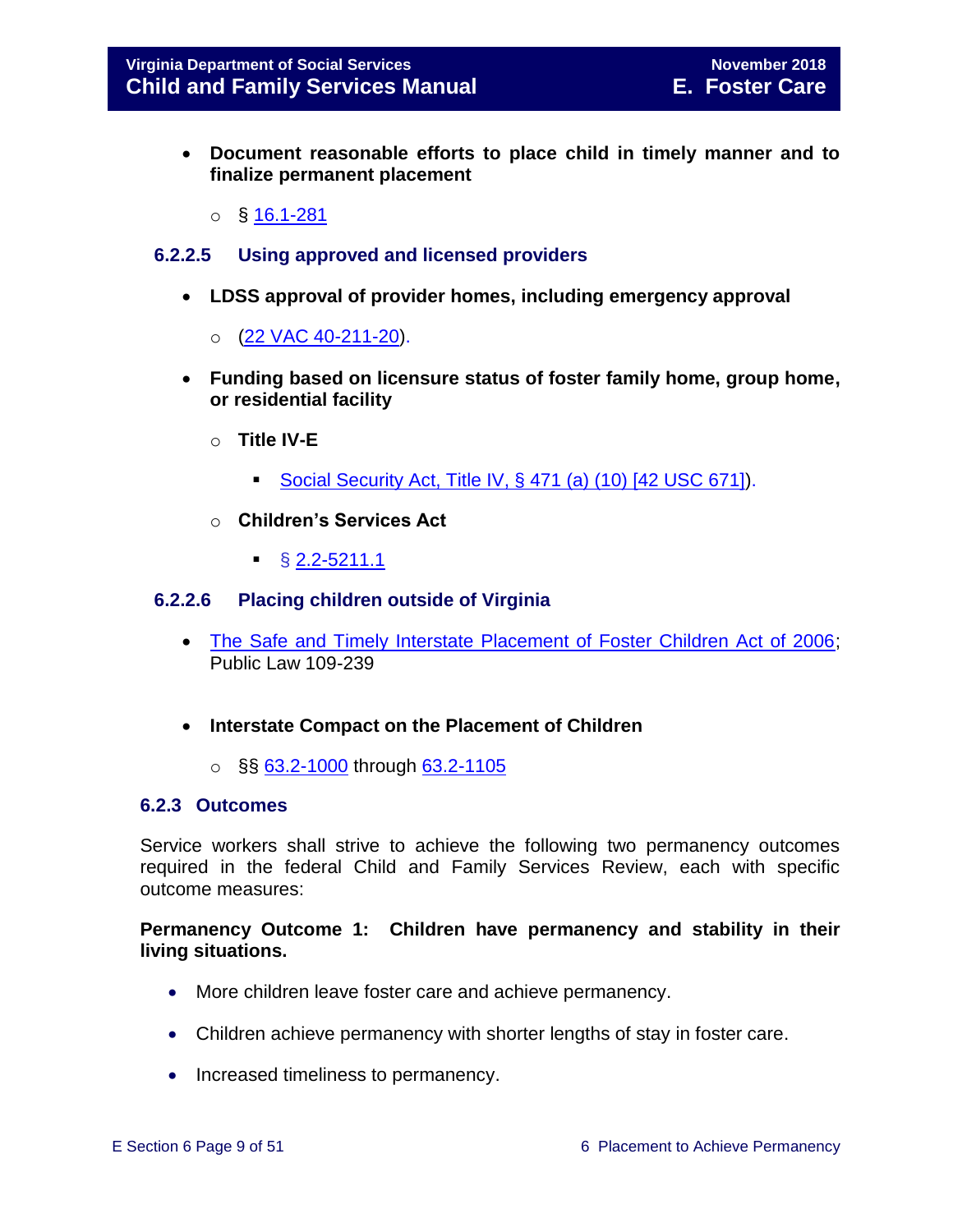- **Document reasonable efforts to place child in timely manner and to finalize permanent placement**
    - § 16.1-281

### 6.2.2.5 Using approved and licensed providers

- **LDSS approval of provider homes, including emergency approval**
    - (22 VAC 40-211-20).

- **Funding based on licensure status of foster family home, group home, or residential facility**
    - **Title IV-E**
        - Social Security Act, Title IV, § 471 (a) (10) [42 USC 671]).
    - **Children's Services Act**
        - § 2.2-5211.1

### 6.2.2.6 Placing children outside of Virginia

- The Safe and Timely Interstate Placement of Foster Children Act of 2006; Public Law 109-239

- **Interstate Compact on the Placement of Children**
    - §§ 63.2-1000 through 63.2-1105

## 6.2.3 Outcomes

Service workers shall strive to achieve the following two permanency outcomes required in the federal Child and Family Services Review, each with specific outcome measures:

**Permanency Outcome 1: Children have permanency and stability in their living situations.**

- More children leave foster care and achieve permanency.
- Children achieve permanency with shorter lengths of stay in foster care.
- Increased timeliness to permanency.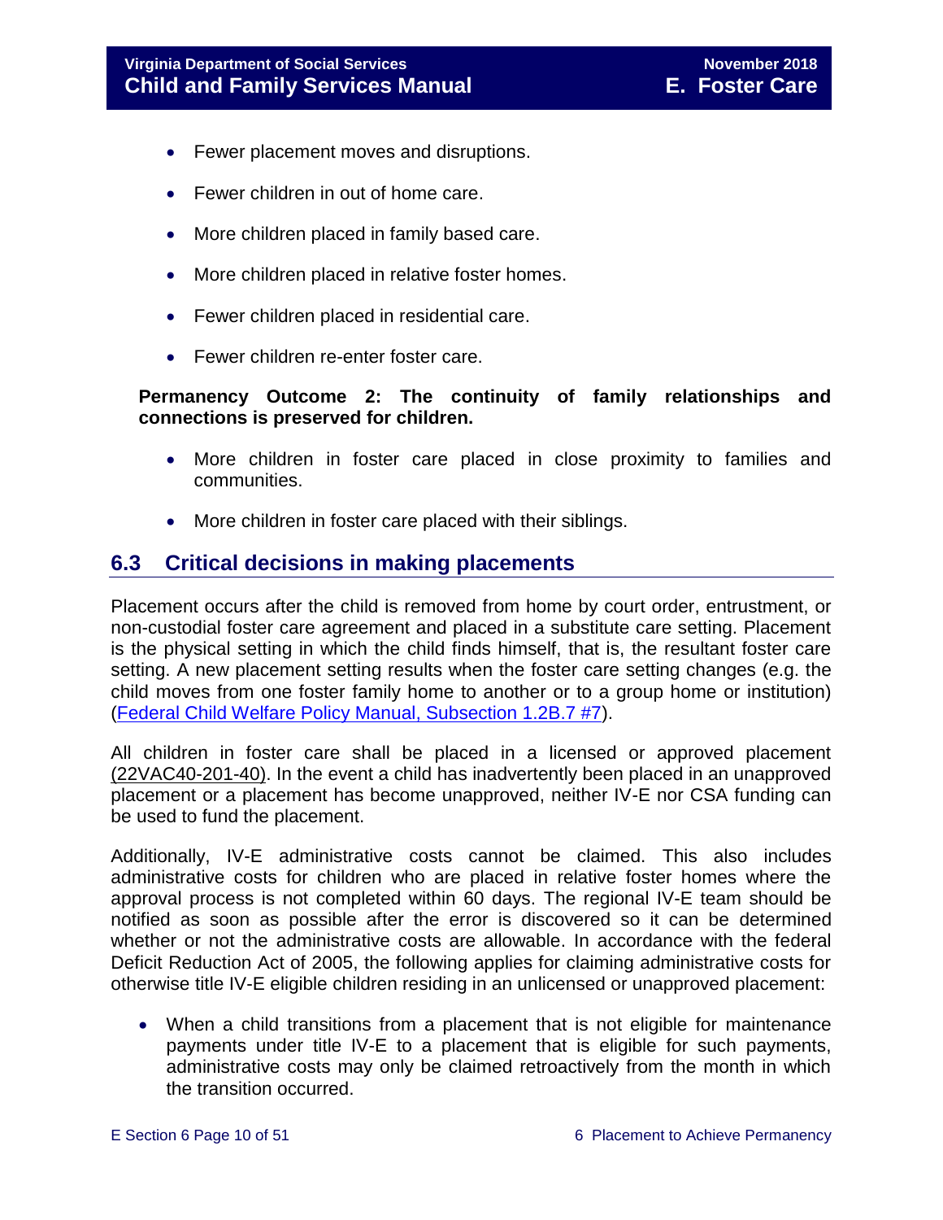- Fewer placement moves and disruptions.
- Fewer children in out of home care.
- More children placed in family based care.
- More children placed in relative foster homes.
- Fewer children placed in residential care.
- Fewer children re-enter foster care.

**Permanency Outcome 2: The continuity of family relationships and connections is preserved for children.**

- More children in foster care placed in close proximity to families and communities.
- More children in foster care placed with their siblings.

## 6.3 Critical decisions in making placements

Placement occurs after the child is removed from home by court order, entrustment, or non-custodial foster care agreement and placed in a substitute care setting. Placement is the physical setting in which the child finds himself, that is, the resultant foster care setting. A new placement setting results when the foster care setting changes (e.g. the child moves from one foster family home to another or to a group home or institution) (Federal Child Welfare Policy Manual, Subsection 1.2B.7 #7).

All children in foster care shall be placed in a licensed or approved placement (22VAC40-201-40). In the event a child has inadvertently been placed in an unapproved placement or a placement has become unapproved, neither IV-E nor CSA funding can be used to fund the placement.

Additionally, IV-E administrative costs cannot be claimed. This also includes administrative costs for children who are placed in relative foster homes where the approval process is not completed within 60 days. The regional IV-E team should be notified as soon as possible after the error is discovered so it can be determined whether or not the administrative costs are allowable. In accordance with the federal Deficit Reduction Act of 2005, the following applies for claiming administrative costs for otherwise title IV-E eligible children residing in an unlicensed or unapproved placement:

- When a child transitions from a placement that is not eligible for maintenance payments under title IV-E to a placement that is eligible for such payments, administrative costs may only be claimed retroactively from the month in which the transition occurred.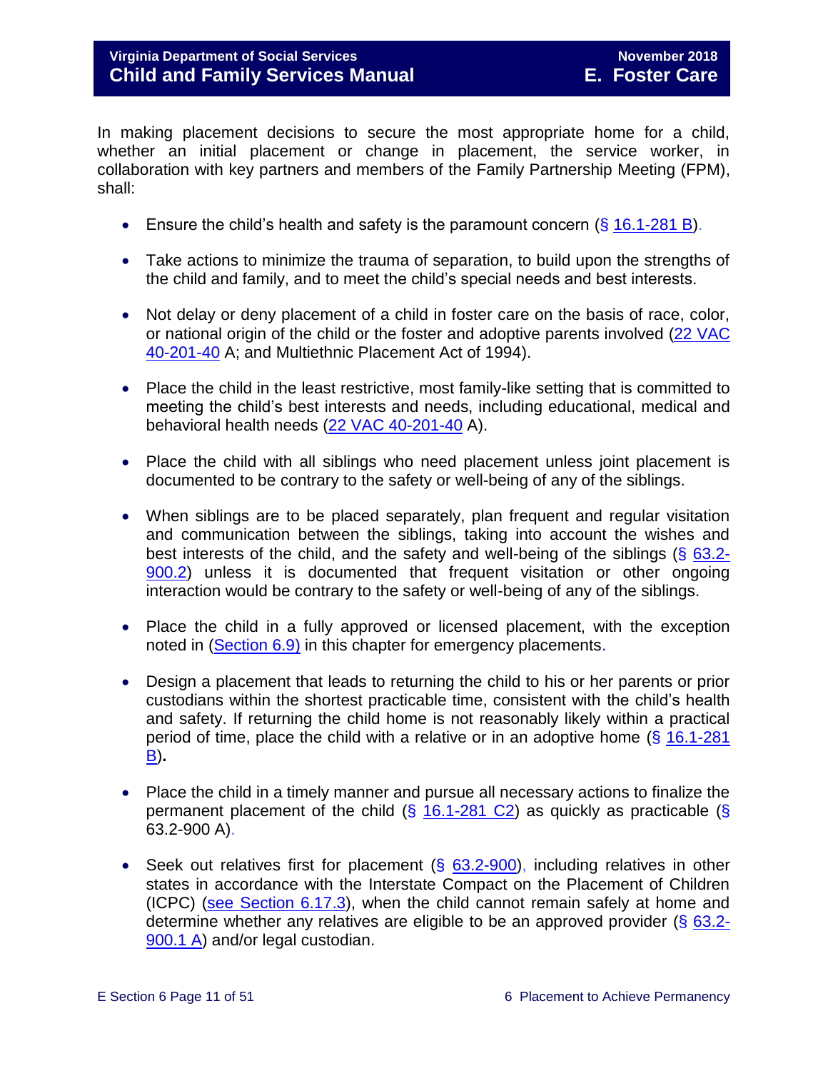In making placement decisions to secure the most appropriate home for a child, whether an initial placement or change in placement, the service worker, in collaboration with key partners and members of the Family Partnership Meeting (FPM), shall:

- Ensure the child's health and safety is the paramount concern (§ 16.1-281 B).
- Take actions to minimize the trauma of separation, to build upon the strengths of the child and family, and to meet the child's special needs and best interests.
- Not delay or deny placement of a child in foster care on the basis of race, color, or national origin of the child or the foster and adoptive parents involved (22 VAC 40-201-40 A; and Multiethnic Placement Act of 1994).
- Place the child in the least restrictive, most family-like setting that is committed to meeting the child's best interests and needs, including educational, medical and behavioral health needs (22 VAC 40-201-40 A).
- Place the child with all siblings who need placement unless joint placement is documented to be contrary to the safety or well-being of any of the siblings.
- When siblings are to be placed separately, plan frequent and regular visitation and communication between the siblings, taking into account the wishes and best interests of the child, and the safety and well-being of the siblings (§ 63.2-900.2) unless it is documented that frequent visitation or other ongoing interaction would be contrary to the safety or well-being of any of the siblings.
- Place the child in a fully approved or licensed placement, with the exception noted in (Section 6.9) in this chapter for emergency placements.
- Design a placement that leads to returning the child to his or her parents or prior custodians within the shortest practicable time, consistent with the child's health and safety. If returning the child home is not reasonably likely within a practical period of time, place the child with a relative or in an adoptive home (§ 16.1-281 B).
- Place the child in a timely manner and pursue all necessary actions to finalize the permanent placement of the child (§ 16.1-281 C2) as quickly as practicable (§ 63.2-900 A).
- Seek out relatives first for placement (§ 63.2-900), including relatives in other states in accordance with the Interstate Compact on the Placement of Children (ICPC) (see Section 6.17.3), when the child cannot remain safely at home and determine whether any relatives are eligible to be an approved provider (§ 63.2-900.1 A) and/or legal custodian.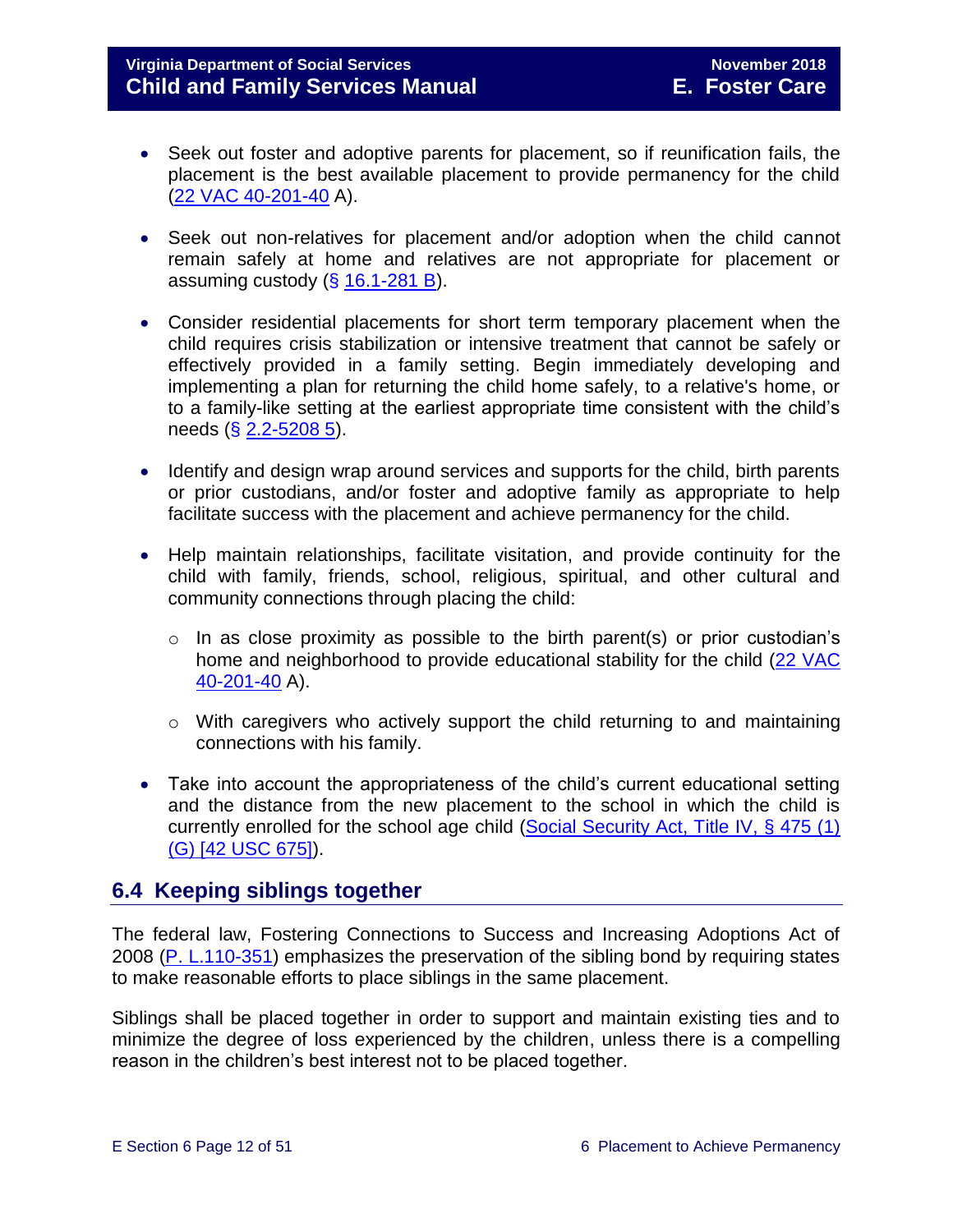- Seek out foster and adoptive parents for placement, so if reunification fails, the placement is the best available placement to provide permanency for the child (22 VAC 40-201-40 A).

- Seek out non-relatives for placement and/or adoption when the child cannot remain safely at home and relatives are not appropriate for placement or assuming custody (§ 16.1-281 B).

- Consider residential placements for short term temporary placement when the child requires crisis stabilization or intensive treatment that cannot be safely or effectively provided in a family setting. Begin immediately developing and implementing a plan for returning the child home safely, to a relative's home, or to a family-like setting at the earliest appropriate time consistent with the child's needs (§ 2.2-5208 5).

- Identify and design wrap around services and supports for the child, birth parents or prior custodians, and/or foster and adoptive family as appropriate to help facilitate success with the placement and achieve permanency for the child.

- Help maintain relationships, facilitate visitation, and provide continuity for the child with family, friends, school, religious, spiritual, and other cultural and community connections through placing the child:
  - In as close proximity as possible to the birth parent(s) or prior custodian's home and neighborhood to provide educational stability for the child (22 VAC 40-201-40 A).
  - With caregivers who actively support the child returning to and maintaining connections with his family.

- Take into account the appropriateness of the child's current educational setting and the distance from the new placement to the school in which the child is currently enrolled for the school age child (Social Security Act, Title IV, § 475 (1) (G) [42 USC 675]).

## 6.4 Keeping siblings together

The federal law, Fostering Connections to Success and Increasing Adoptions Act of 2008 (P. L.110-351) emphasizes the preservation of the sibling bond by requiring states to make reasonable efforts to place siblings in the same placement.

Siblings shall be placed together in order to support and maintain existing ties and to minimize the degree of loss experienced by the children, unless there is a compelling reason in the children's best interest not to be placed together.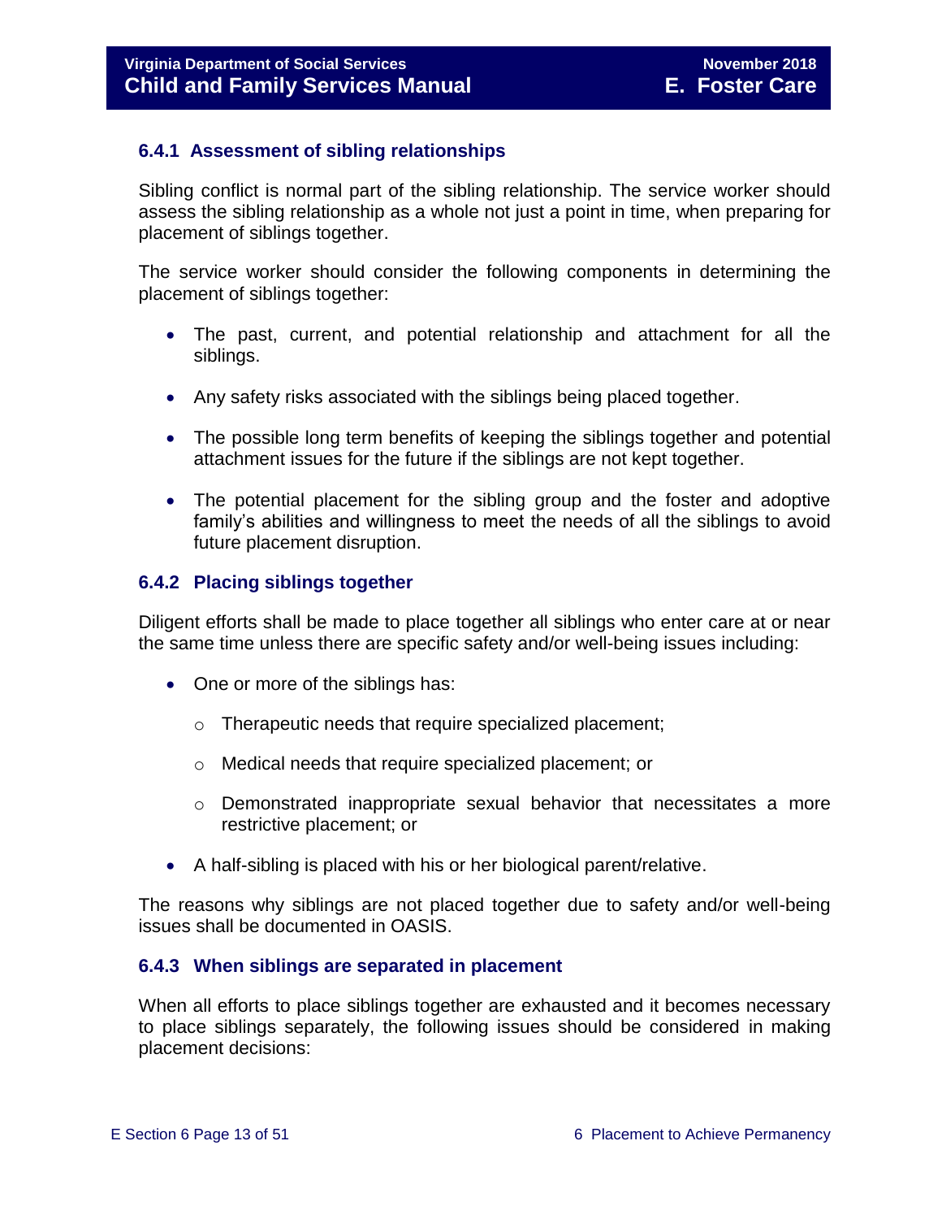### 6.4.1 Assessment of sibling relationships

Sibling conflict is normal part of the sibling relationship. The service worker should assess the sibling relationship as a whole not just a point in time, when preparing for placement of siblings together.

The service worker should consider the following components in determining the placement of siblings together:

- The past, current, and potential relationship and attachment for all the siblings.
- Any safety risks associated with the siblings being placed together.
- The possible long term benefits of keeping the siblings together and potential attachment issues for the future if the siblings are not kept together.
- The potential placement for the sibling group and the foster and adoptive family's abilities and willingness to meet the needs of all the siblings to avoid future placement disruption.

### 6.4.2 Placing siblings together

Diligent efforts shall be made to place together all siblings who enter care at or near the same time unless there are specific safety and/or well-being issues including:

- One or more of the siblings has:
  - Therapeutic needs that require specialized placement;
  - Medical needs that require specialized placement; or
  - Demonstrated inappropriate sexual behavior that necessitates a more restrictive placement; or
- A half-sibling is placed with his or her biological parent/relative.

The reasons why siblings are not placed together due to safety and/or well-being issues shall be documented in OASIS.

### 6.4.3 When siblings are separated in placement

When all efforts to place siblings together are exhausted and it becomes necessary to place siblings separately, the following issues should be considered in making placement decisions: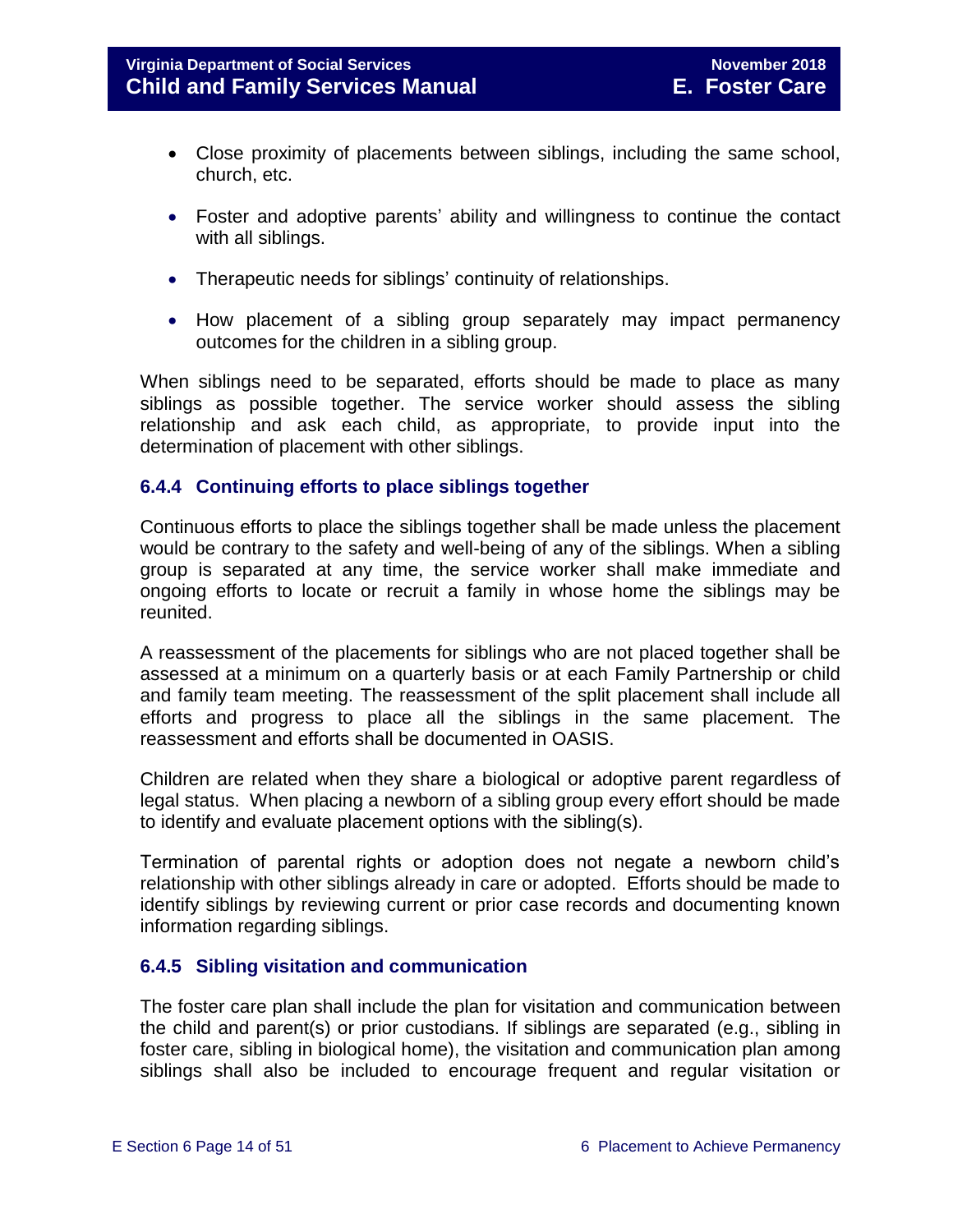- Close proximity of placements between siblings, including the same school, church, etc.
- Foster and adoptive parents' ability and willingness to continue the contact with all siblings.
- Therapeutic needs for siblings' continuity of relationships.
- How placement of a sibling group separately may impact permanency outcomes for the children in a sibling group.

When siblings need to be separated, efforts should be made to place as many siblings as possible together. The service worker should assess the sibling relationship and ask each child, as appropriate, to provide input into the determination of placement with other siblings.

### 6.4.4 Continuing efforts to place siblings together

Continuous efforts to place the siblings together shall be made unless the placement would be contrary to the safety and well-being of any of the siblings. When a sibling group is separated at any time, the service worker shall make immediate and ongoing efforts to locate or recruit a family in whose home the siblings may be reunited.

A reassessment of the placements for siblings who are not placed together shall be assessed at a minimum on a quarterly basis or at each Family Partnership or child and family team meeting. The reassessment of the split placement shall include all efforts and progress to place all the siblings in the same placement. The reassessment and efforts shall be documented in OASIS.

Children are related when they share a biological or adoptive parent regardless of legal status. When placing a newborn of a sibling group every effort should be made to identify and evaluate placement options with the sibling(s).

Termination of parental rights or adoption does not negate a newborn child's relationship with other siblings already in care or adopted. Efforts should be made to identify siblings by reviewing current or prior case records and documenting known information regarding siblings.

### 6.4.5 Sibling visitation and communication

The foster care plan shall include the plan for visitation and communication between the child and parent(s) or prior custodians. If siblings are separated (e.g., sibling in foster care, sibling in biological home), the visitation and communication plan among siblings shall also be included to encourage frequent and regular visitation or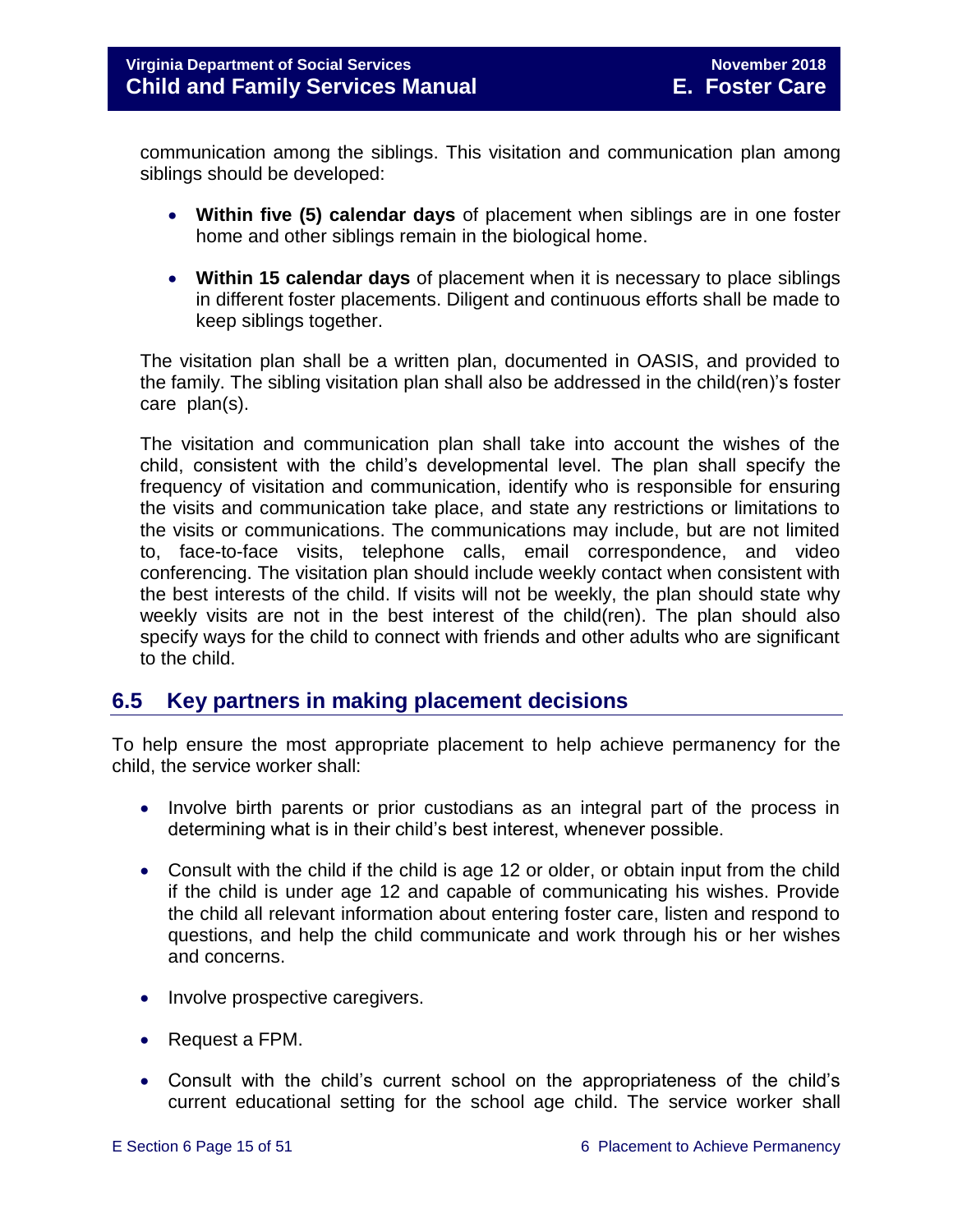communication among the siblings. This visitation and communication plan among siblings should be developed:

- **Within five (5) calendar days** of placement when siblings are in one foster home and other siblings remain in the biological home.
- **Within 15 calendar days** of placement when it is necessary to place siblings in different foster placements. Diligent and continuous efforts shall be made to keep siblings together.

The visitation plan shall be a written plan, documented in OASIS, and provided to the family. The sibling visitation plan shall also be addressed in the child(ren)'s foster care plan(s).

The visitation and communication plan shall take into account the wishes of the child, consistent with the child's developmental level. The plan shall specify the frequency of visitation and communication, identify who is responsible for ensuring the visits and communication take place, and state any restrictions or limitations to the visits or communications. The communications may include, but are not limited to, face-to-face visits, telephone calls, email correspondence, and video conferencing. The visitation plan should include weekly contact when consistent with the best interests of the child. If visits will not be weekly, the plan should state why weekly visits are not in the best interest of the child(ren). The plan should also specify ways for the child to connect with friends and other adults who are significant to the child.

## 6.5 Key partners in making placement decisions

To help ensure the most appropriate placement to help achieve permanency for the child, the service worker shall:

- Involve birth parents or prior custodians as an integral part of the process in determining what is in their child's best interest, whenever possible.
- Consult with the child if the child is age 12 or older, or obtain input from the child if the child is under age 12 and capable of communicating his wishes. Provide the child all relevant information about entering foster care, listen and respond to questions, and help the child communicate and work through his or her wishes and concerns.
- Involve prospective caregivers.
- Request a FPM.
- Consult with the child's current school on the appropriateness of the child's current educational setting for the school age child. The service worker shall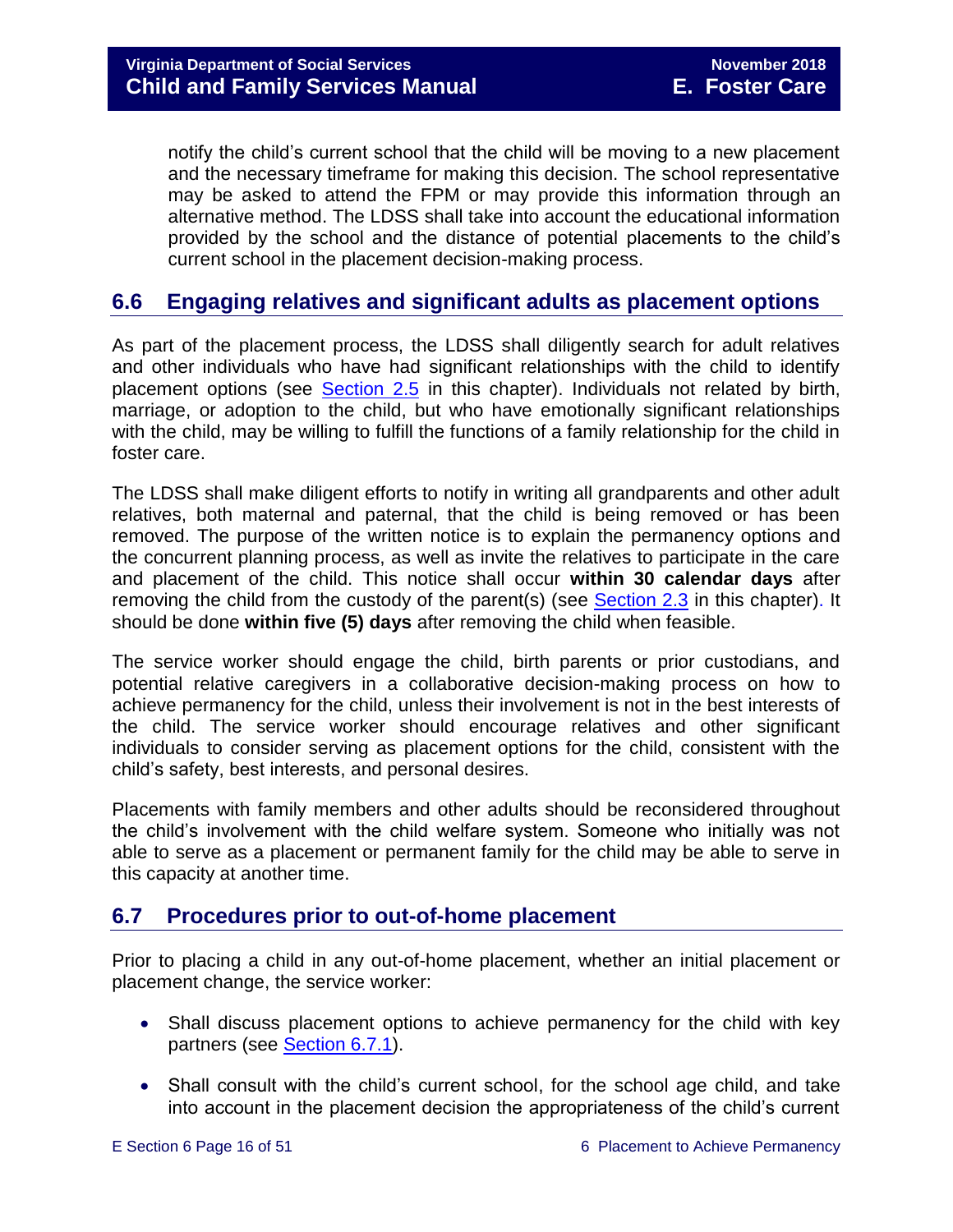notify the child's current school that the child will be moving to a new placement and the necessary timeframe for making this decision. The school representative may be asked to attend the FPM or may provide this information through an alternative method. The LDSS shall take into account the educational information provided by the school and the distance of potential placements to the child's current school in the placement decision-making process.

## 6.6 Engaging relatives and significant adults as placement options

As part of the placement process, the LDSS shall diligently search for adult relatives and other individuals who have had significant relationships with the child to identify placement options (see Section 2.5 in this chapter). Individuals not related by birth, marriage, or adoption to the child, but who have emotionally significant relationships with the child, may be willing to fulfill the functions of a family relationship for the child in foster care.

The LDSS shall make diligent efforts to notify in writing all grandparents and other adult relatives, both maternal and paternal, that the child is being removed or has been removed. The purpose of the written notice is to explain the permanency options and the concurrent planning process, as well as invite the relatives to participate in the care and placement of the child. This notice shall occur **within 30 calendar days** after removing the child from the custody of the parent(s) (see Section 2.3 in this chapter). It should be done **within five (5) days** after removing the child when feasible.

The service worker should engage the child, birth parents or prior custodians, and potential relative caregivers in a collaborative decision-making process on how to achieve permanency for the child, unless their involvement is not in the best interests of the child. The service worker should encourage relatives and other significant individuals to consider serving as placement options for the child, consistent with the child's safety, best interests, and personal desires.

Placements with family members and other adults should be reconsidered throughout the child's involvement with the child welfare system. Someone who initially was not able to serve as a placement or permanent family for the child may be able to serve in this capacity at another time.

## 6.7 Procedures prior to out-of-home placement

Prior to placing a child in any out-of-home placement, whether an initial placement or placement change, the service worker:

- Shall discuss placement options to achieve permanency for the child with key partners (see Section 6.7.1).
- Shall consult with the child's current school, for the school age child, and take into account in the placement decision the appropriateness of the child's current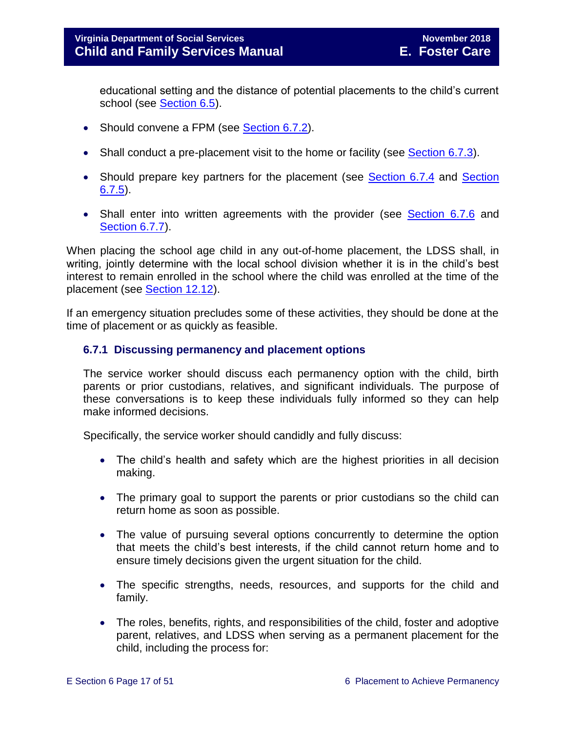educational setting and the distance of potential placements to the child's current school (see Section 6.5).

- Should convene a FPM (see Section 6.7.2).
- Shall conduct a pre-placement visit to the home or facility (see Section 6.7.3).
- Should prepare key partners for the placement (see Section 6.7.4 and Section 6.7.5).
- Shall enter into written agreements with the provider (see Section 6.7.6 and Section 6.7.7).

When placing the school age child in any out-of-home placement, the LDSS shall, in writing, jointly determine with the local school division whether it is in the child's best interest to remain enrolled in the school where the child was enrolled at the time of the placement (see Section 12.12).

If an emergency situation precludes some of these activities, they should be done at the time of placement or as quickly as feasible.

### 6.7.1 Discussing permanency and placement options

The service worker should discuss each permanency option with the child, birth parents or prior custodians, relatives, and significant individuals. The purpose of these conversations is to keep these individuals fully informed so they can help make informed decisions.

Specifically, the service worker should candidly and fully discuss:

- The child's health and safety which are the highest priorities in all decision making.
- The primary goal to support the parents or prior custodians so the child can return home as soon as possible.
- The value of pursuing several options concurrently to determine the option that meets the child's best interests, if the child cannot return home and to ensure timely decisions given the urgent situation for the child.
- The specific strengths, needs, resources, and supports for the child and family.
- The roles, benefits, rights, and responsibilities of the child, foster and adoptive parent, relatives, and LDSS when serving as a permanent placement for the child, including the process for: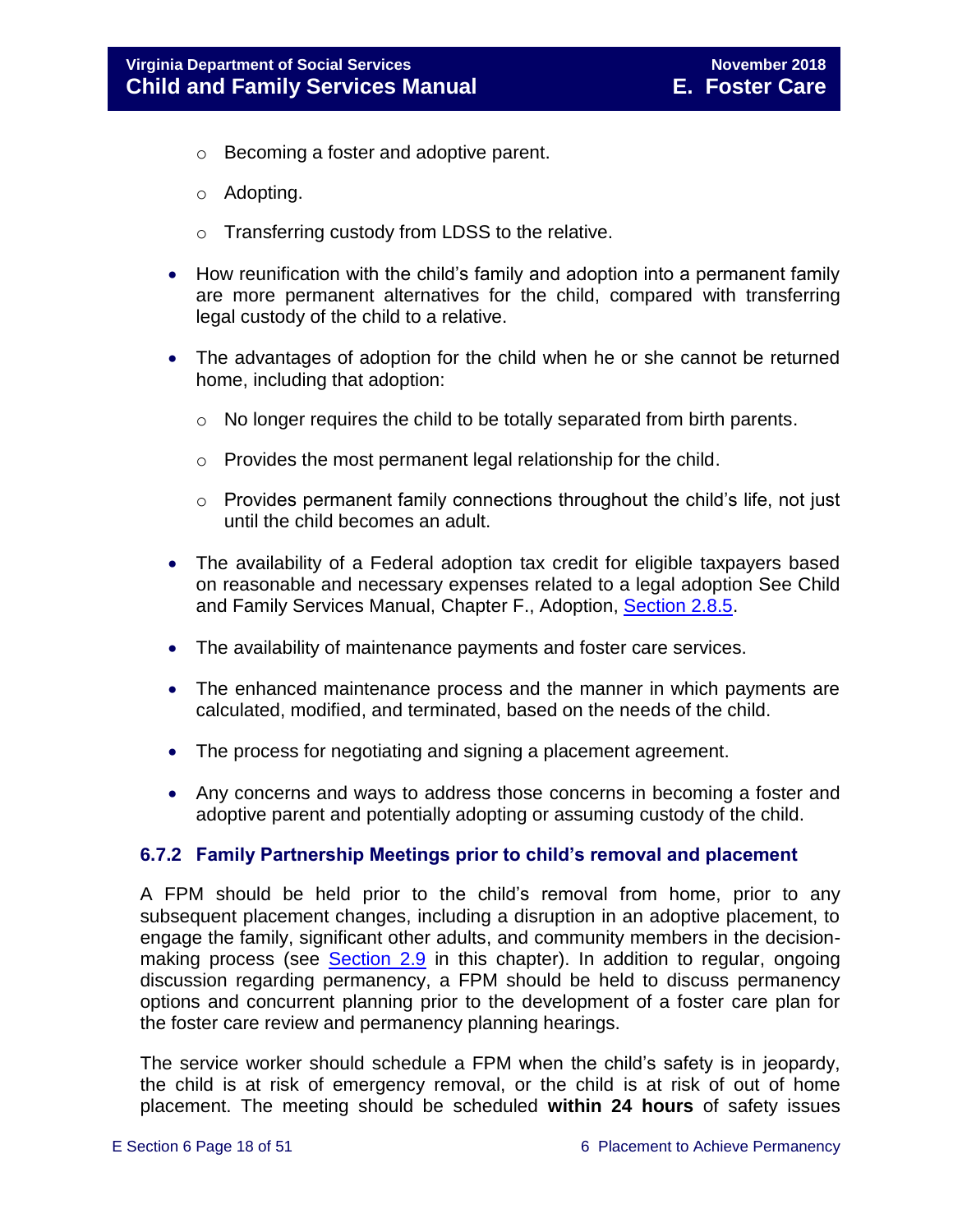- Becoming a foster and adoptive parent.
  - Adopting.
  - Transferring custody from LDSS to the relative.

- How reunification with the child's family and adoption into a permanent family are more permanent alternatives for the child, compared with transferring legal custody of the child to a relative.

- The advantages of adoption for the child when he or she cannot be returned home, including that adoption:
  - No longer requires the child to be totally separated from birth parents.
  - Provides the most permanent legal relationship for the child.
  - Provides permanent family connections throughout the child's life, not just until the child becomes an adult.

- The availability of a Federal adoption tax credit for eligible taxpayers based on reasonable and necessary expenses related to a legal adoption See Child and Family Services Manual, Chapter F., Adoption, Section 2.8.5.

- The availability of maintenance payments and foster care services.

- The enhanced maintenance process and the manner in which payments are calculated, modified, and terminated, based on the needs of the child.

- The process for negotiating and signing a placement agreement.

- Any concerns and ways to address those concerns in becoming a foster and adoptive parent and potentially adopting or assuming custody of the child.

### 6.7.2 Family Partnership Meetings prior to child's removal and placement

A FPM should be held prior to the child's removal from home, prior to any subsequent placement changes, including a disruption in an adoptive placement, to engage the family, significant other adults, and community members in the decision-making process (see Section 2.9 in this chapter). In addition to regular, ongoing discussion regarding permanency, a FPM should be held to discuss permanency options and concurrent planning prior to the development of a foster care plan for the foster care review and permanency planning hearings.

The service worker should schedule a FPM when the child's safety is in jeopardy, the child is at risk of emergency removal, or the child is at risk of out of home placement. The meeting should be scheduled **within 24 hours** of safety issues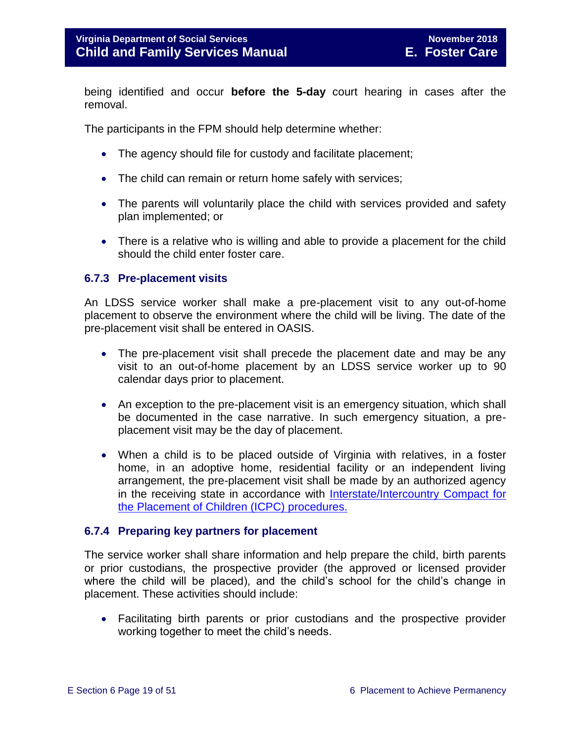being identified and occur **before the 5-day** court hearing in cases after the removal.

The participants in the FPM should help determine whether:

- The agency should file for custody and facilitate placement;
- The child can remain or return home safely with services;
- The parents will voluntarily place the child with services provided and safety plan implemented; or
- There is a relative who is willing and able to provide a placement for the child should the child enter foster care.

### 6.7.3 Pre-placement visits

An LDSS service worker shall make a pre-placement visit to any out-of-home placement to observe the environment where the child will be living. The date of the pre-placement visit shall be entered in OASIS.

- The pre-placement visit shall precede the placement date and may be any visit to an out-of-home placement by an LDSS service worker up to 90 calendar days prior to placement.
- An exception to the pre-placement visit is an emergency situation, which shall be documented in the case narrative. In such emergency situation, a pre-placement visit may be the day of placement.
- When a child is to be placed outside of Virginia with relatives, in a foster home, in an adoptive home, residential facility or an independent living arrangement, the pre-placement visit shall be made by an authorized agency in the receiving state in accordance with Interstate/Intercountry Compact for the Placement of Children (ICPC) procedures.

### 6.7.4 Preparing key partners for placement

The service worker shall share information and help prepare the child, birth parents or prior custodians, the prospective provider (the approved or licensed provider where the child will be placed), and the child's school for the child's change in placement. These activities should include:

- Facilitating birth parents or prior custodians and the prospective provider working together to meet the child's needs.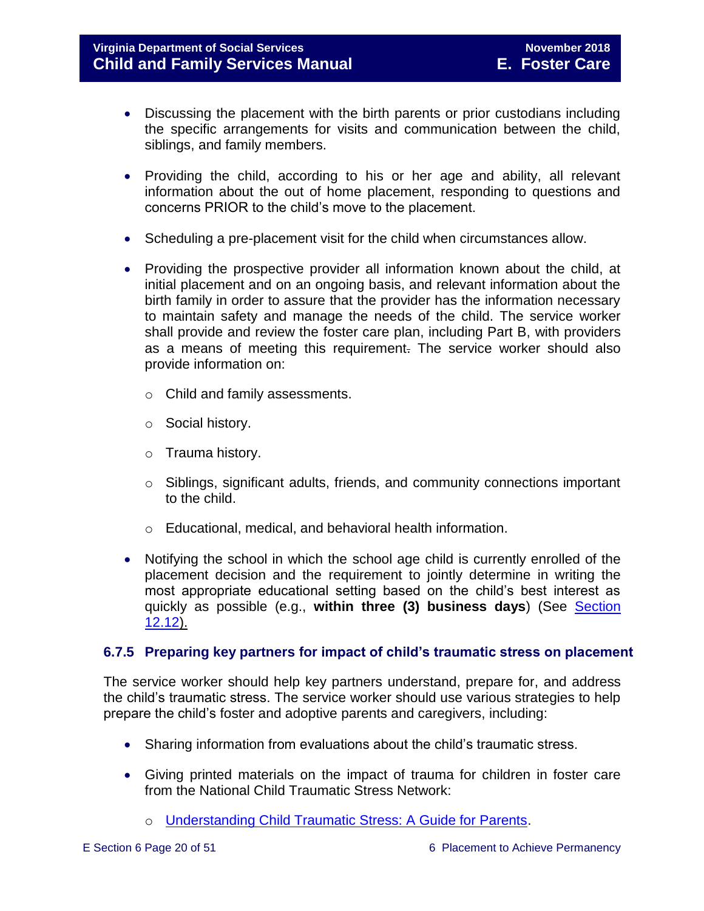- Discussing the placement with the birth parents or prior custodians including the specific arrangements for visits and communication between the child, siblings, and family members.

- Providing the child, according to his or her age and ability, all relevant information about the out of home placement, responding to questions and concerns PRIOR to the child's move to the placement.

- Scheduling a pre-placement visit for the child when circumstances allow.

- Providing the prospective provider all information known about the child, at initial placement and on an ongoing basis, and relevant information about the birth family in order to assure that the provider has the information necessary to maintain safety and manage the needs of the child. The service worker shall provide and review the foster care plan, including Part B, with providers as a means of meeting this requirement. The service worker should also provide information on:

  - Child and family assessments.

  - Social history.

  - Trauma history.

  - Siblings, significant adults, friends, and community connections important to the child.

  - Educational, medical, and behavioral health information.

- Notifying the school in which the school age child is currently enrolled of the placement decision and the requirement to jointly determine in writing the most appropriate educational setting based on the child's best interest as quickly as possible (e.g., **within three (3) business days**) (See Section 12.12).

### 6.7.5 Preparing key partners for impact of child's traumatic stress on placement

The service worker should help key partners understand, prepare for, and address the child's traumatic stress. The service worker should use various strategies to help prepare the child's foster and adoptive parents and caregivers, including:

- Sharing information from evaluations about the child's traumatic stress.

- Giving printed materials on the impact of trauma for children in foster care from the National Child Traumatic Stress Network:

  - Understanding Child Traumatic Stress: A Guide for Parents.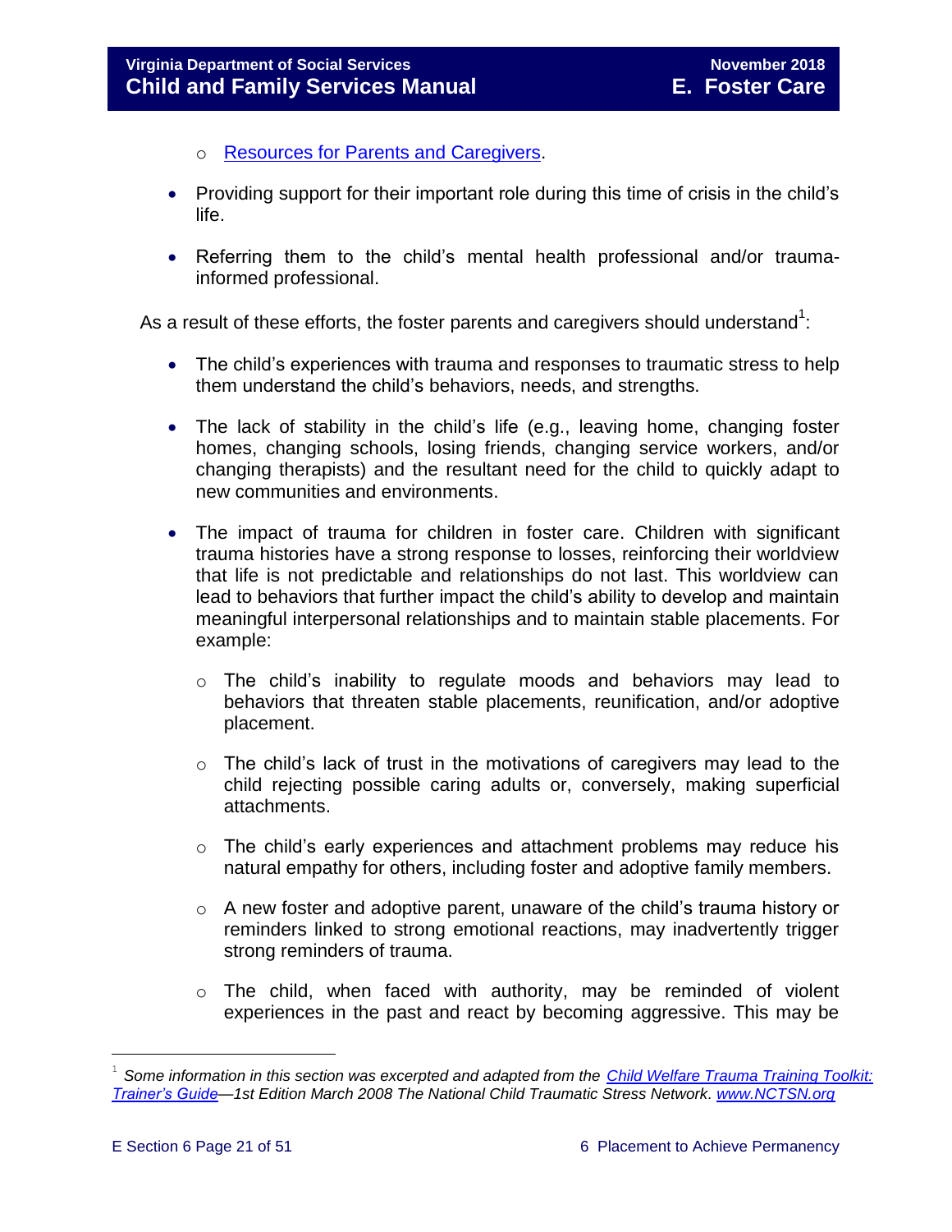- [Resources for Parents and Caregivers](#).

- Providing support for their important role during this time of crisis in the child's life.
- Referring them to the child's mental health professional and/or trauma-informed professional.

As a result of these efforts, the foster parents and caregivers should understand[1]:

- The child's experiences with trauma and responses to traumatic stress to help them understand the child's behaviors, needs, and strengths.
- The lack of stability in the child's life (e.g., leaving home, changing foster homes, changing schools, losing friends, changing service workers, and/or changing therapists) and the resultant need for the child to quickly adapt to new communities and environments.
- The impact of trauma for children in foster care. Children with significant trauma histories have a strong response to losses, reinforcing their worldview that life is not predictable and relationships do not last. This worldview can lead to behaviors that further impact the child's ability to develop and maintain meaningful interpersonal relationships and to maintain stable placements. For example:
  - The child's inability to regulate moods and behaviors may lead to behaviors that threaten stable placements, reunification, and/or adoptive placement.
  - The child's lack of trust in the motivations of caregivers may lead to the child rejecting possible caring adults or, conversely, making superficial attachments.
  - The child's early experiences and attachment problems may reduce his natural empathy for others, including foster and adoptive family members.
  - A new foster and adoptive parent, unaware of the child's trauma history or reminders linked to strong emotional reactions, may inadvertently trigger strong reminders of trauma.
  - The child, when faced with authority, may be reminded of violent experiences in the past and react by becoming aggressive. This may be

---

[1] *Some information in this section was excerpted and adapted from the [Child Welfare Trauma Training Toolkit: Trainer's Guide](#)—1st Edition March 2008 The National Child Traumatic Stress Network. [www.NCTSN.org](#)*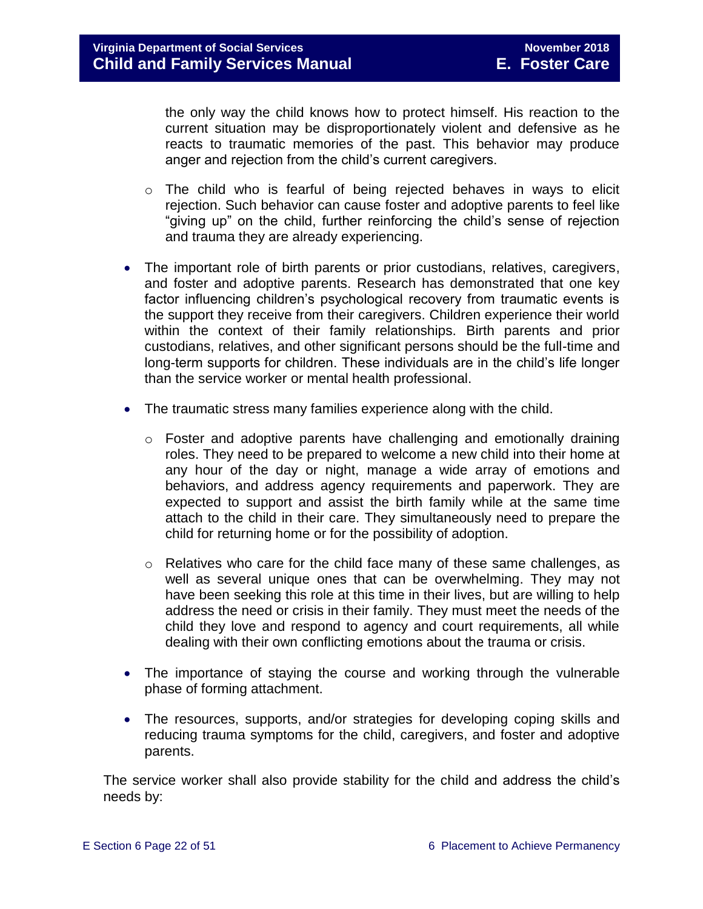the only way the child knows how to protect himself. His reaction to the current situation may be disproportionately violent and defensive as he reacts to traumatic memories of the past. This behavior may produce anger and rejection from the child's current caregivers.

  - The child who is fearful of being rejected behaves in ways to elicit rejection. Such behavior can cause foster and adoptive parents to feel like "giving up" on the child, further reinforcing the child's sense of rejection and trauma they are already experiencing.

- The important role of birth parents or prior custodians, relatives, caregivers, and foster and adoptive parents. Research has demonstrated that one key factor influencing children's psychological recovery from traumatic events is the support they receive from their caregivers. Children experience their world within the context of their family relationships. Birth parents and prior custodians, relatives, and other significant persons should be the full-time and long-term supports for children. These individuals are in the child's life longer than the service worker or mental health professional.

- The traumatic stress many families experience along with the child.

  - Foster and adoptive parents have challenging and emotionally draining roles. They need to be prepared to welcome a new child into their home at any hour of the day or night, manage a wide array of emotions and behaviors, and address agency requirements and paperwork. They are expected to support and assist the birth family while at the same time attach to the child in their care. They simultaneously need to prepare the child for returning home or for the possibility of adoption.

  - Relatives who care for the child face many of these same challenges, as well as several unique ones that can be overwhelming. They may not have been seeking this role at this time in their lives, but are willing to help address the need or crisis in their family. They must meet the needs of the child they love and respond to agency and court requirements, all while dealing with their own conflicting emotions about the trauma or crisis.

- The importance of staying the course and working through the vulnerable phase of forming attachment.

- The resources, supports, and/or strategies for developing coping skills and reducing trauma symptoms for the child, caregivers, and foster and adoptive parents.

The service worker shall also provide stability for the child and address the child's needs by: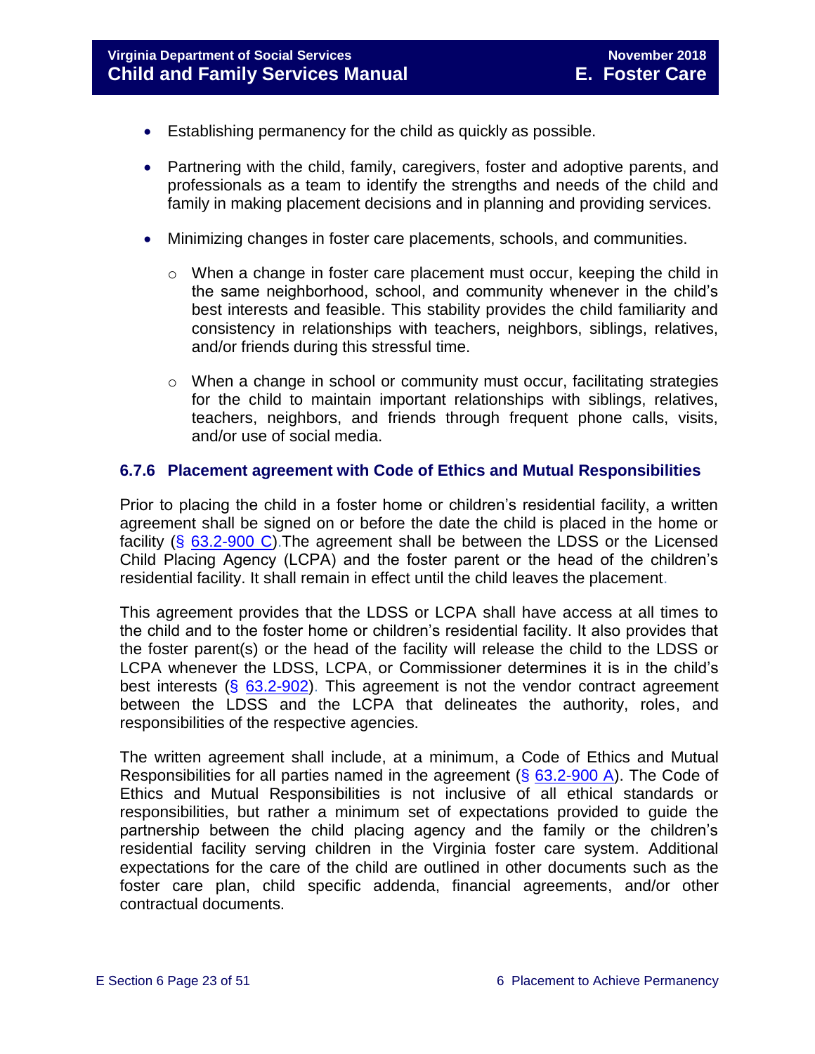- Establishing permanency for the child as quickly as possible.
- Partnering with the child, family, caregivers, foster and adoptive parents, and professionals as a team to identify the strengths and needs of the child and family in making placement decisions and in planning and providing services.
- Minimizing changes in foster care placements, schools, and communities.
  - When a change in foster care placement must occur, keeping the child in the same neighborhood, school, and community whenever in the child's best interests and feasible. This stability provides the child familiarity and consistency in relationships with teachers, neighbors, siblings, relatives, and/or friends during this stressful time.
  - When a change in school or community must occur, facilitating strategies for the child to maintain important relationships with siblings, relatives, teachers, neighbors, and friends through frequent phone calls, visits, and/or use of social media.

### 6.7.6 Placement agreement with Code of Ethics and Mutual Responsibilities

Prior to placing the child in a foster home or children's residential facility, a written agreement shall be signed on or before the date the child is placed in the home or facility (§ 63.2-900 C).The agreement shall be between the LDSS or the Licensed Child Placing Agency (LCPA) and the foster parent or the head of the children's residential facility. It shall remain in effect until the child leaves the placement.

This agreement provides that the LDSS or LCPA shall have access at all times to the child and to the foster home or children's residential facility. It also provides that the foster parent(s) or the head of the facility will release the child to the LDSS or LCPA whenever the LDSS, LCPA, or Commissioner determines it is in the child's best interests (§ 63.2-902). This agreement is not the vendor contract agreement between the LDSS and the LCPA that delineates the authority, roles, and responsibilities of the respective agencies.

The written agreement shall include, at a minimum, a Code of Ethics and Mutual Responsibilities for all parties named in the agreement (§ 63.2-900 A). The Code of Ethics and Mutual Responsibilities is not inclusive of all ethical standards or responsibilities, but rather a minimum set of expectations provided to guide the partnership between the child placing agency and the family or the children's residential facility serving children in the Virginia foster care system. Additional expectations for the care of the child are outlined in other documents such as the foster care plan, child specific addenda, financial agreements, and/or other contractual documents.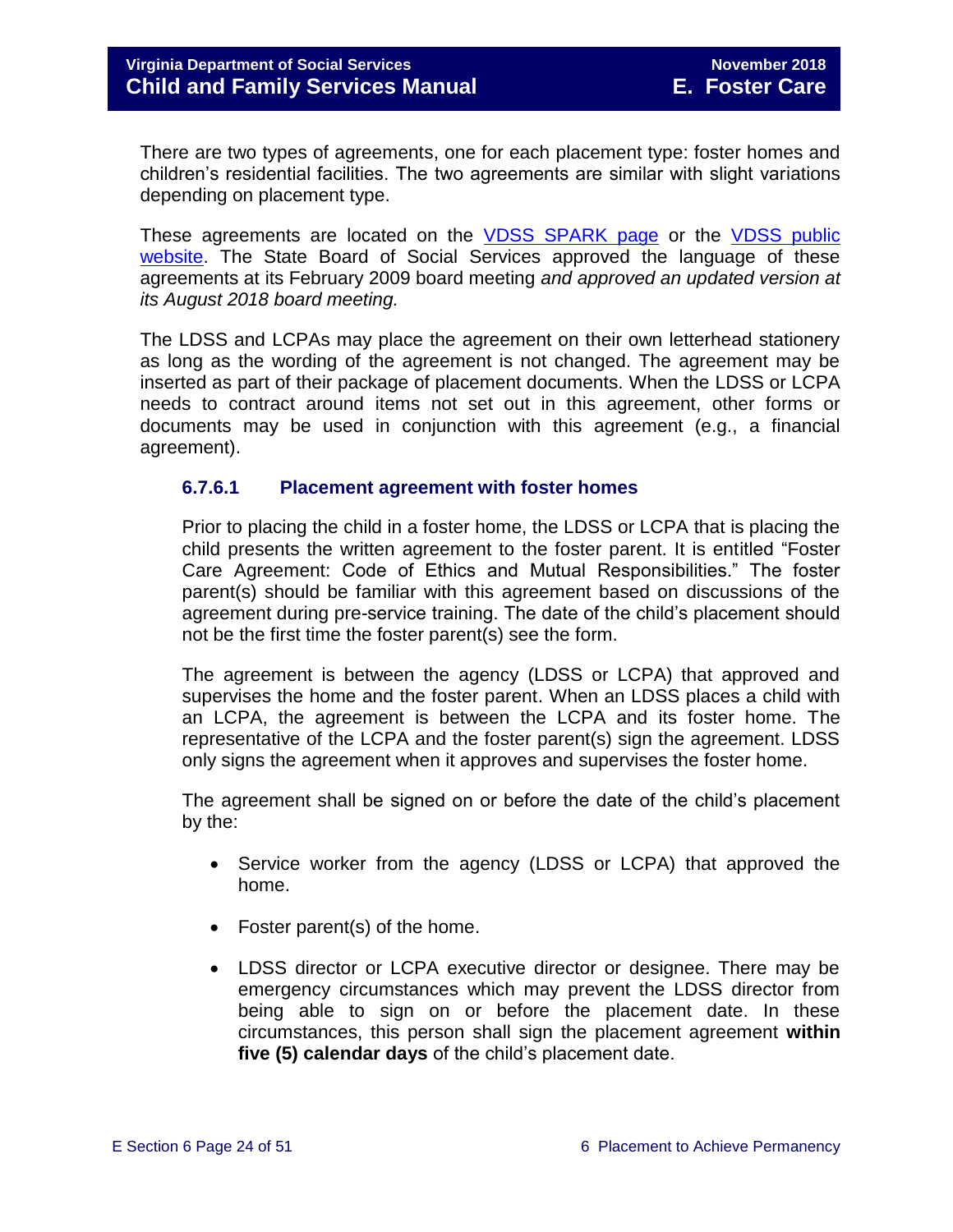There are two types of agreements, one for each placement type: foster homes and children's residential facilities. The two agreements are similar with slight variations depending on placement type.

These agreements are located on the [VDSS SPARK page](#) or the [VDSS public website](#). The State Board of Social Services approved the language of these agreements at its February 2009 board meeting *and approved an updated version at its August 2018 board meeting.*

The LDSS and LCPAs may place the agreement on their own letterhead stationery as long as the wording of the agreement is not changed. The agreement may be inserted as part of their package of placement documents. When the LDSS or LCPA needs to contract around items not set out in this agreement, other forms or documents may be used in conjunction with this agreement (e.g., a financial agreement).

### 6.7.6.1 Placement agreement with foster homes

Prior to placing the child in a foster home, the LDSS or LCPA that is placing the child presents the written agreement to the foster parent. It is entitled "Foster Care Agreement: Code of Ethics and Mutual Responsibilities." The foster parent(s) should be familiar with this agreement based on discussions of the agreement during pre-service training. The date of the child's placement should not be the first time the foster parent(s) see the form.

The agreement is between the agency (LDSS or LCPA) that approved and supervises the home and the foster parent. When an LDSS places a child with an LCPA, the agreement is between the LCPA and its foster home. The representative of the LCPA and the foster parent(s) sign the agreement. LDSS only signs the agreement when it approves and supervises the foster home.

The agreement shall be signed on or before the date of the child's placement by the:

- Service worker from the agency (LDSS or LCPA) that approved the home.
- Foster parent(s) of the home.
- LDSS director or LCPA executive director or designee. There may be emergency circumstances which may prevent the LDSS director from being able to sign on or before the placement date. In these circumstances, this person shall sign the placement agreement **within five (5) calendar days** of the child's placement date.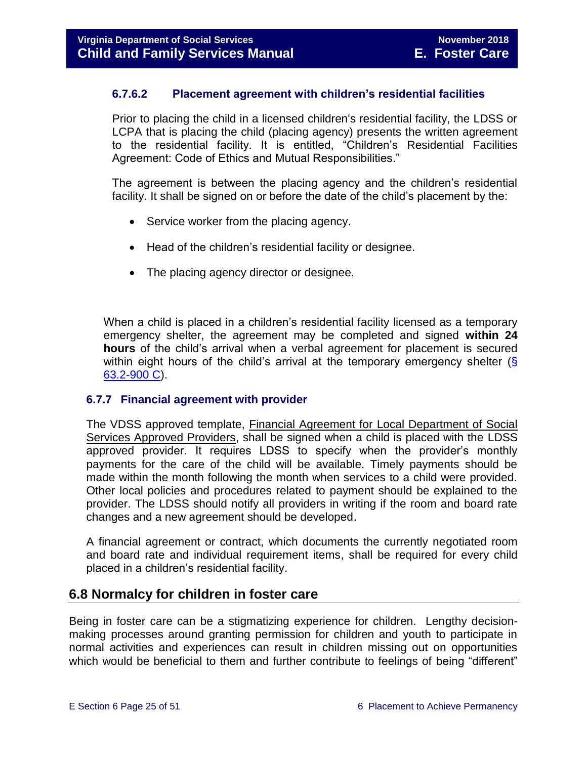#### 6.7.6.2 Placement agreement with children's residential facilities

Prior to placing the child in a licensed children's residential facility, the LDSS or LCPA that is placing the child (placing agency) presents the written agreement to the residential facility. It is entitled, "Children's Residential Facilities Agreement: Code of Ethics and Mutual Responsibilities."

The agreement is between the placing agency and the children's residential facility. It shall be signed on or before the date of the child's placement by the:

- Service worker from the placing agency.
- Head of the children's residential facility or designee.
- The placing agency director or designee.

When a child is placed in a children's residential facility licensed as a temporary emergency shelter, the agreement may be completed and signed **within 24 hours** of the child's arrival when a verbal agreement for placement is secured within eight hours of the child's arrival at the temporary emergency shelter (§ 63.2-900 C).

### 6.7.7 Financial agreement with provider

The VDSS approved template, Financial Agreement for Local Department of Social Services Approved Providers, shall be signed when a child is placed with the LDSS approved provider. It requires LDSS to specify when the provider's monthly payments for the care of the child will be available. Timely payments should be made within the month following the month when services to a child were provided. Other local policies and procedures related to payment should be explained to the provider. The LDSS should notify all providers in writing if the room and board rate changes and a new agreement should be developed.

A financial agreement or contract, which documents the currently negotiated room and board rate and individual requirement items, shall be required for every child placed in a children's residential facility.

## 6.8 Normalcy for children in foster care

Being in foster care can be a stigmatizing experience for children. Lengthy decision-making processes around granting permission for children and youth to participate in normal activities and experiences can result in children missing out on opportunities which would be beneficial to them and further contribute to feelings of being "different"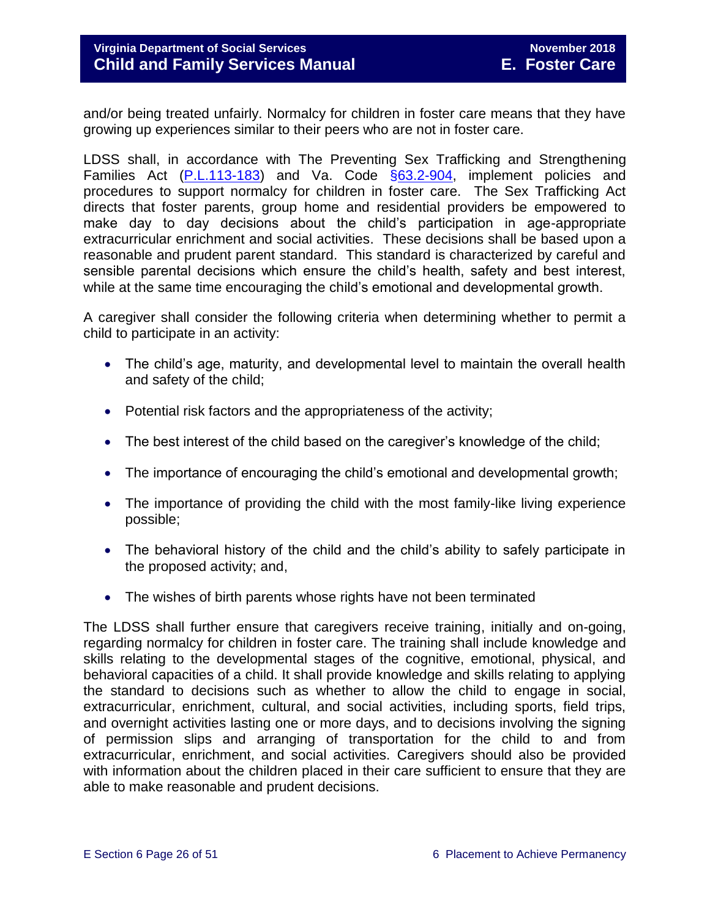and/or being treated unfairly. Normalcy for children in foster care means that they have growing up experiences similar to their peers who are not in foster care.

LDSS shall, in accordance with The Preventing Sex Trafficking and Strengthening Families Act ([P.L.113-183]) and Va. Code [§63.2-904], implement policies and procedures to support normalcy for children in foster care. The Sex Trafficking Act directs that foster parents, group home and residential providers be empowered to make day to day decisions about the child's participation in age-appropriate extracurricular enrichment and social activities. These decisions shall be based upon a reasonable and prudent parent standard. This standard is characterized by careful and sensible parental decisions which ensure the child's health, safety and best interest, while at the same time encouraging the child's emotional and developmental growth.

A caregiver shall consider the following criteria when determining whether to permit a child to participate in an activity:

- The child's age, maturity, and developmental level to maintain the overall health and safety of the child;
- Potential risk factors and the appropriateness of the activity;
- The best interest of the child based on the caregiver's knowledge of the child;
- The importance of encouraging the child's emotional and developmental growth;
- The importance of providing the child with the most family-like living experience possible;
- The behavioral history of the child and the child's ability to safely participate in the proposed activity; and,
- The wishes of birth parents whose rights have not been terminated

The LDSS shall further ensure that caregivers receive training, initially and on-going, regarding normalcy for children in foster care. The training shall include knowledge and skills relating to the developmental stages of the cognitive, emotional, physical, and behavioral capacities of a child. It shall provide knowledge and skills relating to applying the standard to decisions such as whether to allow the child to engage in social, extracurricular, enrichment, cultural, and social activities, including sports, field trips, and overnight activities lasting one or more days, and to decisions involving the signing of permission slips and arranging of transportation for the child to and from extracurricular, enrichment, and social activities. Caregivers should also be provided with information about the children placed in their care sufficient to ensure that they are able to make reasonable and prudent decisions.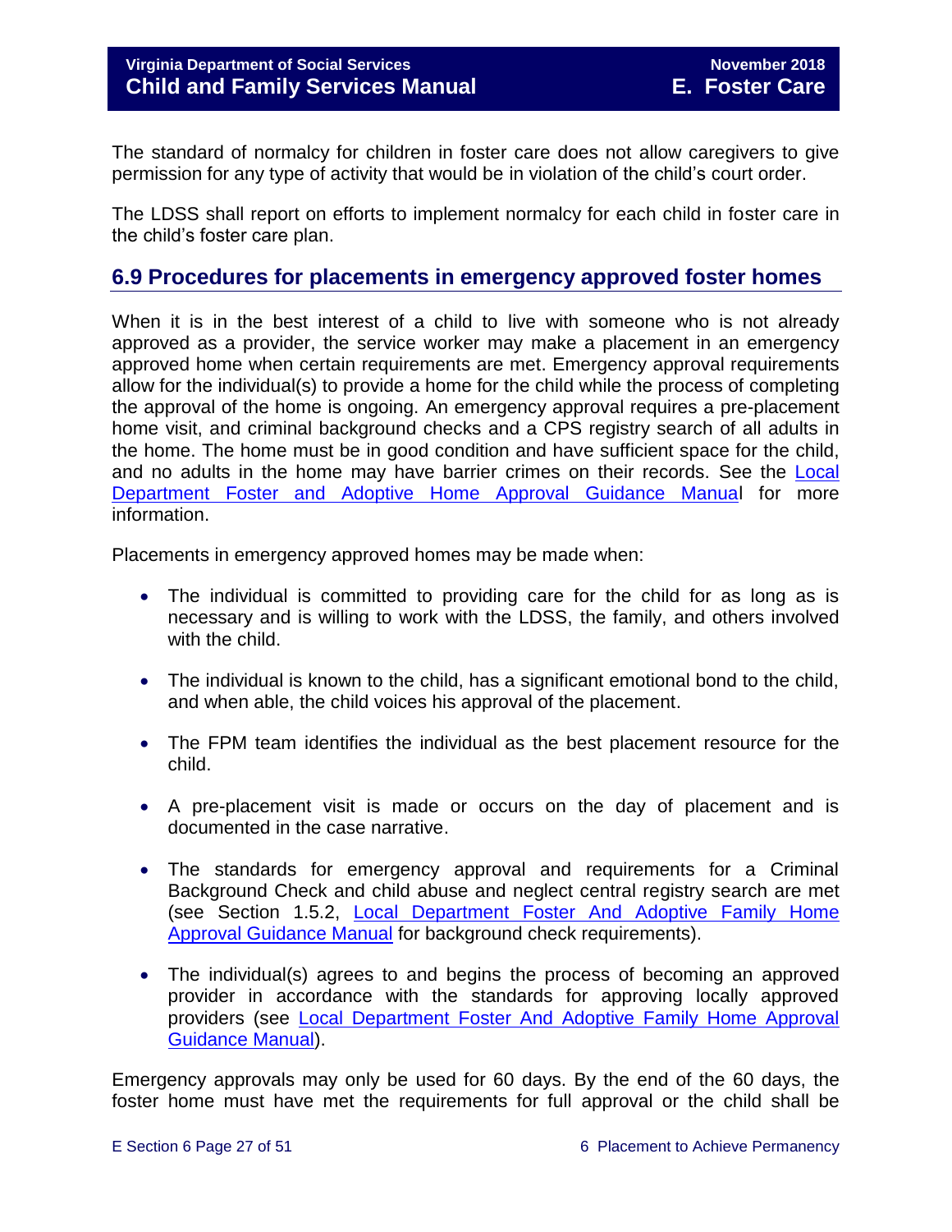The standard of normalcy for children in foster care does not allow caregivers to give permission for any type of activity that would be in violation of the child's court order.

The LDSS shall report on efforts to implement normalcy for each child in foster care in the child's foster care plan.

## 6.9 Procedures for placements in emergency approved foster homes

When it is in the best interest of a child to live with someone who is not already approved as a provider, the service worker may make a placement in an emergency approved home when certain requirements are met. Emergency approval requirements allow for the individual(s) to provide a home for the child while the process of completing the approval of the home is ongoing. An emergency approval requires a pre-placement home visit, and criminal background checks and a CPS registry search of all adults in the home. The home must be in good condition and have sufficient space for the child, and no adults in the home may have barrier crimes on their records. See the Local Department Foster and Adoptive Home Approval Guidance Manual for more information.

Placements in emergency approved homes may be made when:

- The individual is committed to providing care for the child for as long as is necessary and is willing to work with the LDSS, the family, and others involved with the child.
- The individual is known to the child, has a significant emotional bond to the child, and when able, the child voices his approval of the placement.
- The FPM team identifies the individual as the best placement resource for the child.
- A pre-placement visit is made or occurs on the day of placement and is documented in the case narrative.
- The standards for emergency approval and requirements for a Criminal Background Check and child abuse and neglect central registry search are met (see Section 1.5.2, Local Department Foster And Adoptive Family Home Approval Guidance Manual for background check requirements).
- The individual(s) agrees to and begins the process of becoming an approved provider in accordance with the standards for approving locally approved providers (see Local Department Foster And Adoptive Family Home Approval Guidance Manual).

Emergency approvals may only be used for 60 days. By the end of the 60 days, the foster home must have met the requirements for full approval or the child shall be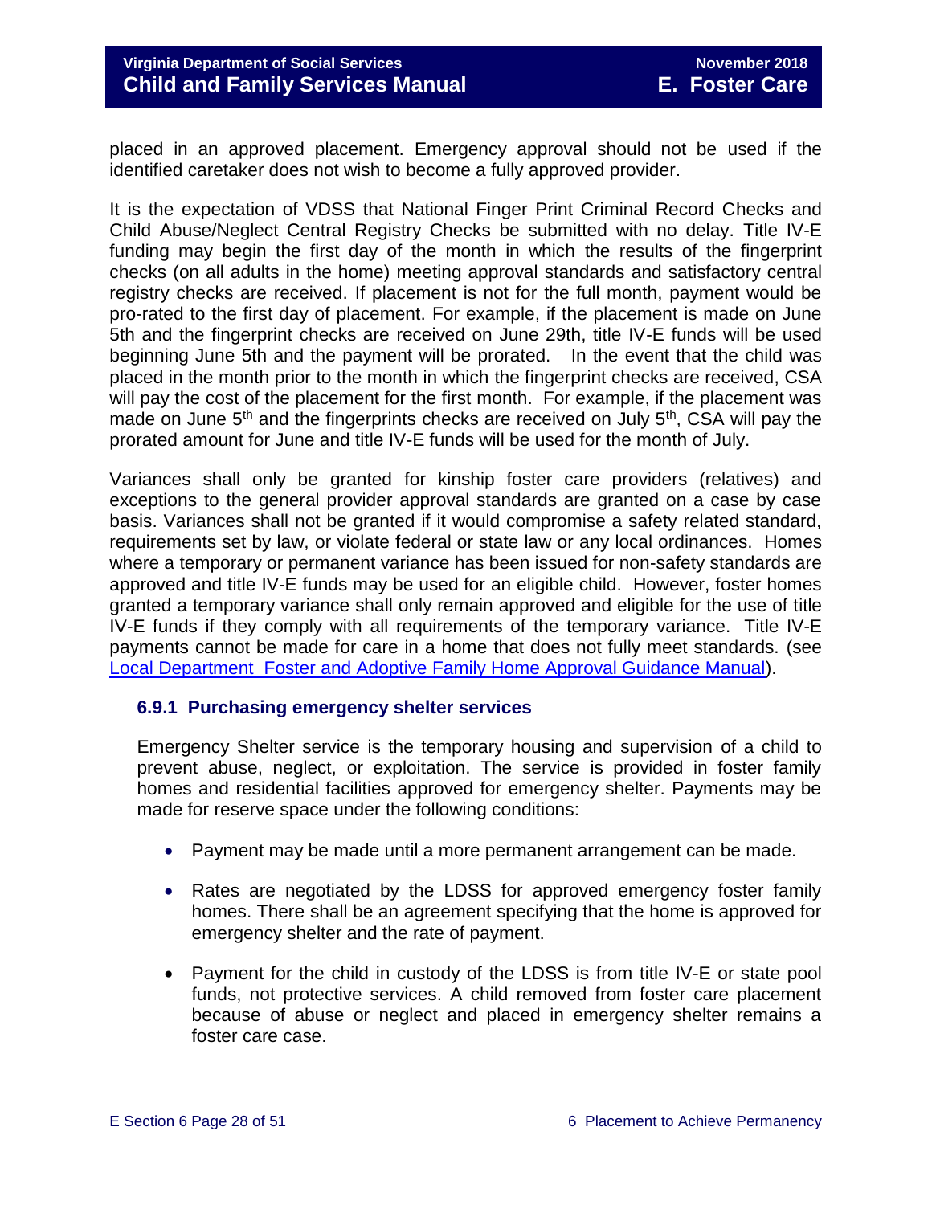placed in an approved placement. Emergency approval should not be used if the identified caretaker does not wish to become a fully approved provider.

It is the expectation of VDSS that National Finger Print Criminal Record Checks and Child Abuse/Neglect Central Registry Checks be submitted with no delay. Title IV-E funding may begin the first day of the month in which the results of the fingerprint checks (on all adults in the home) meeting approval standards and satisfactory central registry checks are received. If placement is not for the full month, payment would be pro-rated to the first day of placement. For example, if the placement is made on June 5th and the fingerprint checks are received on June 29th, title IV-E funds will be used beginning June 5th and the payment will be prorated. In the event that the child was placed in the month prior to the month in which the fingerprint checks are received, CSA will pay the cost of the placement for the first month. For example, if the placement was made on June 5th and the fingerprints checks are received on July 5th, CSA will pay the prorated amount for June and title IV-E funds will be used for the month of July.

Variances shall only be granted for kinship foster care providers (relatives) and exceptions to the general provider approval standards are granted on a case by case basis. Variances shall not be granted if it would compromise a safety related standard, requirements set by law, or violate federal or state law or any local ordinances. Homes where a temporary or permanent variance has been issued for non-safety standards are approved and title IV-E funds may be used for an eligible child. However, foster homes granted a temporary variance shall only remain approved and eligible for the use of title IV-E funds if they comply with all requirements of the temporary variance. Title IV-E payments cannot be made for care in a home that does not fully meet standards. (see [Local Department Foster and Adoptive Family Home Approval Guidance Manual]).

### 6.9.1 Purchasing emergency shelter services

Emergency Shelter service is the temporary housing and supervision of a child to prevent abuse, neglect, or exploitation. The service is provided in foster family homes and residential facilities approved for emergency shelter. Payments may be made for reserve space under the following conditions:

- Payment may be made until a more permanent arrangement can be made.
- Rates are negotiated by the LDSS for approved emergency foster family homes. There shall be an agreement specifying that the home is approved for emergency shelter and the rate of payment.
- Payment for the child in custody of the LDSS is from title IV-E or state pool funds, not protective services. A child removed from foster care placement because of abuse or neglect and placed in emergency shelter remains a foster care case.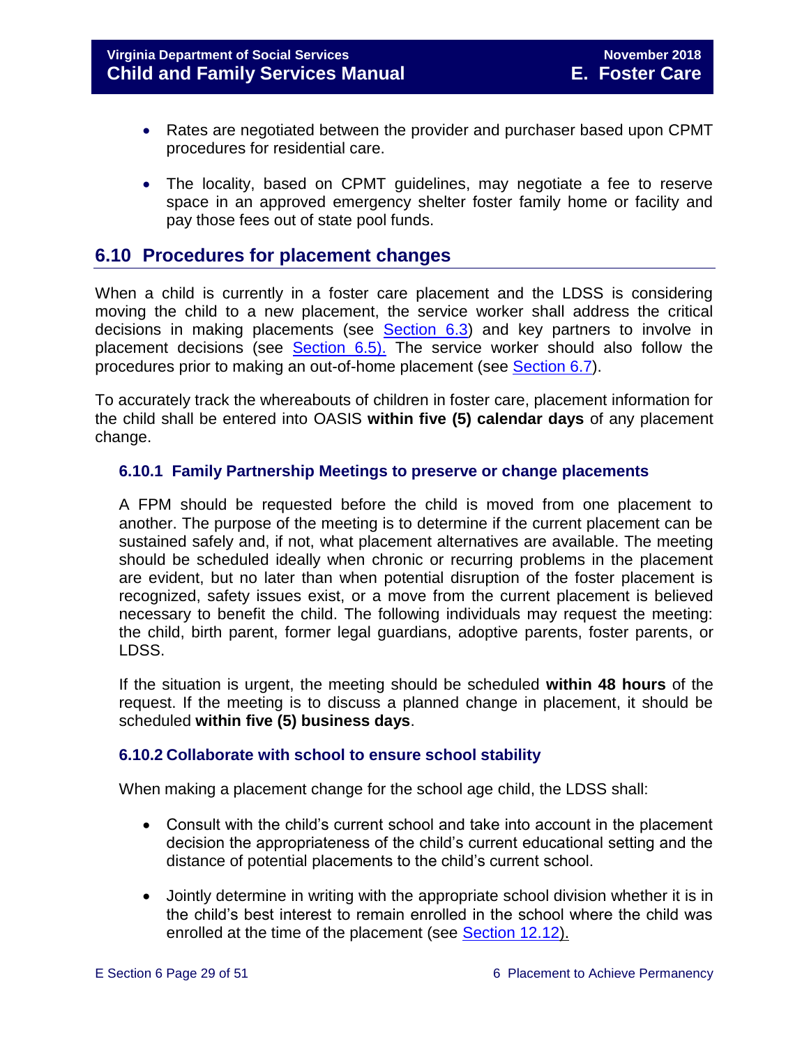- Rates are negotiated between the provider and purchaser based upon CPMT procedures for residential care.

- The locality, based on CPMT guidelines, may negotiate a fee to reserve space in an approved emergency shelter foster family home or facility and pay those fees out of state pool funds.

## 6.10 Procedures for placement changes

When a child is currently in a foster care placement and the LDSS is considering moving the child to a new placement, the service worker shall address the critical decisions in making placements (see Section 6.3) and key partners to involve in placement decisions (see Section 6.5). The service worker should also follow the procedures prior to making an out-of-home placement (see Section 6.7).

To accurately track the whereabouts of children in foster care, placement information for the child shall be entered into OASIS **within five (5) calendar days** of any placement change.

### 6.10.1 Family Partnership Meetings to preserve or change placements

A FPM should be requested before the child is moved from one placement to another. The purpose of the meeting is to determine if the current placement can be sustained safely and, if not, what placement alternatives are available. The meeting should be scheduled ideally when chronic or recurring problems in the placement are evident, but no later than when potential disruption of the foster placement is recognized, safety issues exist, or a move from the current placement is believed necessary to benefit the child. The following individuals may request the meeting: the child, birth parent, former legal guardians, adoptive parents, foster parents, or LDSS.

If the situation is urgent, the meeting should be scheduled **within 48 hours** of the request. If the meeting is to discuss a planned change in placement, it should be scheduled **within five (5) business days**.

### 6.10.2 Collaborate with school to ensure school stability

When making a placement change for the school age child, the LDSS shall:

- Consult with the child's current school and take into account in the placement decision the appropriateness of the child's current educational setting and the distance of potential placements to the child's current school.

- Jointly determine in writing with the appropriate school division whether it is in the child's best interest to remain enrolled in the school where the child was enrolled at the time of the placement (see Section 12.12).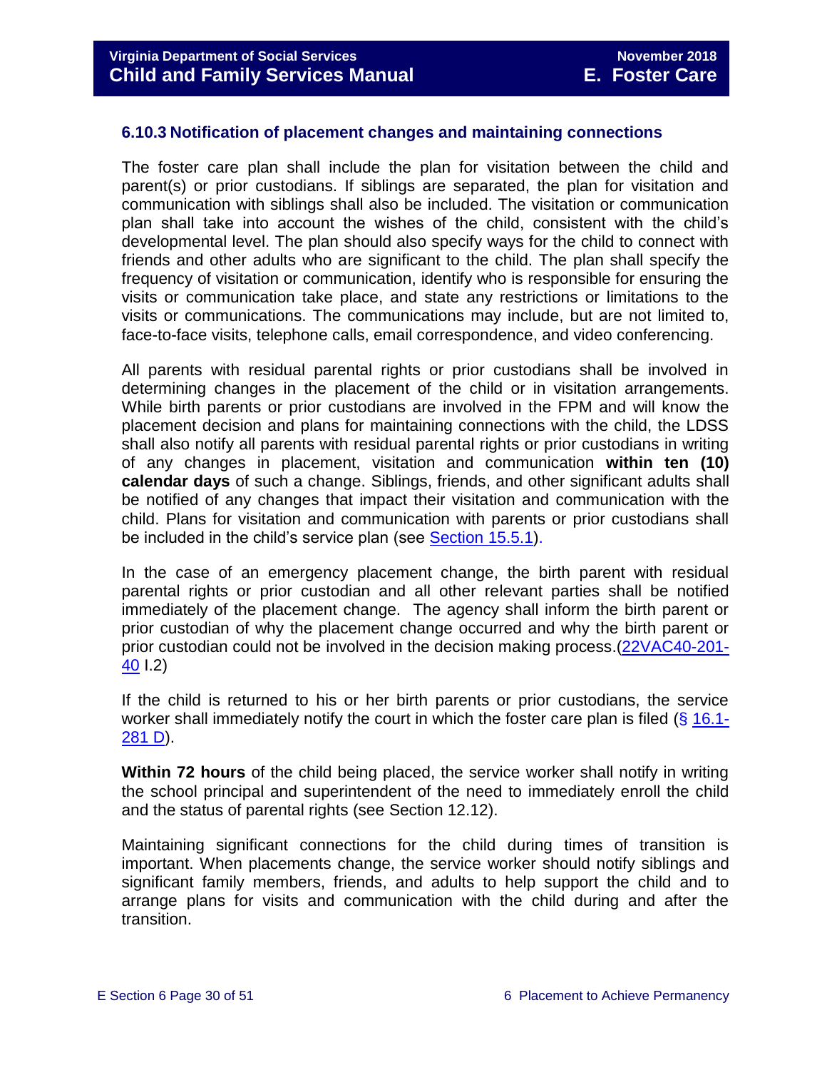### 6.10.3 Notification of placement changes and maintaining connections

The foster care plan shall include the plan for visitation between the child and parent(s) or prior custodians. If siblings are separated, the plan for visitation and communication with siblings shall also be included. The visitation or communication plan shall take into account the wishes of the child, consistent with the child's developmental level. The plan should also specify ways for the child to connect with friends and other adults who are significant to the child. The plan shall specify the frequency of visitation or communication, identify who is responsible for ensuring the visits or communication take place, and state any restrictions or limitations to the visits or communications. The communications may include, but are not limited to, face-to-face visits, telephone calls, email correspondence, and video conferencing.

All parents with residual parental rights or prior custodians shall be involved in determining changes in the placement of the child or in visitation arrangements. While birth parents or prior custodians are involved in the FPM and will know the placement decision and plans for maintaining connections with the child, the LDSS shall also notify all parents with residual parental rights or prior custodians in writing of any changes in placement, visitation and communication **within ten (10) calendar days** of such a change. Siblings, friends, and other significant adults shall be notified of any changes that impact their visitation and communication with the child. Plans for visitation and communication with parents or prior custodians shall be included in the child's service plan (see Section 15.5.1).

In the case of an emergency placement change, the birth parent with residual parental rights or prior custodian and all other relevant parties shall be notified immediately of the placement change. The agency shall inform the birth parent or prior custodian of why the placement change occurred and why the birth parent or prior custodian could not be involved in the decision making process.(22VAC40-201-40 I.2)

If the child is returned to his or her birth parents or prior custodians, the service worker shall immediately notify the court in which the foster care plan is filed (§ 16.1-281 D).

**Within 72 hours** of the child being placed, the service worker shall notify in writing the school principal and superintendent of the need to immediately enroll the child and the status of parental rights (see Section 12.12).

Maintaining significant connections for the child during times of transition is important. When placements change, the service worker should notify siblings and significant family members, friends, and adults to help support the child and to arrange plans for visits and communication with the child during and after the transition.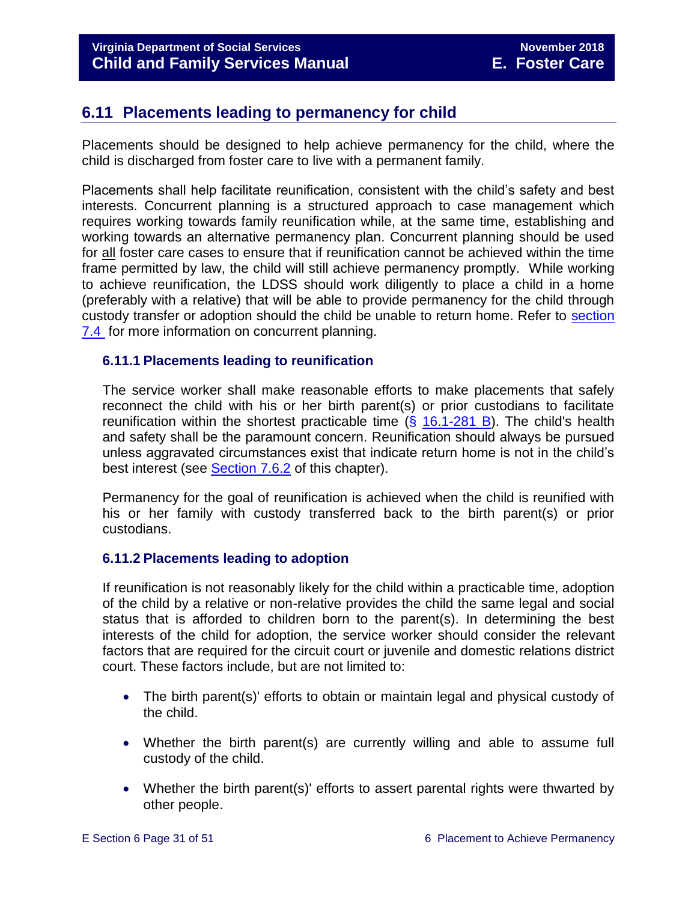## 6.11 Placements leading to permanency for child

Placements should be designed to help achieve permanency for the child, where the child is discharged from foster care to live with a permanent family.

Placements shall help facilitate reunification, consistent with the child's safety and best interests. Concurrent planning is a structured approach to case management which requires working towards family reunification while, at the same time, establishing and working towards an alternative permanency plan. Concurrent planning should be used for all foster care cases to ensure that if reunification cannot be achieved within the time frame permitted by law, the child will still achieve permanency promptly. While working to achieve reunification, the LDSS should work diligently to place a child in a home (preferably with a relative) that will be able to provide permanency for the child through custody transfer or adoption should the child be unable to return home. Refer to section 7.4 for more information on concurrent planning.

### 6.11.1 Placements leading to reunification

The service worker shall make reasonable efforts to make placements that safely reconnect the child with his or her birth parent(s) or prior custodians to facilitate reunification within the shortest practicable time (§ 16.1-281 B). The child's health and safety shall be the paramount concern. Reunification should always be pursued unless aggravated circumstances exist that indicate return home is not in the child's best interest (see Section 7.6.2 of this chapter).

Permanency for the goal of reunification is achieved when the child is reunified with his or her family with custody transferred back to the birth parent(s) or prior custodians.

### 6.11.2 Placements leading to adoption

If reunification is not reasonably likely for the child within a practicable time, adoption of the child by a relative or non-relative provides the child the same legal and social status that is afforded to children born to the parent(s). In determining the best interests of the child for adoption, the service worker should consider the relevant factors that are required for the circuit court or juvenile and domestic relations district court. These factors include, but are not limited to:

- The birth parent(s)' efforts to obtain or maintain legal and physical custody of the child.
- Whether the birth parent(s) are currently willing and able to assume full custody of the child.
- Whether the birth parent(s)' efforts to assert parental rights were thwarted by other people.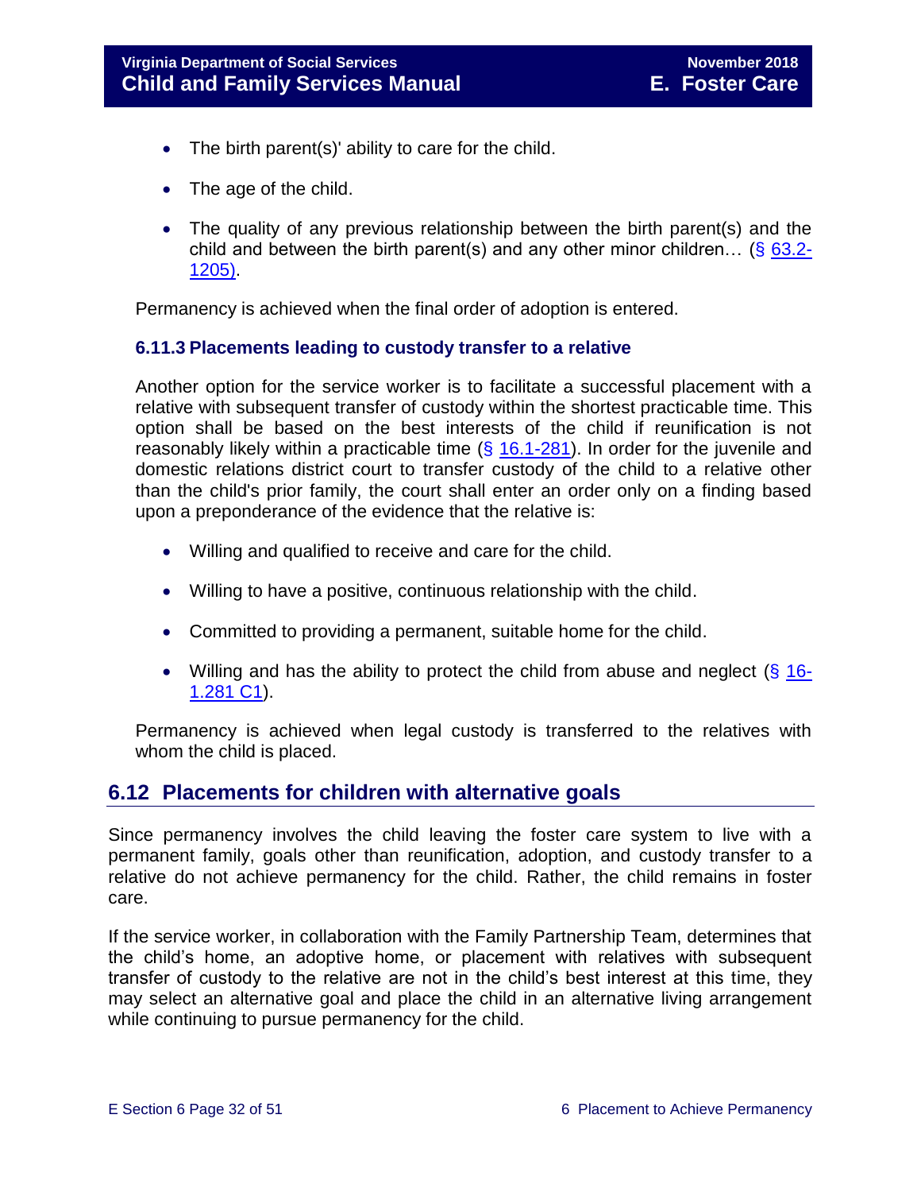- The birth parent(s)' ability to care for the child.
- The age of the child.
- The quality of any previous relationship between the birth parent(s) and the child and between the birth parent(s) and any other minor children… (§ 63.2-1205).

Permanency is achieved when the final order of adoption is entered.

### 6.11.3 Placements leading to custody transfer to a relative

Another option for the service worker is to facilitate a successful placement with a relative with subsequent transfer of custody within the shortest practicable time. This option shall be based on the best interests of the child if reunification is not reasonably likely within a practicable time (§ 16.1-281). In order for the juvenile and domestic relations district court to transfer custody of the child to a relative other than the child's prior family, the court shall enter an order only on a finding based upon a preponderance of the evidence that the relative is:

- Willing and qualified to receive and care for the child.
- Willing to have a positive, continuous relationship with the child.
- Committed to providing a permanent, suitable home for the child.
- Willing and has the ability to protect the child from abuse and neglect (§ 16-1.281 C1).

Permanency is achieved when legal custody is transferred to the relatives with whom the child is placed.

## 6.12 Placements for children with alternative goals

Since permanency involves the child leaving the foster care system to live with a permanent family, goals other than reunification, adoption, and custody transfer to a relative do not achieve permanency for the child. Rather, the child remains in foster care.

If the service worker, in collaboration with the Family Partnership Team, determines that the child's home, an adoptive home, or placement with relatives with subsequent transfer of custody to the relative are not in the child's best interest at this time, they may select an alternative goal and place the child in an alternative living arrangement while continuing to pursue permanency for the child.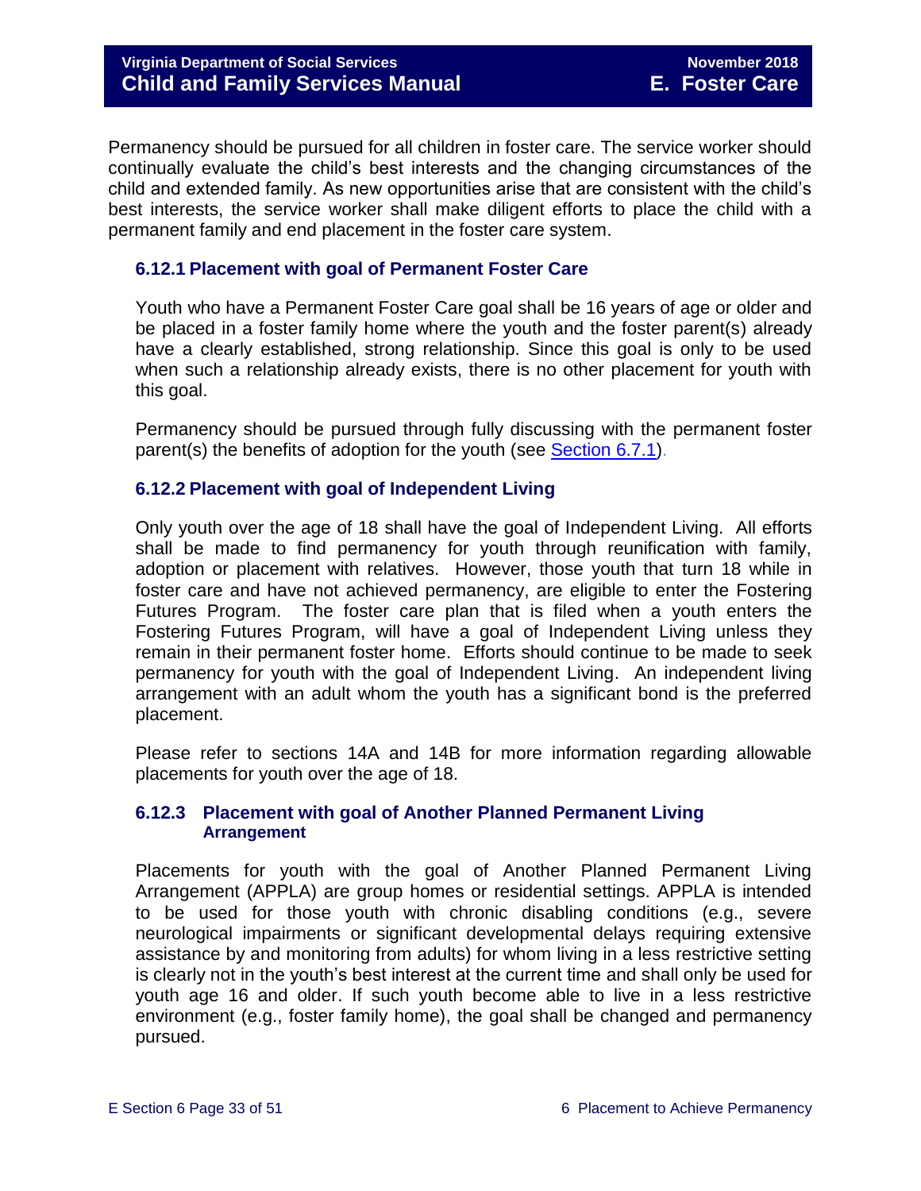Permanency should be pursued for all children in foster care. The service worker should continually evaluate the child's best interests and the changing circumstances of the child and extended family. As new opportunities arise that are consistent with the child's best interests, the service worker shall make diligent efforts to place the child with a permanent family and end placement in the foster care system.

### 6.12.1 Placement with goal of Permanent Foster Care

Youth who have a Permanent Foster Care goal shall be 16 years of age or older and be placed in a foster family home where the youth and the foster parent(s) already have a clearly established, strong relationship. Since this goal is only to be used when such a relationship already exists, there is no other placement for youth with this goal.

Permanency should be pursued through fully discussing with the permanent foster parent(s) the benefits of adoption for the youth (see Section 6.7.1).

### 6.12.2 Placement with goal of Independent Living

Only youth over the age of 18 shall have the goal of Independent Living. All efforts shall be made to find permanency for youth through reunification with family, adoption or placement with relatives. However, those youth that turn 18 while in foster care and have not achieved permanency, are eligible to enter the Fostering Futures Program. The foster care plan that is filed when a youth enters the Fostering Futures Program, will have a goal of Independent Living unless they remain in their permanent foster home. Efforts should continue to be made to seek permanency for youth with the goal of Independent Living. An independent living arrangement with an adult whom the youth has a significant bond is the preferred placement.

Please refer to sections 14A and 14B for more information regarding allowable placements for youth over the age of 18.

### 6.12.3 Placement with goal of Another Planned Permanent Living Arrangement

Placements for youth with the goal of Another Planned Permanent Living Arrangement (APPLA) are group homes or residential settings. APPLA is intended to be used for those youth with chronic disabling conditions (e.g., severe neurological impairments or significant developmental delays requiring extensive assistance by and monitoring from adults) for whom living in a less restrictive setting is clearly not in the youth's best interest at the current time and shall only be used for youth age 16 and older. If such youth become able to live in a less restrictive environment (e.g., foster family home), the goal shall be changed and permanency pursued.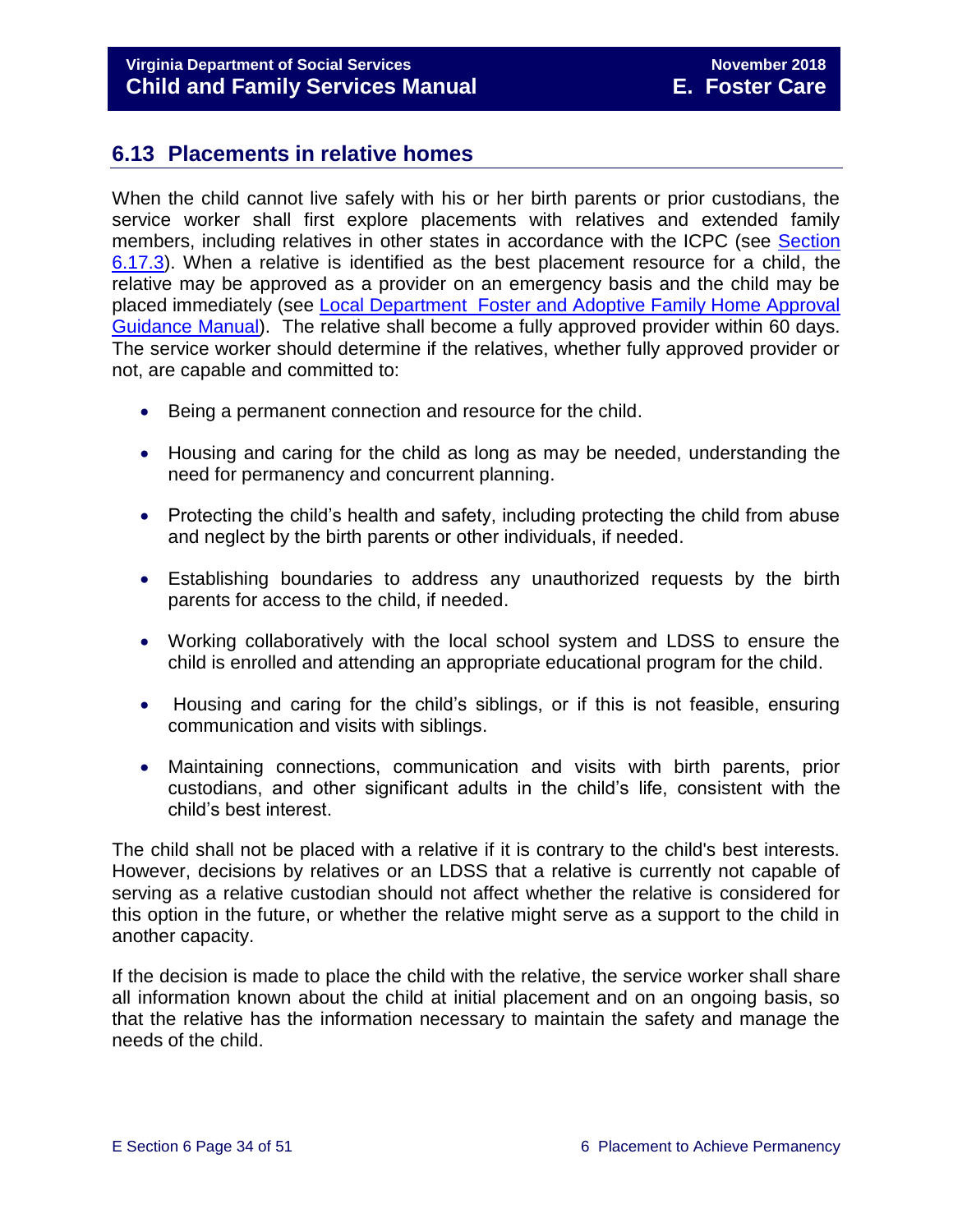## 6.13 Placements in relative homes

When the child cannot live safely with his or her birth parents or prior custodians, the service worker shall first explore placements with relatives and extended family members, including relatives in other states in accordance with the ICPC (see Section 6.17.3). When a relative is identified as the best placement resource for a child, the relative may be approved as a provider on an emergency basis and the child may be placed immediately (see Local Department Foster and Adoptive Family Home Approval Guidance Manual). The relative shall become a fully approved provider within 60 days. The service worker should determine if the relatives, whether fully approved provider or not, are capable and committed to:

- Being a permanent connection and resource for the child.
- Housing and caring for the child as long as may be needed, understanding the need for permanency and concurrent planning.
- Protecting the child's health and safety, including protecting the child from abuse and neglect by the birth parents or other individuals, if needed.
- Establishing boundaries to address any unauthorized requests by the birth parents for access to the child, if needed.
- Working collaboratively with the local school system and LDSS to ensure the child is enrolled and attending an appropriate educational program for the child.
- Housing and caring for the child's siblings, or if this is not feasible, ensuring communication and visits with siblings.
- Maintaining connections, communication and visits with birth parents, prior custodians, and other significant adults in the child's life, consistent with the child's best interest.

The child shall not be placed with a relative if it is contrary to the child's best interests. However, decisions by relatives or an LDSS that a relative is currently not capable of serving as a relative custodian should not affect whether the relative is considered for this option in the future, or whether the relative might serve as a support to the child in another capacity.

If the decision is made to place the child with the relative, the service worker shall share all information known about the child at initial placement and on an ongoing basis, so that the relative has the information necessary to maintain the safety and manage the needs of the child.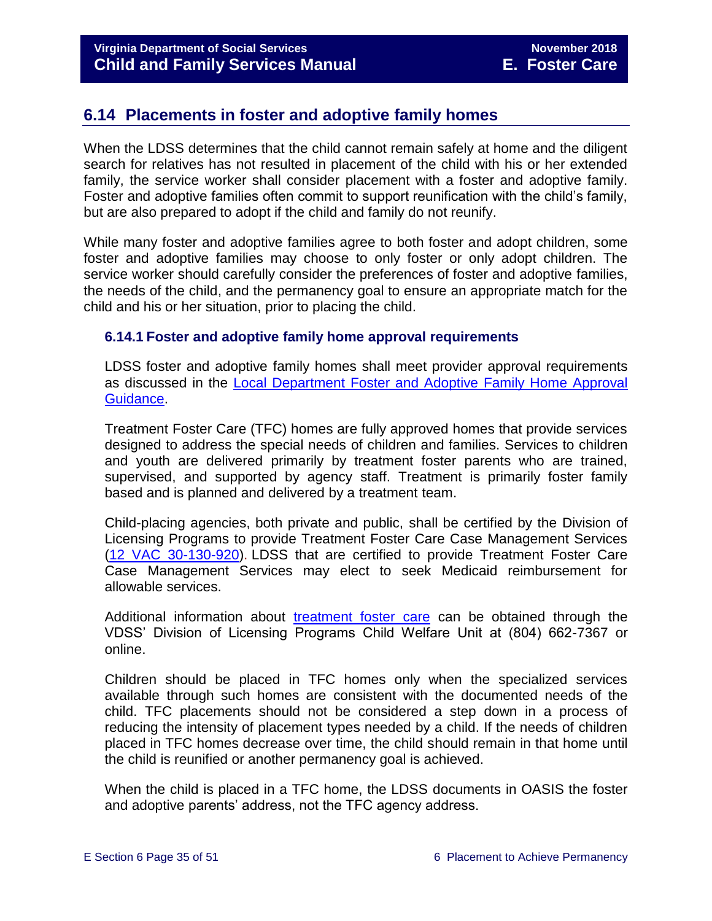## 6.14 Placements in foster and adoptive family homes

When the LDSS determines that the child cannot remain safely at home and the diligent search for relatives has not resulted in placement of the child with his or her extended family, the service worker shall consider placement with a foster and adoptive family. Foster and adoptive families often commit to support reunification with the child's family, but are also prepared to adopt if the child and family do not reunify.

While many foster and adoptive families agree to both foster and adopt children, some foster and adoptive families may choose to only foster or only adopt children. The service worker should carefully consider the preferences of foster and adoptive families, the needs of the child, and the permanency goal to ensure an appropriate match for the child and his or her situation, prior to placing the child.

### 6.14.1 Foster and adoptive family home approval requirements

LDSS foster and adoptive family homes shall meet provider approval requirements as discussed in the Local Department Foster and Adoptive Family Home Approval Guidance.

Treatment Foster Care (TFC) homes are fully approved homes that provide services designed to address the special needs of children and families. Services to children and youth are delivered primarily by treatment foster parents who are trained, supervised, and supported by agency staff. Treatment is primarily foster family based and is planned and delivered by a treatment team.

Child-placing agencies, both private and public, shall be certified by the Division of Licensing Programs to provide Treatment Foster Care Case Management Services (12 VAC 30-130-920). LDSS that are certified to provide Treatment Foster Care Case Management Services may elect to seek Medicaid reimbursement for allowable services.

Additional information about treatment foster care can be obtained through the VDSS' Division of Licensing Programs Child Welfare Unit at (804) 662-7367 or online.

Children should be placed in TFC homes only when the specialized services available through such homes are consistent with the documented needs of the child. TFC placements should not be considered a step down in a process of reducing the intensity of placement types needed by a child. If the needs of children placed in TFC homes decrease over time, the child should remain in that home until the child is reunified or another permanency goal is achieved.

When the child is placed in a TFC home, the LDSS documents in OASIS the foster and adoptive parents' address, not the TFC agency address.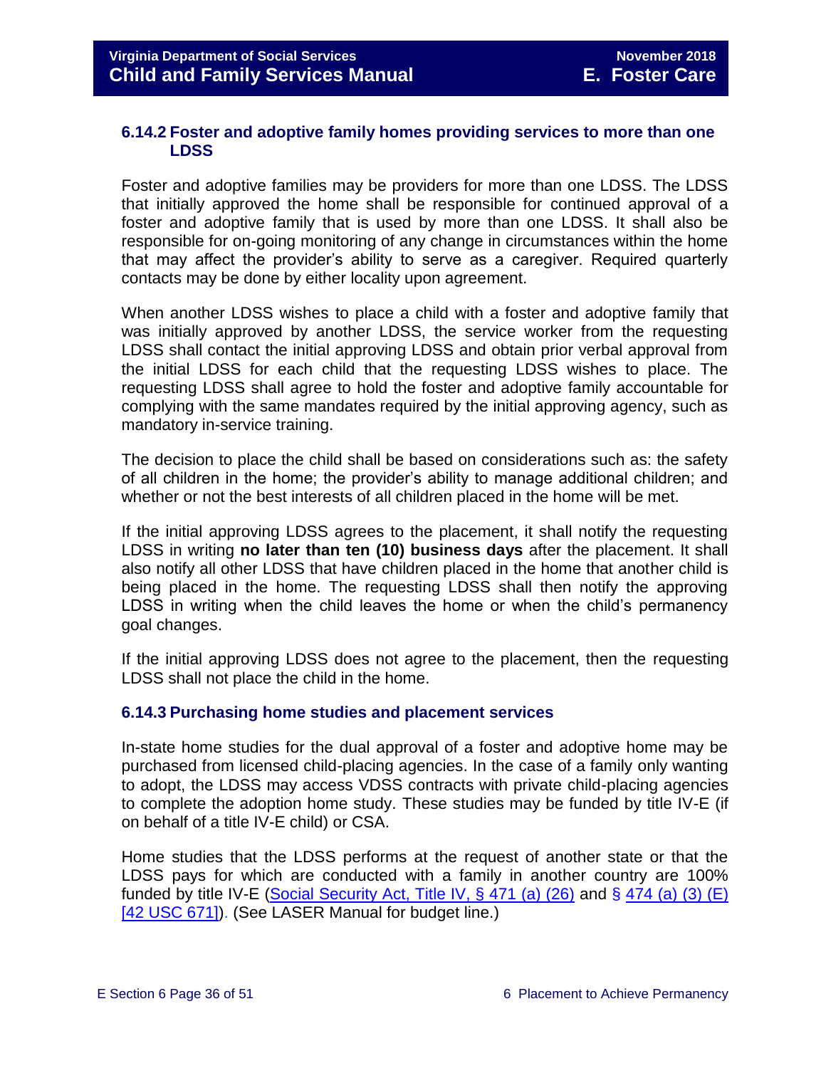### 6.14.2 Foster and adoptive family homes providing services to more than one LDSS

Foster and adoptive families may be providers for more than one LDSS. The LDSS that initially approved the home shall be responsible for continued approval of a foster and adoptive family that is used by more than one LDSS. It shall also be responsible for on-going monitoring of any change in circumstances within the home that may affect the provider's ability to serve as a caregiver. Required quarterly contacts may be done by either locality upon agreement.

When another LDSS wishes to place a child with a foster and adoptive family that was initially approved by another LDSS, the service worker from the requesting LDSS shall contact the initial approving LDSS and obtain prior verbal approval from the initial LDSS for each child that the requesting LDSS wishes to place. The requesting LDSS shall agree to hold the foster and adoptive family accountable for complying with the same mandates required by the initial approving agency, such as mandatory in-service training.

The decision to place the child shall be based on considerations such as: the safety of all children in the home; the provider's ability to manage additional children; and whether or not the best interests of all children placed in the home will be met.

If the initial approving LDSS agrees to the placement, it shall notify the requesting LDSS in writing **no later than ten (10) business days** after the placement. It shall also notify all other LDSS that have children placed in the home that another child is being placed in the home. The requesting LDSS shall then notify the approving LDSS in writing when the child leaves the home or when the child's permanency goal changes.

If the initial approving LDSS does not agree to the placement, then the requesting LDSS shall not place the child in the home.

### 6.14.3 Purchasing home studies and placement services

In-state home studies for the dual approval of a foster and adoptive home may be purchased from licensed child-placing agencies. In the case of a family only wanting to adopt, the LDSS may access VDSS contracts with private child-placing agencies to complete the adoption home study. These studies may be funded by title IV-E (if on behalf of a title IV-E child) or CSA.

Home studies that the LDSS performs at the request of another state or that the LDSS pays for which are conducted with a family in another country are 100% funded by title IV-E (Social Security Act, Title IV, § 471 (a) (26) and § 474 (a) (3) (E) [42 USC 671]). (See LASER Manual for budget line.)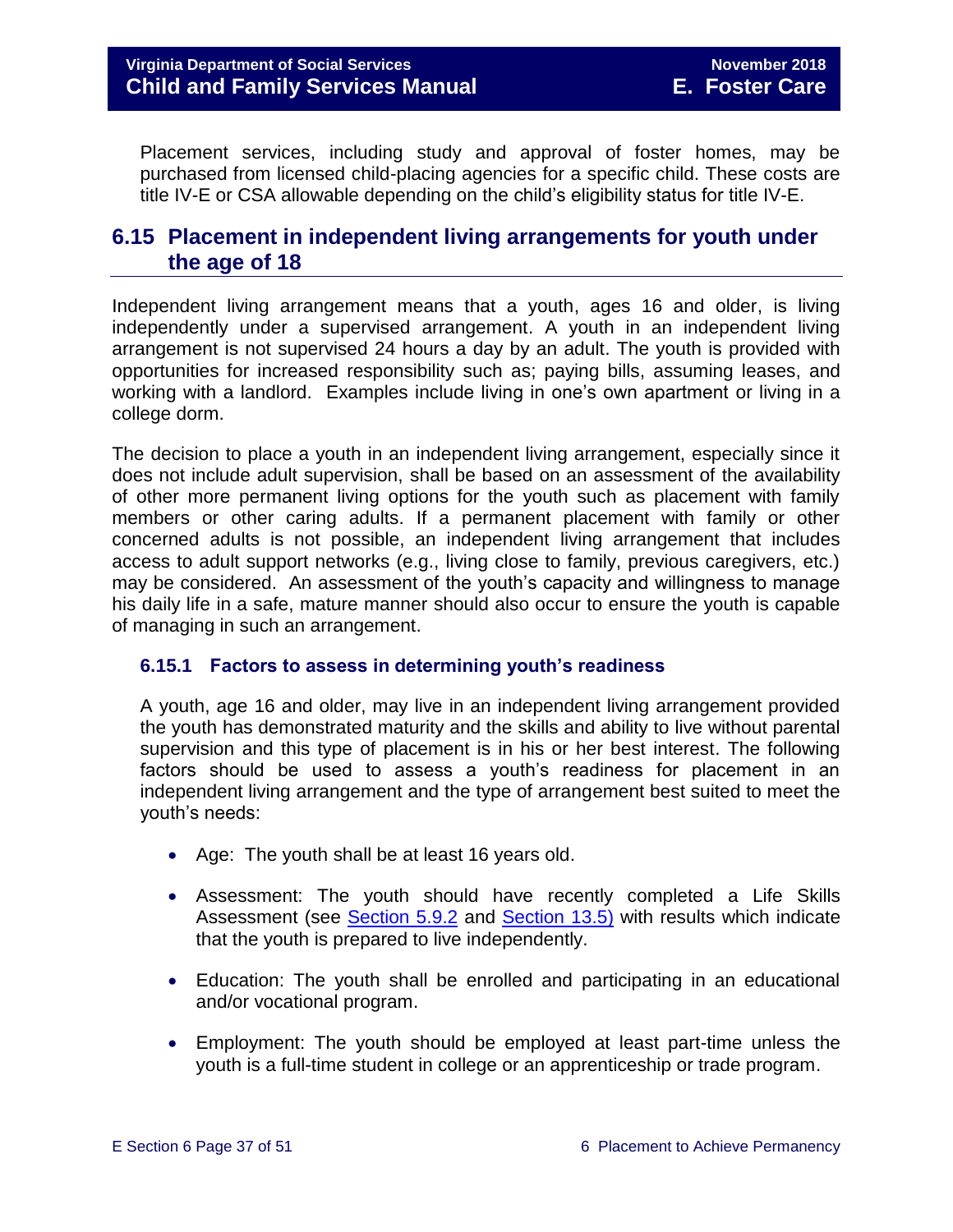Placement services, including study and approval of foster homes, may be purchased from licensed child-placing agencies for a specific child. These costs are title IV-E or CSA allowable depending on the child's eligibility status for title IV-E.

## 6.15 Placement in independent living arrangements for youth under the age of 18

Independent living arrangement means that a youth, ages 16 and older, is living independently under a supervised arrangement. A youth in an independent living arrangement is not supervised 24 hours a day by an adult. The youth is provided with opportunities for increased responsibility such as; paying bills, assuming leases, and working with a landlord. Examples include living in one's own apartment or living in a college dorm.

The decision to place a youth in an independent living arrangement, especially since it does not include adult supervision, shall be based on an assessment of the availability of other more permanent living options for the youth such as placement with family members or other caring adults. If a permanent placement with family or other concerned adults is not possible, an independent living arrangement that includes access to adult support networks (e.g., living close to family, previous caregivers, etc.) may be considered. An assessment of the youth's capacity and willingness to manage his daily life in a safe, mature manner should also occur to ensure the youth is capable of managing in such an arrangement.

### 6.15.1 Factors to assess in determining youth's readiness

A youth, age 16 and older, may live in an independent living arrangement provided the youth has demonstrated maturity and the skills and ability to live without parental supervision and this type of placement is in his or her best interest. The following factors should be used to assess a youth's readiness for placement in an independent living arrangement and the type of arrangement best suited to meet the youth's needs:

- Age: The youth shall be at least 16 years old.
- Assessment: The youth should have recently completed a Life Skills Assessment (see Section 5.9.2 and Section 13.5) with results which indicate that the youth is prepared to live independently.
- Education: The youth shall be enrolled and participating in an educational and/or vocational program.
- Employment: The youth should be employed at least part-time unless the youth is a full-time student in college or an apprenticeship or trade program.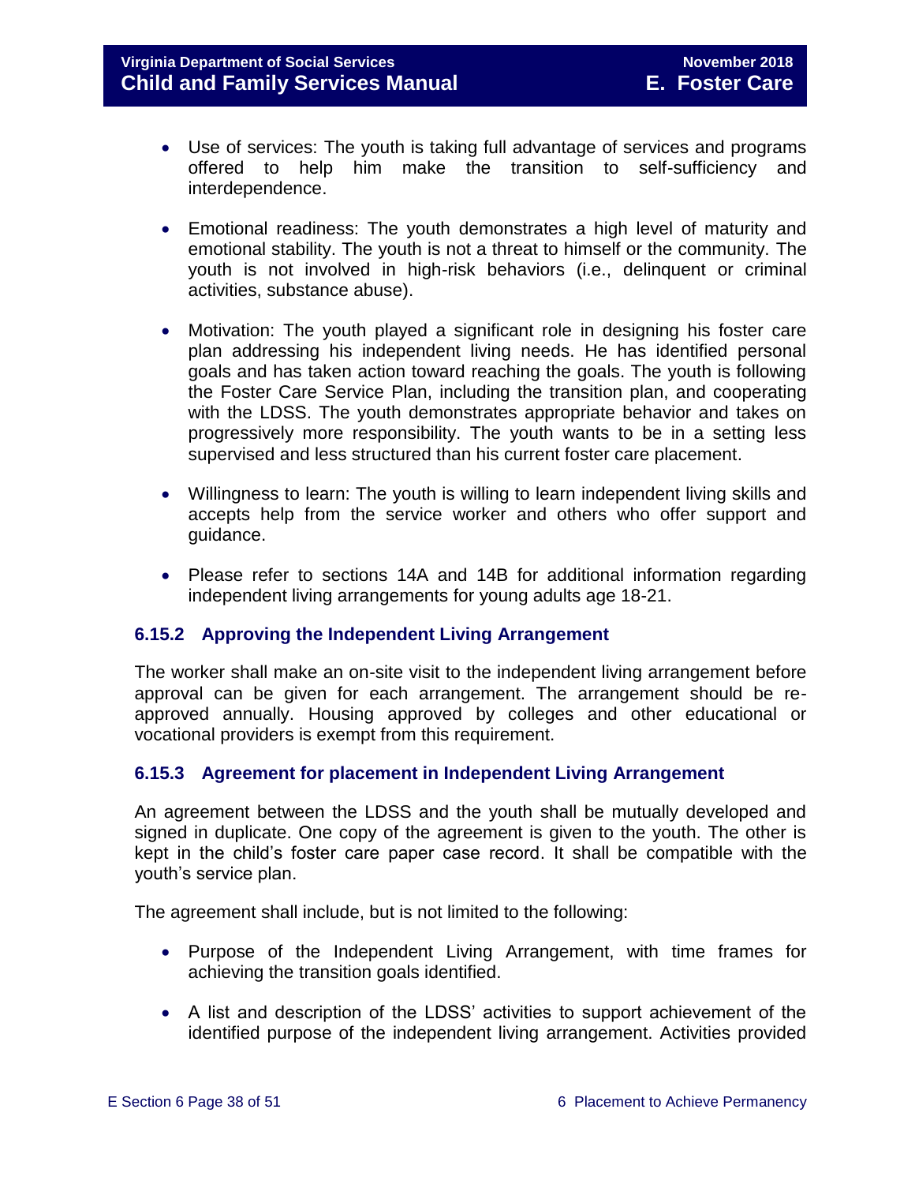- Use of services: The youth is taking full advantage of services and programs offered to help him make the transition to self-sufficiency and interdependence.

- Emotional readiness: The youth demonstrates a high level of maturity and emotional stability. The youth is not a threat to himself or the community. The youth is not involved in high-risk behaviors (i.e., delinquent or criminal activities, substance abuse).

- Motivation: The youth played a significant role in designing his foster care plan addressing his independent living needs. He has identified personal goals and has taken action toward reaching the goals. The youth is following the Foster Care Service Plan, including the transition plan, and cooperating with the LDSS. The youth demonstrates appropriate behavior and takes on progressively more responsibility. The youth wants to be in a setting less supervised and less structured than his current foster care placement.

- Willingness to learn: The youth is willing to learn independent living skills and accepts help from the service worker and others who offer support and guidance.

- Please refer to sections 14A and 14B for additional information regarding independent living arrangements for young adults age 18-21.

### 6.15.2 Approving the Independent Living Arrangement

The worker shall make an on-site visit to the independent living arrangement before approval can be given for each arrangement. The arrangement should be re-approved annually. Housing approved by colleges and other educational or vocational providers is exempt from this requirement.

### 6.15.3 Agreement for placement in Independent Living Arrangement

An agreement between the LDSS and the youth shall be mutually developed and signed in duplicate. One copy of the agreement is given to the youth. The other is kept in the child's foster care paper case record. It shall be compatible with the youth's service plan.

The agreement shall include, but is not limited to the following:

- Purpose of the Independent Living Arrangement, with time frames for achieving the transition goals identified.

- A list and description of the LDSS' activities to support achievement of the identified purpose of the independent living arrangement. Activities provided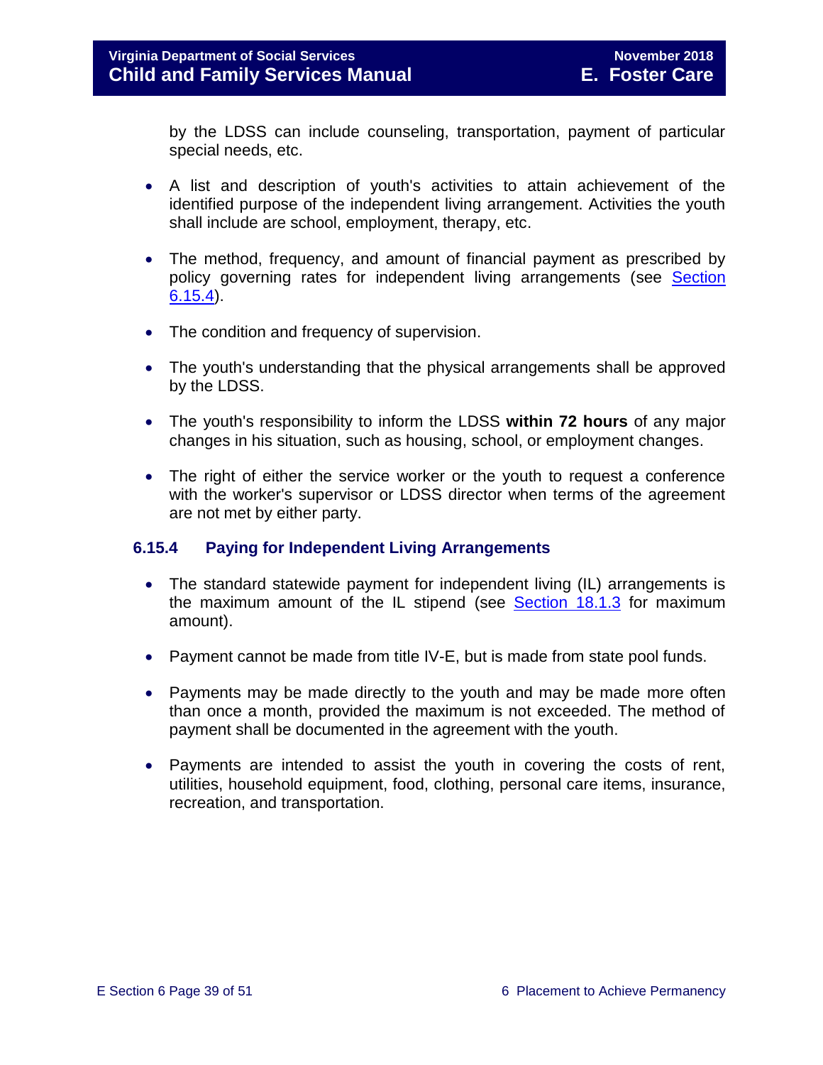by the LDSS can include counseling, transportation, payment of particular special needs, etc.

- A list and description of youth's activities to attain achievement of the identified purpose of the independent living arrangement. Activities the youth shall include are school, employment, therapy, etc.
- The method, frequency, and amount of financial payment as prescribed by policy governing rates for independent living arrangements (see Section 6.15.4).
- The condition and frequency of supervision.
- The youth's understanding that the physical arrangements shall be approved by the LDSS.
- The youth's responsibility to inform the LDSS **within 72 hours** of any major changes in his situation, such as housing, school, or employment changes.
- The right of either the service worker or the youth to request a conference with the worker's supervisor or LDSS director when terms of the agreement are not met by either party.

### 6.15.4 Paying for Independent Living Arrangements

- The standard statewide payment for independent living (IL) arrangements is the maximum amount of the IL stipend (see Section 18.1.3 for maximum amount).
- Payment cannot be made from title IV-E, but is made from state pool funds.
- Payments may be made directly to the youth and may be made more often than once a month, provided the maximum is not exceeded. The method of payment shall be documented in the agreement with the youth.
- Payments are intended to assist the youth in covering the costs of rent, utilities, household equipment, food, clothing, personal care items, insurance, recreation, and transportation.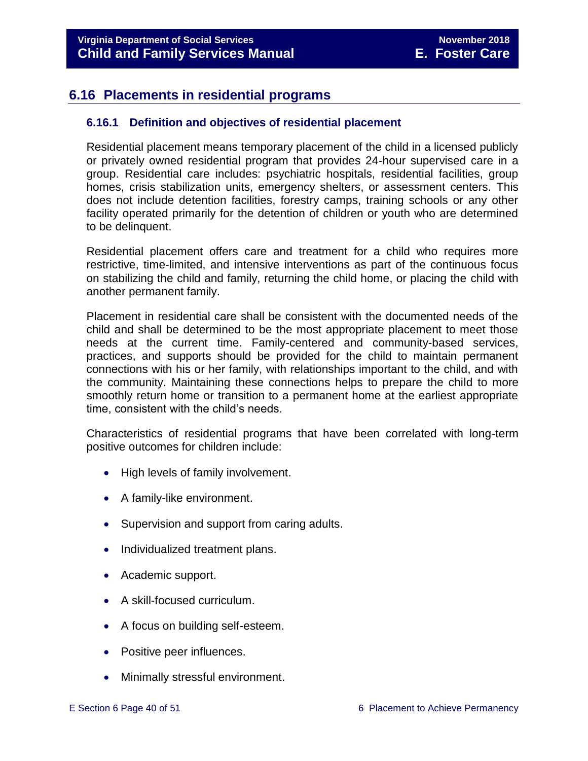## 6.16 Placements in residential programs

### 6.16.1 Definition and objectives of residential placement

Residential placement means temporary placement of the child in a licensed publicly or privately owned residential program that provides 24-hour supervised care in a group. Residential care includes: psychiatric hospitals, residential facilities, group homes, crisis stabilization units, emergency shelters, or assessment centers. This does not include detention facilities, forestry camps, training schools or any other facility operated primarily for the detention of children or youth who are determined to be delinquent.

Residential placement offers care and treatment for a child who requires more restrictive, time-limited, and intensive interventions as part of the continuous focus on stabilizing the child and family, returning the child home, or placing the child with another permanent family.

Placement in residential care shall be consistent with the documented needs of the child and shall be determined to be the most appropriate placement to meet those needs at the current time. Family-centered and community-based services, practices, and supports should be provided for the child to maintain permanent connections with his or her family, with relationships important to the child, and with the community. Maintaining these connections helps to prepare the child to more smoothly return home or transition to a permanent home at the earliest appropriate time, consistent with the child's needs.

Characteristics of residential programs that have been correlated with long-term positive outcomes for children include:

- High levels of family involvement.
- A family-like environment.
- Supervision and support from caring adults.
- Individualized treatment plans.
- Academic support.
- A skill-focused curriculum.
- A focus on building self-esteem.
- Positive peer influences.
- Minimally stressful environment.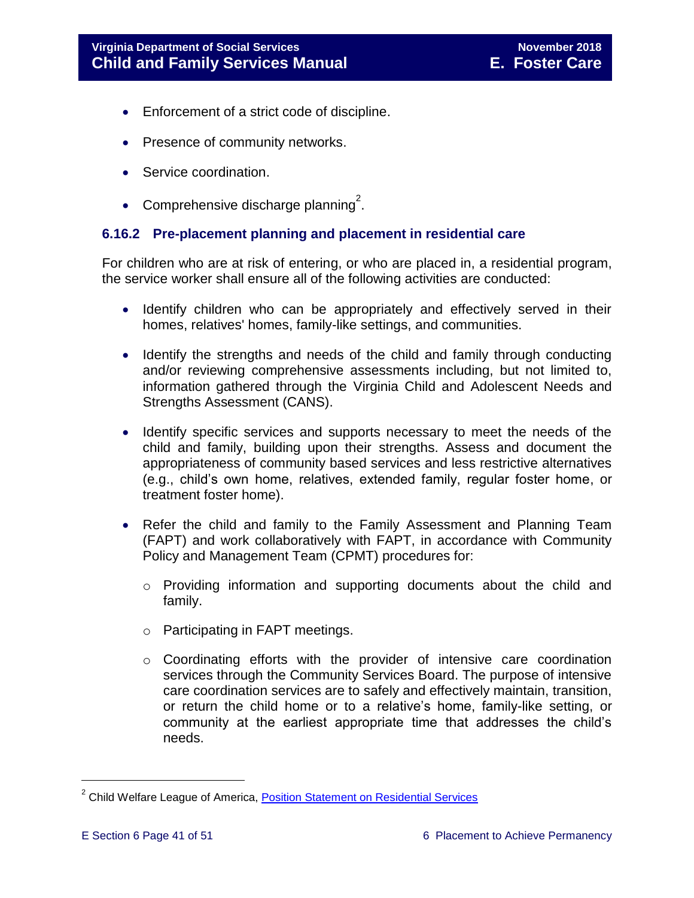- Enforcement of a strict code of discipline.
- Presence of community networks.
- Service coordination.
- Comprehensive discharge planning[2].

### 6.16.2 Pre-placement planning and placement in residential care

For children who are at risk of entering, or who are placed in, a residential program, the service worker shall ensure all of the following activities are conducted:

- Identify children who can be appropriately and effectively served in their homes, relatives' homes, family-like settings, and communities.
- Identify the strengths and needs of the child and family through conducting and/or reviewing comprehensive assessments including, but not limited to, information gathered through the Virginia Child and Adolescent Needs and Strengths Assessment (CANS).
- Identify specific services and supports necessary to meet the needs of the child and family, building upon their strengths. Assess and document the appropriateness of community based services and less restrictive alternatives (e.g., child's own home, relatives, extended family, regular foster home, or treatment foster home).
- Refer the child and family to the Family Assessment and Planning Team (FAPT) and work collaboratively with FAPT, in accordance with Community Policy and Management Team (CPMT) procedures for:
  - Providing information and supporting documents about the child and family.
  - Participating in FAPT meetings.
  - Coordinating efforts with the provider of intensive care coordination services through the Community Services Board. The purpose of intensive care coordination services are to safely and effectively maintain, transition, or return the child home or to a relative's home, family-like setting, or community at the earliest appropriate time that addresses the child's needs.

---

[2] Child Welfare League of America, Position Statement on Residential Services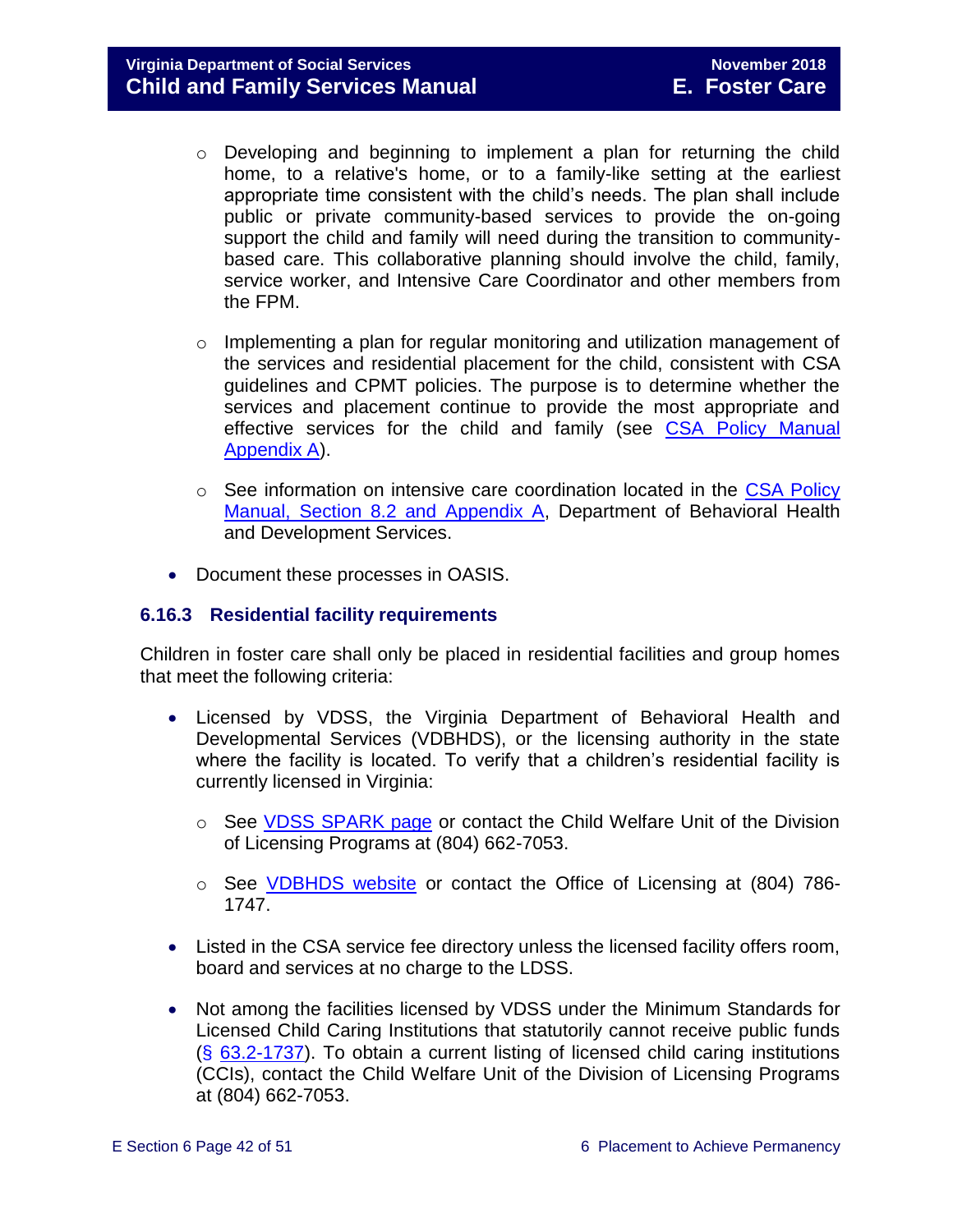- Developing and beginning to implement a plan for returning the child home, to a relative's home, or to a family-like setting at the earliest appropriate time consistent with the child's needs. The plan shall include public or private community-based services to provide the on-going support the child and family will need during the transition to community-based care. This collaborative planning should involve the child, family, service worker, and Intensive Care Coordinator and other members from the FPM.

  - Implementing a plan for regular monitoring and utilization management of the services and residential placement for the child, consistent with CSA guidelines and CPMT policies. The purpose is to determine whether the services and placement continue to provide the most appropriate and effective services for the child and family (see [CSA Policy Manual Appendix A](#)).

  - See information on intensive care coordination located in the [CSA Policy Manual, Section 8.2 and Appendix A](#), Department of Behavioral Health and Development Services.

- Document these processes in OASIS.

### 6.16.3 Residential facility requirements

Children in foster care shall only be placed in residential facilities and group homes that meet the following criteria:

- Licensed by VDSS, the Virginia Department of Behavioral Health and Developmental Services (VDBHDS), or the licensing authority in the state where the facility is located. To verify that a children's residential facility is currently licensed in Virginia:

  - See [VDSS SPARK page](#) or contact the Child Welfare Unit of the Division of Licensing Programs at (804) 662-7053.

  - See [VDBHDS website](#) or contact the Office of Licensing at (804) 786-1747.

- Listed in the CSA service fee directory unless the licensed facility offers room, board and services at no charge to the LDSS.

- Not among the facilities licensed by VDSS under the Minimum Standards for Licensed Child Caring Institutions that statutorily cannot receive public funds ([§ 63.2-1737](#)). To obtain a current listing of licensed child caring institutions (CCIs), contact the Child Welfare Unit of the Division of Licensing Programs at (804) 662-7053.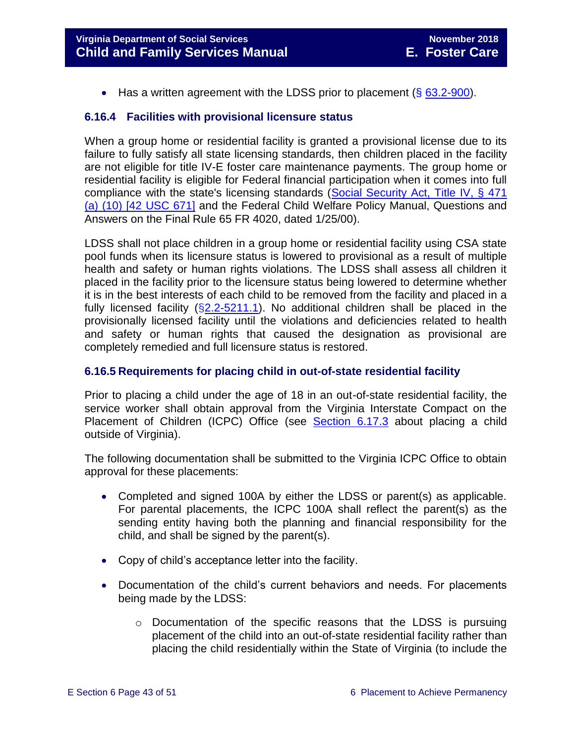- Has a written agreement with the LDSS prior to placement (§ 63.2-900).

### 6.16.4 Facilities with provisional licensure status

When a group home or residential facility is granted a provisional license due to its failure to fully satisfy all state licensing standards, then children placed in the facility are not eligible for title IV-E foster care maintenance payments. The group home or residential facility is eligible for Federal financial participation when it comes into full compliance with the state's licensing standards (Social Security Act, Title IV, § 471 (a) (10) [42 USC 671] and the Federal Child Welfare Policy Manual, Questions and Answers on the Final Rule 65 FR 4020, dated 1/25/00).

LDSS shall not place children in a group home or residential facility using CSA state pool funds when its licensure status is lowered to provisional as a result of multiple health and safety or human rights violations. The LDSS shall assess all children it placed in the facility prior to the licensure status being lowered to determine whether it is in the best interests of each child to be removed from the facility and placed in a fully licensed facility (§2.2-5211.1). No additional children shall be placed in the provisionally licensed facility until the violations and deficiencies related to health and safety or human rights that caused the designation as provisional are completely remedied and full licensure status is restored.

### 6.16.5 Requirements for placing child in out-of-state residential facility

Prior to placing a child under the age of 18 in an out-of-state residential facility, the service worker shall obtain approval from the Virginia Interstate Compact on the Placement of Children (ICPC) Office (see Section 6.17.3 about placing a child outside of Virginia).

The following documentation shall be submitted to the Virginia ICPC Office to obtain approval for these placements:

- Completed and signed 100A by either the LDSS or parent(s) as applicable. For parental placements, the ICPC 100A shall reflect the parent(s) as the sending entity having both the planning and financial responsibility for the child, and shall be signed by the parent(s).
- Copy of child's acceptance letter into the facility.
- Documentation of the child's current behaviors and needs. For placements being made by the LDSS:
  - Documentation of the specific reasons that the LDSS is pursuing placement of the child into an out-of-state residential facility rather than placing the child residentially within the State of Virginia (to include the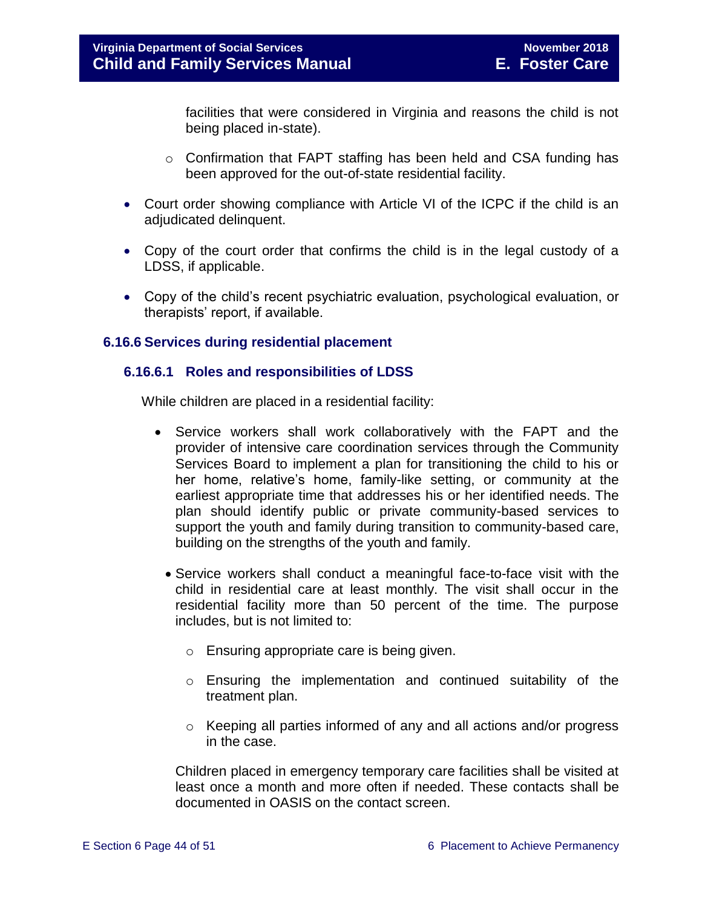facilities that were considered in Virginia and reasons the child is not being placed in-state).

  - Confirmation that FAPT staffing has been held and CSA funding has been approved for the out-of-state residential facility.

- Court order showing compliance with Article VI of the ICPC if the child is an adjudicated delinquent.
- Copy of the court order that confirms the child is in the legal custody of a LDSS, if applicable.
- Copy of the child's recent psychiatric evaluation, psychological evaluation, or therapists' report, if available.

### 6.16.6 Services during residential placement

#### 6.16.6.1 Roles and responsibilities of LDSS

While children are placed in a residential facility:

- Service workers shall work collaboratively with the FAPT and the provider of intensive care coordination services through the Community Services Board to implement a plan for transitioning the child to his or her home, relative's home, family-like setting, or community at the earliest appropriate time that addresses his or her identified needs. The plan should identify public or private community-based services to support the youth and family during transition to community-based care, building on the strengths of the youth and family.
- Service workers shall conduct a meaningful face-to-face visit with the child in residential care at least monthly. The visit shall occur in the residential facility more than 50 percent of the time. The purpose includes, but is not limited to:
  - Ensuring appropriate care is being given.
  - Ensuring the implementation and continued suitability of the treatment plan.
  - Keeping all parties informed of any and all actions and/or progress in the case.

Children placed in emergency temporary care facilities shall be visited at least once a month and more often if needed. These contacts shall be documented in OASIS on the contact screen.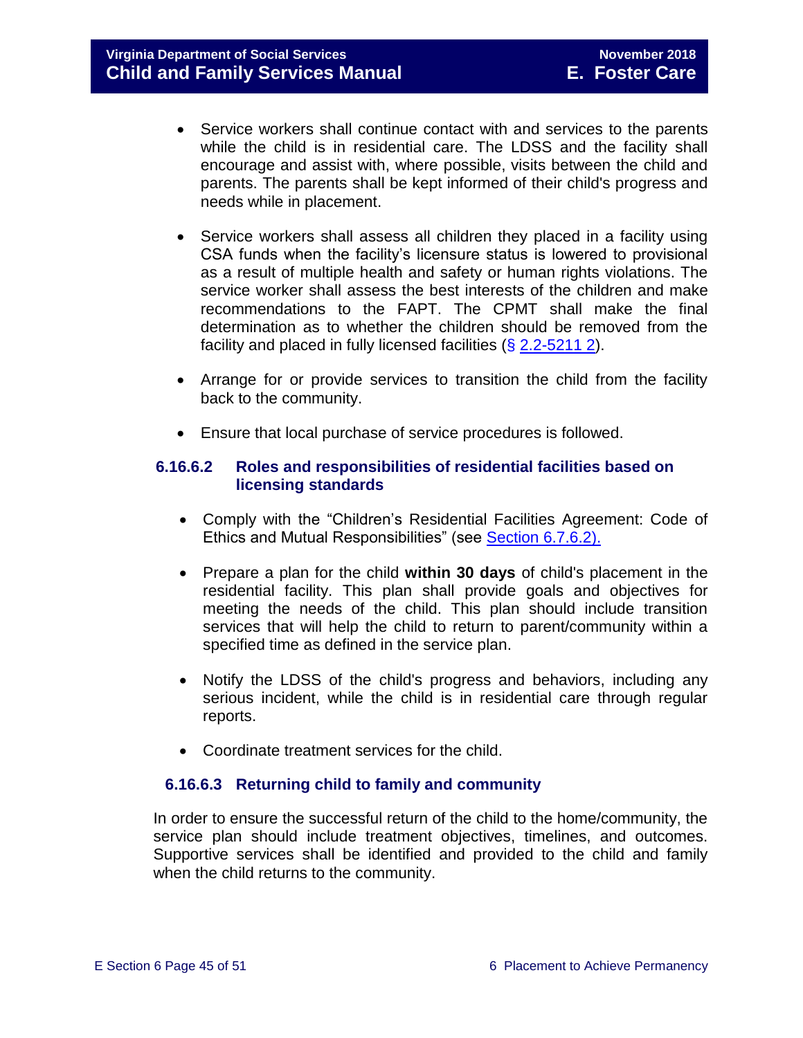- Service workers shall continue contact with and services to the parents while the child is in residential care. The LDSS and the facility shall encourage and assist with, where possible, visits between the child and parents. The parents shall be kept informed of their child's progress and needs while in placement.

- Service workers shall assess all children they placed in a facility using CSA funds when the facility's licensure status is lowered to provisional as a result of multiple health and safety or human rights violations. The service worker shall assess the best interests of the children and make recommendations to the FAPT. The CPMT shall make the final determination as to whether the children should be removed from the facility and placed in fully licensed facilities (§ 2.2-5211 2).

- Arrange for or provide services to transition the child from the facility back to the community.

- Ensure that local purchase of service procedures is followed.

#### 6.16.6.2 Roles and responsibilities of residential facilities based on licensing standards

- Comply with the "Children's Residential Facilities Agreement: Code of Ethics and Mutual Responsibilities" (see Section 6.7.6.2).

- Prepare a plan for the child **within 30 days** of child's placement in the residential facility. This plan shall provide goals and objectives for meeting the needs of the child. This plan should include transition services that will help the child to return to parent/community within a specified time as defined in the service plan.

- Notify the LDSS of the child's progress and behaviors, including any serious incident, while the child is in residential care through regular reports.

- Coordinate treatment services for the child.

#### 6.16.6.3 Returning child to family and community

In order to ensure the successful return of the child to the home/community, the service plan should include treatment objectives, timelines, and outcomes. Supportive services shall be identified and provided to the child and family when the child returns to the community.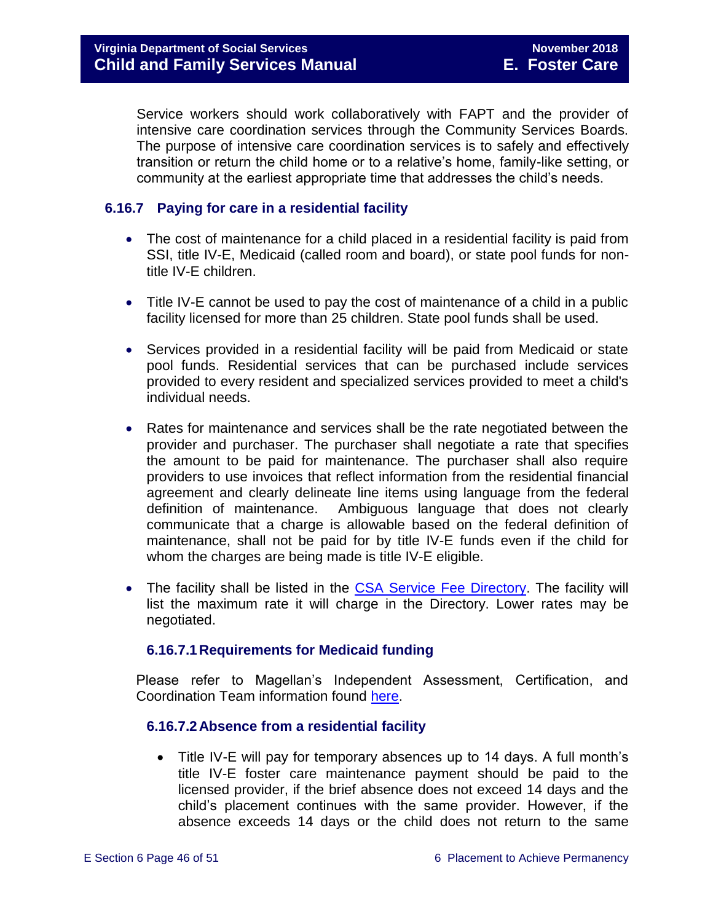Service workers should work collaboratively with FAPT and the provider of intensive care coordination services through the Community Services Boards. The purpose of intensive care coordination services is to safely and effectively transition or return the child home or to a relative's home, family-like setting, or community at the earliest appropriate time that addresses the child's needs.

### 6.16.7 Paying for care in a residential facility

- The cost of maintenance for a child placed in a residential facility is paid from SSI, title IV-E, Medicaid (called room and board), or state pool funds for non-title IV-E children.
- Title IV-E cannot be used to pay the cost of maintenance of a child in a public facility licensed for more than 25 children. State pool funds shall be used.
- Services provided in a residential facility will be paid from Medicaid or state pool funds. Residential services that can be purchased include services provided to every resident and specialized services provided to meet a child's individual needs.
- Rates for maintenance and services shall be the rate negotiated between the provider and purchaser. The purchaser shall negotiate a rate that specifies the amount to be paid for maintenance. The purchaser shall also require providers to use invoices that reflect information from the residential financial agreement and clearly delineate line items using language from the federal definition of maintenance. Ambiguous language that does not clearly communicate that a charge is allowable based on the federal definition of maintenance, shall not be paid for by title IV-E funds even if the child for whom the charges are being made is title IV-E eligible.
- The facility shall be listed in the [CSA Service Fee Directory](). The facility will list the maximum rate it will charge in the Directory. Lower rates may be negotiated.

#### 6.16.7.1 Requirements for Medicaid funding

Please refer to Magellan's Independent Assessment, Certification, and Coordination Team information found [here]().

#### 6.16.7.2 Absence from a residential facility

- Title IV-E will pay for temporary absences up to 14 days. A full month's title IV-E foster care maintenance payment should be paid to the licensed provider, if the brief absence does not exceed 14 days and the child's placement continues with the same provider. However, if the absence exceeds 14 days or the child does not return to the same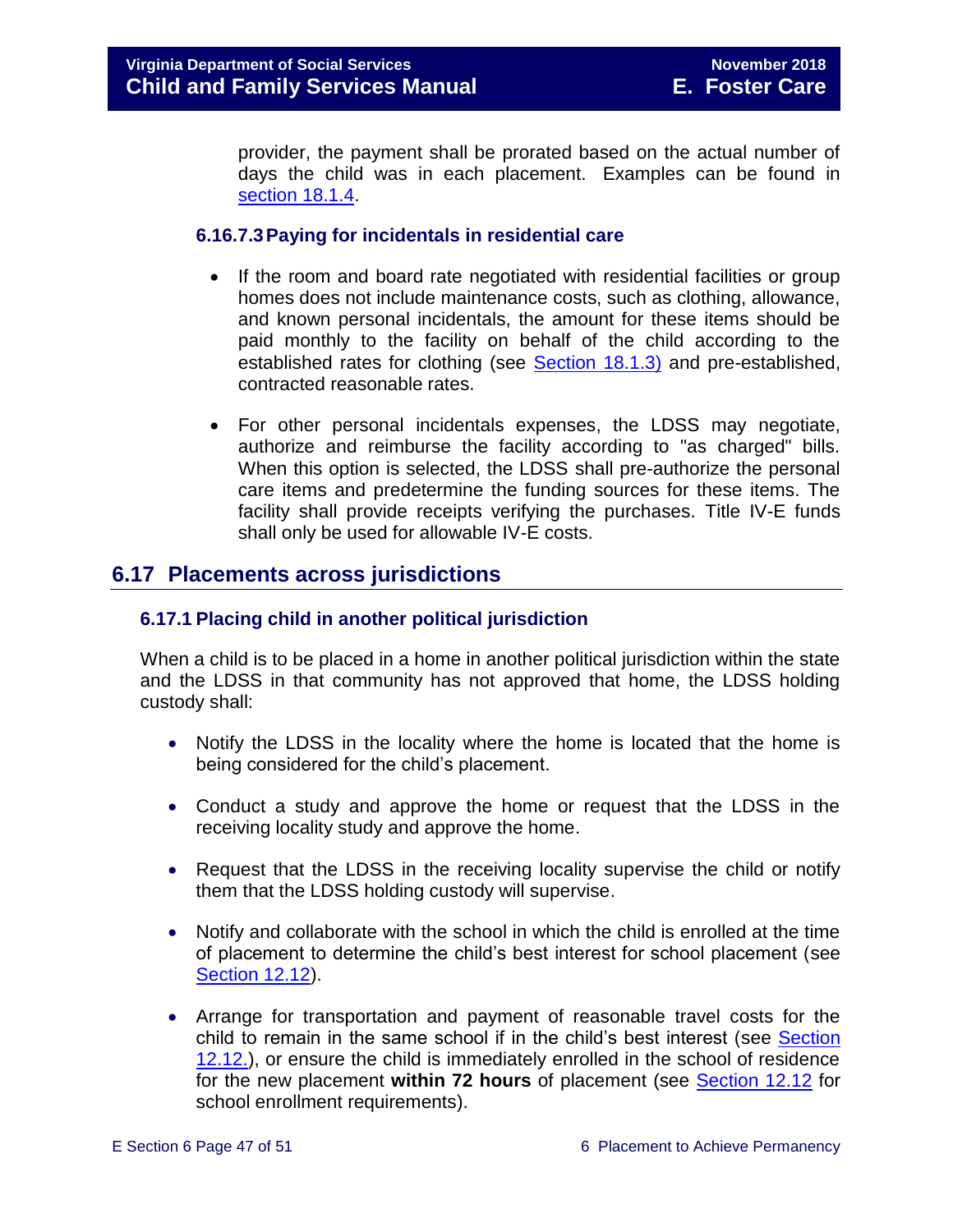provider, the payment shall be prorated based on the actual number of days the child was in each placement. Examples can be found in section 18.1.4.

#### 6.16.7.3 Paying for incidentals in residential care

- If the room and board rate negotiated with residential facilities or group homes does not include maintenance costs, such as clothing, allowance, and known personal incidentals, the amount for these items should be paid monthly to the facility on behalf of the child according to the established rates for clothing (see Section 18.1.3) and pre-established, contracted reasonable rates.

- For other personal incidentals expenses, the LDSS may negotiate, authorize and reimburse the facility according to "as charged" bills. When this option is selected, the LDSS shall pre-authorize the personal care items and predetermine the funding sources for these items. The facility shall provide receipts verifying the purchases. Title IV-E funds shall only be used for allowable IV-E costs.

## 6.17 Placements across jurisdictions

### 6.17.1 Placing child in another political jurisdiction

When a child is to be placed in a home in another political jurisdiction within the state and the LDSS in that community has not approved that home, the LDSS holding custody shall:

- Notify the LDSS in the locality where the home is located that the home is being considered for the child's placement.

- Conduct a study and approve the home or request that the LDSS in the receiving locality study and approve the home.

- Request that the LDSS in the receiving locality supervise the child or notify them that the LDSS holding custody will supervise.

- Notify and collaborate with the school in which the child is enrolled at the time of placement to determine the child's best interest for school placement (see Section 12.12).

- Arrange for transportation and payment of reasonable travel costs for the child to remain in the same school if in the child's best interest (see Section 12.12.), or ensure the child is immediately enrolled in the school of residence for the new placement **within 72 hours** of placement (see Section 12.12 for school enrollment requirements).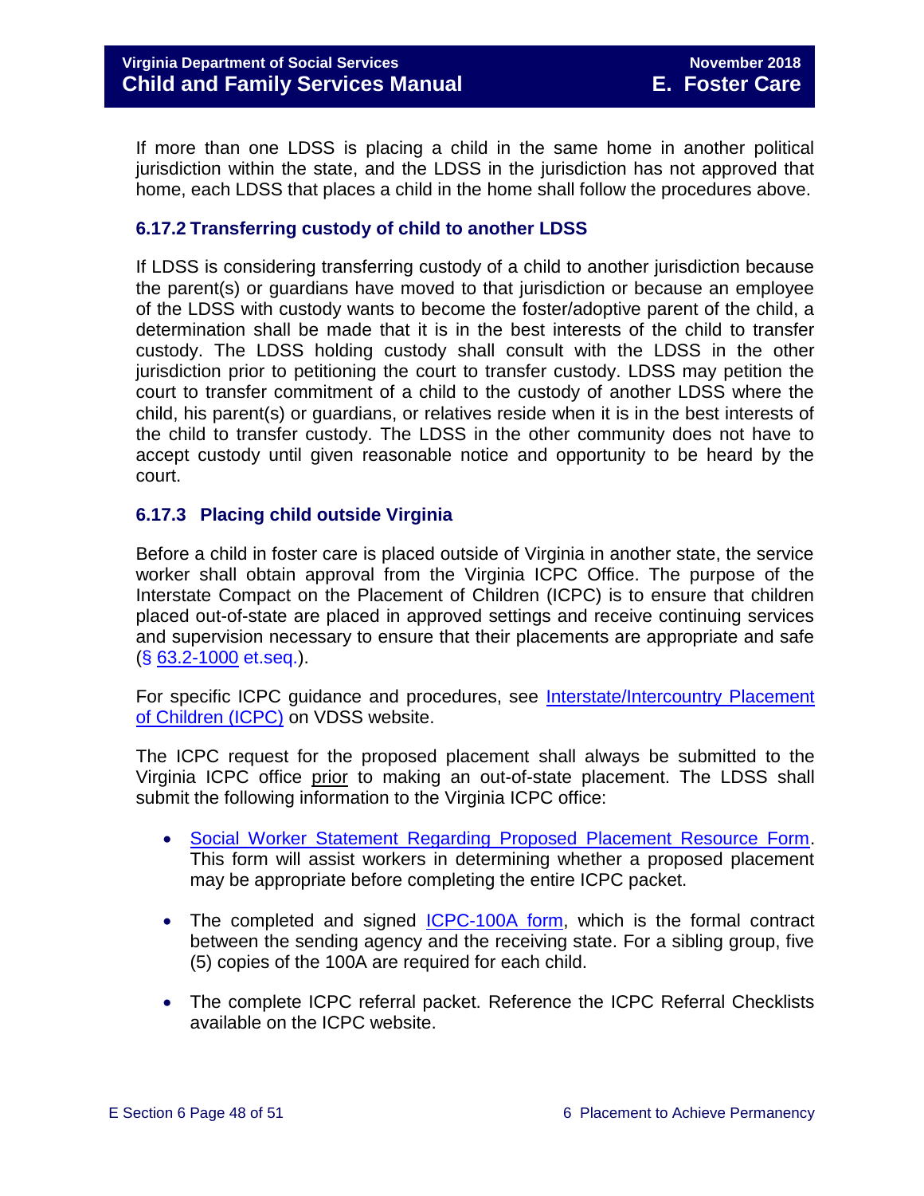If more than one LDSS is placing a child in the same home in another political jurisdiction within the state, and the LDSS in the jurisdiction has not approved that home, each LDSS that places a child in the home shall follow the procedures above.

### 6.17.2 Transferring custody of child to another LDSS

If LDSS is considering transferring custody of a child to another jurisdiction because the parent(s) or guardians have moved to that jurisdiction or because an employee of the LDSS with custody wants to become the foster/adoptive parent of the child, a determination shall be made that it is in the best interests of the child to transfer custody. The LDSS holding custody shall consult with the LDSS in the other jurisdiction prior to petitioning the court to transfer custody. LDSS may petition the court to transfer commitment of a child to the custody of another LDSS where the child, his parent(s) or guardians, or relatives reside when it is in the best interests of the child to transfer custody. The LDSS in the other community does not have to accept custody until given reasonable notice and opportunity to be heard by the court.

### 6.17.3 Placing child outside Virginia

Before a child in foster care is placed outside of Virginia in another state, the service worker shall obtain approval from the Virginia ICPC Office. The purpose of the Interstate Compact on the Placement of Children (ICPC) is to ensure that children placed out-of-state are placed in approved settings and receive continuing services and supervision necessary to ensure that their placements are appropriate and safe (§ 63.2-1000 et.seq.).

For specific ICPC guidance and procedures, see Interstate/Intercountry Placement of Children (ICPC) on VDSS website.

The ICPC request for the proposed placement shall always be submitted to the Virginia ICPC office prior to making an out-of-state placement. The LDSS shall submit the following information to the Virginia ICPC office:

- Social Worker Statement Regarding Proposed Placement Resource Form. This form will assist workers in determining whether a proposed placement may be appropriate before completing the entire ICPC packet.
- The completed and signed ICPC-100A form, which is the formal contract between the sending agency and the receiving state. For a sibling group, five (5) copies of the 100A are required for each child.
- The complete ICPC referral packet. Reference the ICPC Referral Checklists available on the ICPC website.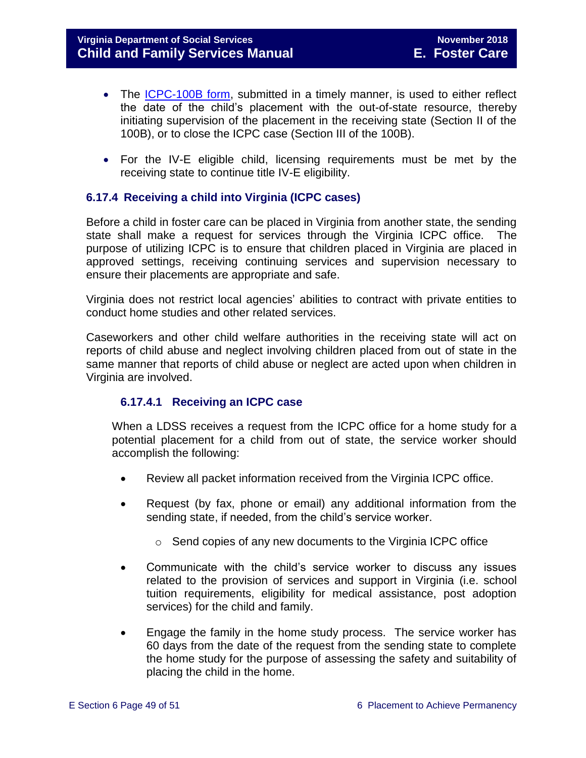- The [ICPC-100B form](), submitted in a timely manner, is used to either reflect the date of the child's placement with the out-of-state resource, thereby initiating supervision of the placement in the receiving state (Section II of the 100B), or to close the ICPC case (Section III of the 100B).

- For the IV-E eligible child, licensing requirements must be met by the receiving state to continue title IV-E eligibility.

### 6.17.4 Receiving a child into Virginia (ICPC cases)

Before a child in foster care can be placed in Virginia from another state, the sending state shall make a request for services through the Virginia ICPC office. The purpose of utilizing ICPC is to ensure that children placed in Virginia are placed in approved settings, receiving continuing services and supervision necessary to ensure their placements are appropriate and safe.

Virginia does not restrict local agencies' abilities to contract with private entities to conduct home studies and other related services.

Caseworkers and other child welfare authorities in the receiving state will act on reports of child abuse and neglect involving children placed from out of state in the same manner that reports of child abuse or neglect are acted upon when children in Virginia are involved.

#### 6.17.4.1 Receiving an ICPC case

When a LDSS receives a request from the ICPC office for a home study for a potential placement for a child from out of state, the service worker should accomplish the following:

- Review all packet information received from the Virginia ICPC office.

- Request (by fax, phone or email) any additional information from the sending state, if needed, from the child's service worker.
  - Send copies of any new documents to the Virginia ICPC office

- Communicate with the child's service worker to discuss any issues related to the provision of services and support in Virginia (i.e. school tuition requirements, eligibility for medical assistance, post adoption services) for the child and family.

- Engage the family in the home study process. The service worker has 60 days from the date of the request from the sending state to complete the home study for the purpose of assessing the safety and suitability of placing the child in the home.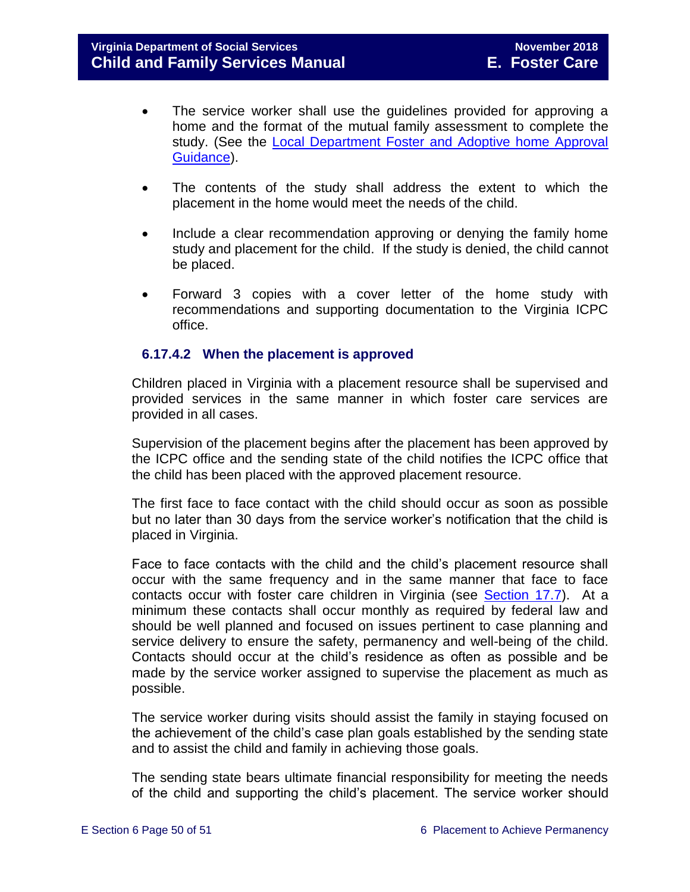- The service worker shall use the guidelines provided for approving a home and the format of the mutual family assessment to complete the study. (See the Local Department Foster and Adoptive home Approval Guidance).

- The contents of the study shall address the extent to which the placement in the home would meet the needs of the child.

- Include a clear recommendation approving or denying the family home study and placement for the child. If the study is denied, the child cannot be placed.

- Forward 3 copies with a cover letter of the home study with recommendations and supporting documentation to the Virginia ICPC office.

#### 6.17.4.2 When the placement is approved

Children placed in Virginia with a placement resource shall be supervised and provided services in the same manner in which foster care services are provided in all cases.

Supervision of the placement begins after the placement has been approved by the ICPC office and the sending state of the child notifies the ICPC office that the child has been placed with the approved placement resource.

The first face to face contact with the child should occur as soon as possible but no later than 30 days from the service worker's notification that the child is placed in Virginia.

Face to face contacts with the child and the child's placement resource shall occur with the same frequency and in the same manner that face to face contacts occur with foster care children in Virginia (see Section 17.7). At a minimum these contacts shall occur monthly as required by federal law and should be well planned and focused on issues pertinent to case planning and service delivery to ensure the safety, permanency and well-being of the child. Contacts should occur at the child's residence as often as possible and be made by the service worker assigned to supervise the placement as much as possible.

The service worker during visits should assist the family in staying focused on the achievement of the child's case plan goals established by the sending state and to assist the child and family in achieving those goals.

The sending state bears ultimate financial responsibility for meeting the needs of the child and supporting the child's placement. The service worker should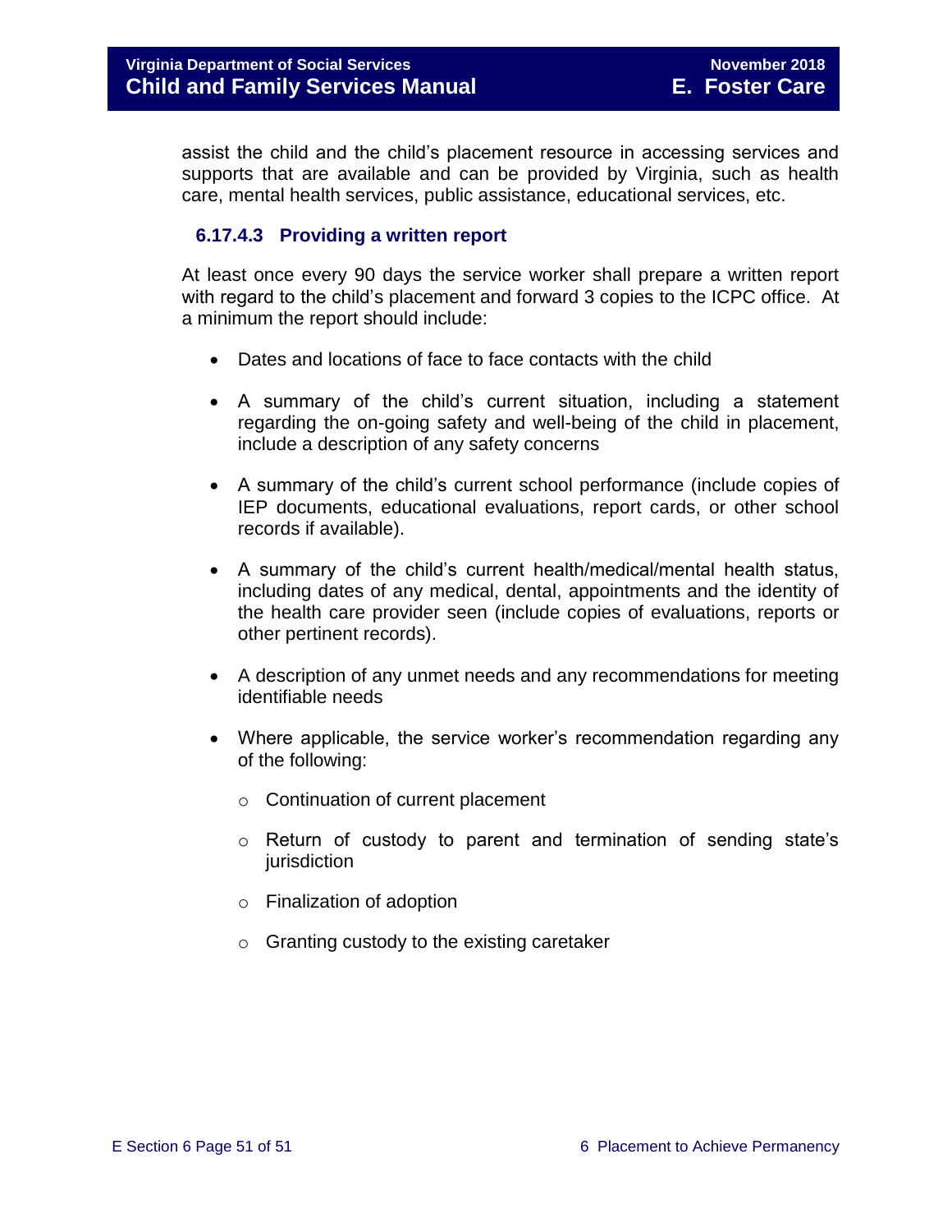assist the child and the child's placement resource in accessing services and supports that are available and can be provided by Virginia, such as health care, mental health services, public assistance, educational services, etc.

### 6.17.4.3 Providing a written report

At least once every 90 days the service worker shall prepare a written report with regard to the child's placement and forward 3 copies to the ICPC office. At a minimum the report should include:

- Dates and locations of face to face contacts with the child
- A summary of the child's current situation, including a statement regarding the on-going safety and well-being of the child in placement, include a description of any safety concerns
- A summary of the child's current school performance (include copies of IEP documents, educational evaluations, report cards, or other school records if available).
- A summary of the child's current health/medical/mental health status, including dates of any medical, dental, appointments and the identity of the health care provider seen (include copies of evaluations, reports or other pertinent records).
- A description of any unmet needs and any recommendations for meeting identifiable needs
- Where applicable, the service worker's recommendation regarding any of the following:
    - Continuation of current placement
    - Return of custody to parent and termination of sending state's jurisdiction
    - Finalization of adoption
    - Granting custody to the existing caretaker